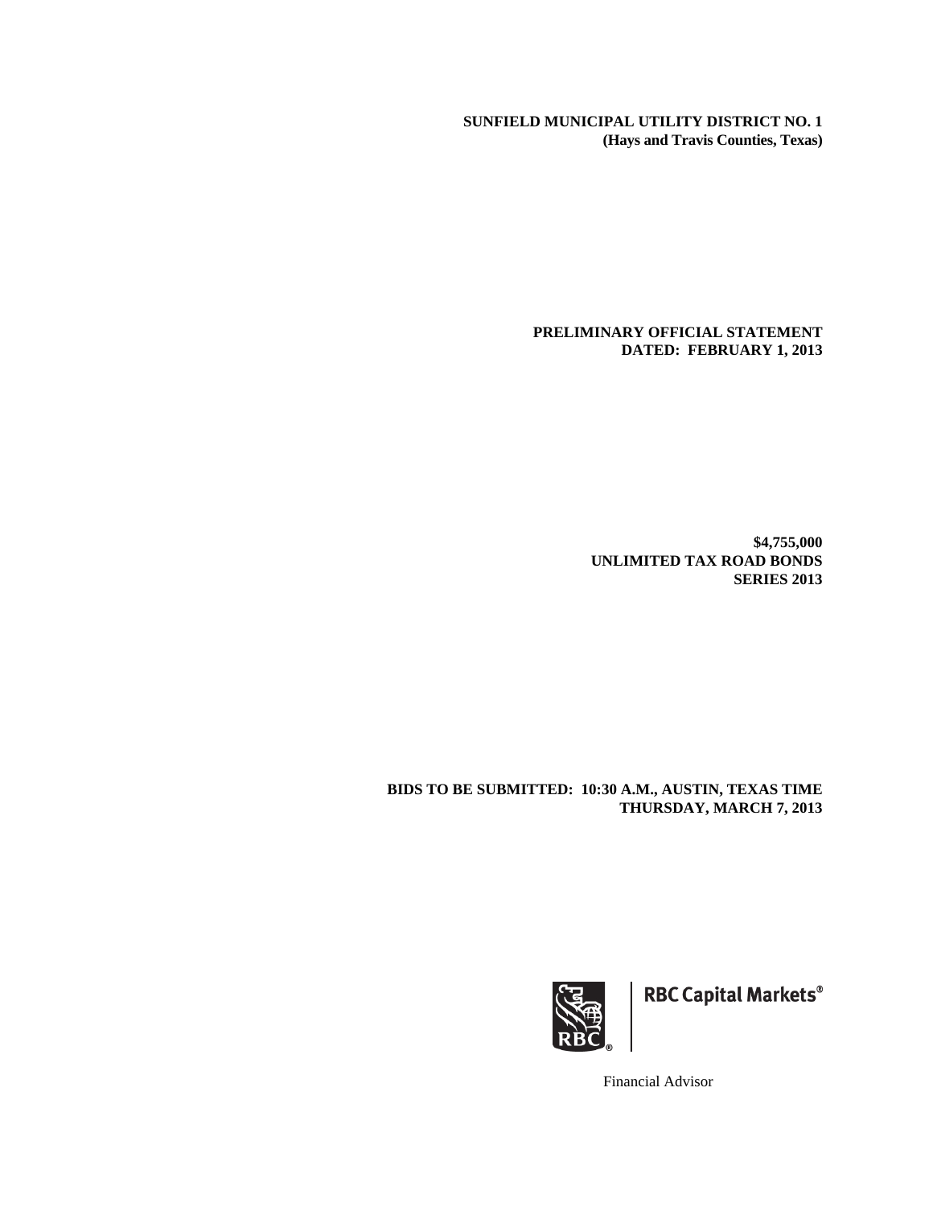**SUNFIELD MUNICIPAL UTILITY DISTRICT NO. 1**
**(Hays and Travis Counties, Texas)**

**PRELIMINARY OFFICIAL STATEMENT**
**DATED: FEBRUARY 1, 2013**

**$4,755,000**
**UNLIMITED TAX ROAD BONDS**
**SERIES 2013**

**BIDS TO BE SUBMITTED: 10:30 A.M., AUSTIN, TEXAS TIME**
**THURSDAY, MARCH 7, 2013**

RBC Capital Markets®

Financial Advisor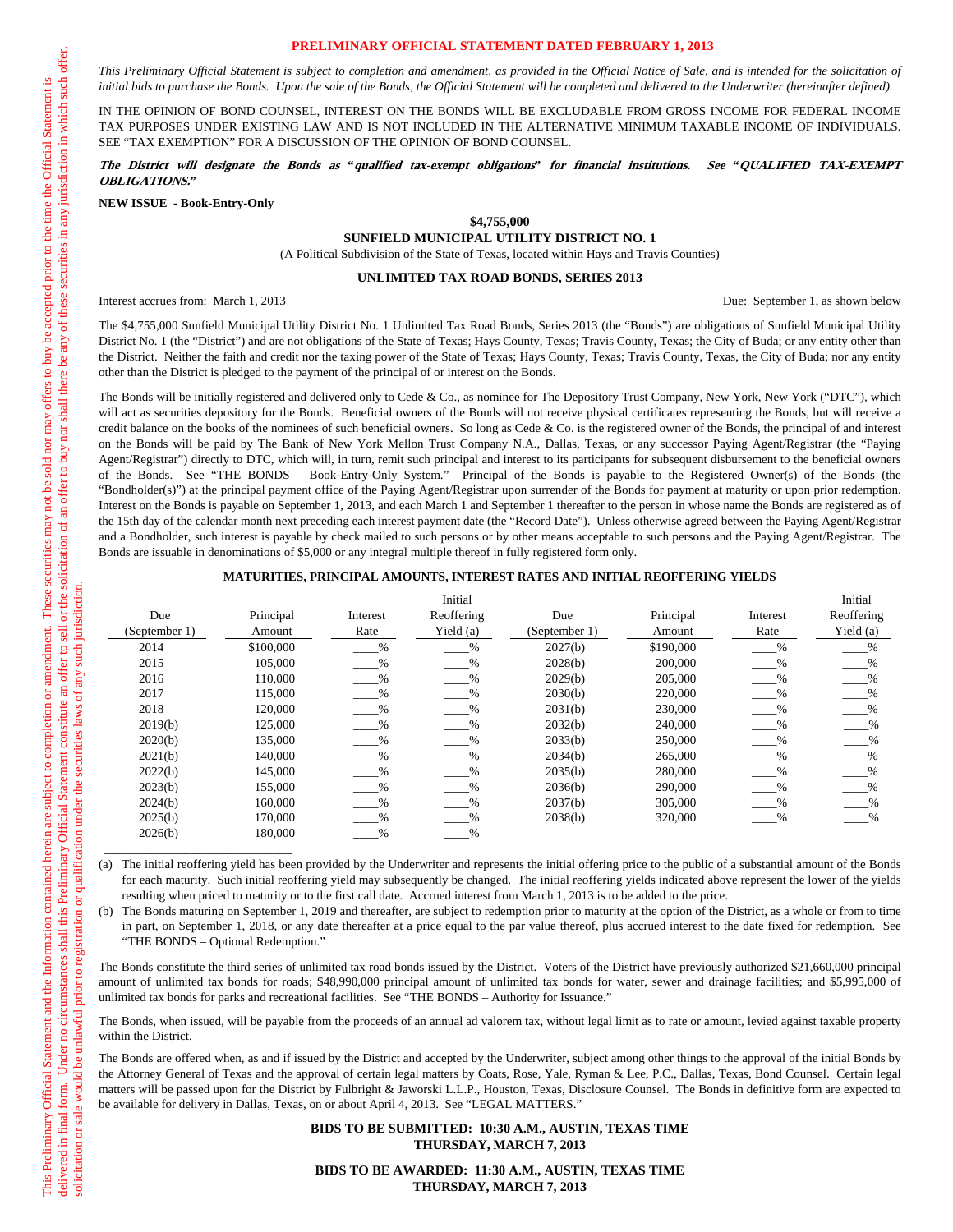**PRELIMINARY OFFICIAL STATEMENT DATED FEBRUARY 1, 2013**

*This Preliminary Official Statement is subject to completion and amendment, as provided in the Official Notice of Sale, and is intended for the solicitation of initial bids to purchase the Bonds. Upon the sale of the Bonds, the Official Statement will be completed and delivered to the Underwriter (hereinafter defined).*

This Preliminary Official Statement and the Information contained herein are subject to completion or amendment. These securities may not be sold nor may offers to buy be accepted prior to the time the Official Statement is delivered in final form. Under no circumstances shall this Preliminary Official Statement constitute an offer to sell or the solicitation of an offer to buy nor shall there be any of these securities in any jurisdiction in which such offer, solicitation or sale would be unlawful prior to registration or qualification under the securities laws of any such jurisdiction.

IN THE OPINION OF BOND COUNSEL, INTEREST ON THE BONDS WILL BE EXCLUDABLE FROM GROSS INCOME FOR FEDERAL INCOME TAX PURPOSES UNDER EXISTING LAW AND IS NOT INCLUDED IN THE ALTERNATIVE MINIMUM TAXABLE INCOME OF INDIVIDUALS. SEE "TAX EXEMPTION" FOR A DISCUSSION OF THE OPINION OF BOND COUNSEL.

***The District will designate the Bonds as "qualified tax-exempt obligations" for financial institutions. See "QUALIFIED TAX-EXEMPT OBLIGATIONS."***

**NEW ISSUE - Book-Entry-Only**

**$4,755,000**
**SUNFIELD MUNICIPAL UTILITY DISTRICT NO. 1**
(A Political Subdivision of the State of Texas, located within Hays and Travis Counties)

**UNLIMITED TAX ROAD BONDS, SERIES 2013**

Interest accrues from: March 1, 2013 — Due: September 1, as shown below

The $4,755,000 Sunfield Municipal Utility District No. 1 Unlimited Tax Road Bonds, Series 2013 (the "Bonds") are obligations of Sunfield Municipal Utility District No. 1 (the "District") and are not obligations of the State of Texas; Hays County, Texas; Travis County, Texas; the City of Buda; or any entity other than the District. Neither the faith and credit nor the taxing power of the State of Texas; Hays County, Texas; Travis County, Texas, the City of Buda; nor any entity other than the District is pledged to the payment of the principal of or interest on the Bonds.

The Bonds will be initially registered and delivered only to Cede & Co., as nominee for The Depository Trust Company, New York, New York ("DTC"), which will act as securities depository for the Bonds. Beneficial owners of the Bonds will not receive physical certificates representing the Bonds, but will receive a credit balance on the books of the nominees of such beneficial owners. So long as Cede & Co. is the registered owner of the Bonds, the principal of and interest on the Bonds will be paid by The Bank of New York Mellon Trust Company N.A., Dallas, Texas, or any successor Paying Agent/Registrar (the "Paying Agent/Registrar") directly to DTC, which will, in turn, remit such principal and interest to its participants for subsequent disbursement to the beneficial owners of the Bonds. See "THE BONDS – Book-Entry-Only System." Principal of the Bonds is payable to the Registered Owner(s) of the Bonds (the "Bondholder(s)") at the principal payment office of the Paying Agent/Registrar upon surrender of the Bonds for payment at maturity or upon prior redemption. Interest on the Bonds is payable on September 1, 2013, and each March 1 and September 1 thereafter to the person in whose name the Bonds are registered as of the 15th day of the calendar month next preceding each interest payment date (the "Record Date"). Unless otherwise agreed between the Paying Agent/Registrar and a Bondholder, such interest is payable by check mailed to such persons or by other means acceptable to such persons and the Paying Agent/Registrar. The Bonds are issuable in denominations of $5,000 or any integral multiple thereof in fully registered form only.

**MATURITIES, PRINCIPAL AMOUNTS, INTEREST RATES AND INITIAL REOFFERING YIELDS**

| Due (September 1) | Principal Amount | Interest Rate | Initial Reoffering Yield (a) | Due (September 1) | Principal Amount | Interest Rate | Initial Reoffering Yield (a) |
|---|---|---|---|---|---|---|---|
| 2014 | $100,000 | ____% | ____% | 2027(b) | $190,000 | ____% | ____% |
| 2015 | 105,000 | ____% | ____% | 2028(b) | 200,000 | ____% | ____% |
| 2016 | 110,000 | ____% | ____% | 2029(b) | 205,000 | ____% | ____% |
| 2017 | 115,000 | ____% | ____% | 2030(b) | 220,000 | ____% | ____% |
| 2018 | 120,000 | ____% | ____% | 2031(b) | 230,000 | ____% | ____% |
| 2019(b) | 125,000 | ____% | ____% | 2032(b) | 240,000 | ____% | ____% |
| 2020(b) | 135,000 | ____% | ____% | 2033(b) | 250,000 | ____% | ____% |
| 2021(b) | 140,000 | ____% | ____% | 2034(b) | 265,000 | ____% | ____% |
| 2022(b) | 145,000 | ____% | ____% | 2035(b) | 280,000 | ____% | ____% |
| 2023(b) | 155,000 | ____% | ____% | 2036(b) | 290,000 | ____% | ____% |
| 2024(b) | 160,000 | ____% | ____% | 2037(b) | 305,000 | ____% | ____% |
| 2025(b) | 170,000 | ____% | ____% | 2038(b) | 320,000 | ____% | ____% |
| 2026(b) | 180,000 | ____% | ____% | | | | |

(a) The initial reoffering yield has been provided by the Underwriter and represents the initial offering price to the public of a substantial amount of the Bonds for each maturity. Such initial reoffering yield may subsequently be changed. The initial reoffering yields indicated above represent the lower of the yields resulting when priced to maturity or to the first call date. Accrued interest from March 1, 2013 is to be added to the price.

(b) The Bonds maturing on September 1, 2019 and thereafter, are subject to redemption prior to maturity at the option of the District, as a whole or from to time in part, on September 1, 2018, or any date thereafter at a price equal to the par value thereof, plus accrued interest to the date fixed for redemption. See "THE BONDS – Optional Redemption."

The Bonds constitute the third series of unlimited tax road bonds issued by the District. Voters of the District have previously authorized $21,660,000 principal amount of unlimited tax bonds for roads; $48,990,000 principal amount of unlimited tax bonds for water, sewer and drainage facilities; and $5,995,000 of unlimited tax bonds for parks and recreational facilities. See "THE BONDS – Authority for Issuance."

The Bonds, when issued, will be payable from the proceeds of an annual ad valorem tax, without legal limit as to rate or amount, levied against taxable property within the District.

The Bonds are offered when, as and if issued by the District and accepted by the Underwriter, subject among other things to the approval of the initial Bonds by the Attorney General of Texas and the approval of certain legal matters by Coats, Rose, Yale, Ryman & Lee, P.C., Dallas, Texas, Bond Counsel. Certain legal matters will be passed upon for the District by Fulbright & Jaworski L.L.P., Houston, Texas, Disclosure Counsel. The Bonds in definitive form are expected to be available for delivery in Dallas, Texas, on or about April 4, 2013. See "LEGAL MATTERS."

**BIDS TO BE SUBMITTED: 10:30 A.M., AUSTIN, TEXAS TIME**
**THURSDAY, MARCH 7, 2013**

**BIDS TO BE AWARDED: 11:30 A.M., AUSTIN, TEXAS TIME**
**THURSDAY, MARCH 7, 2013**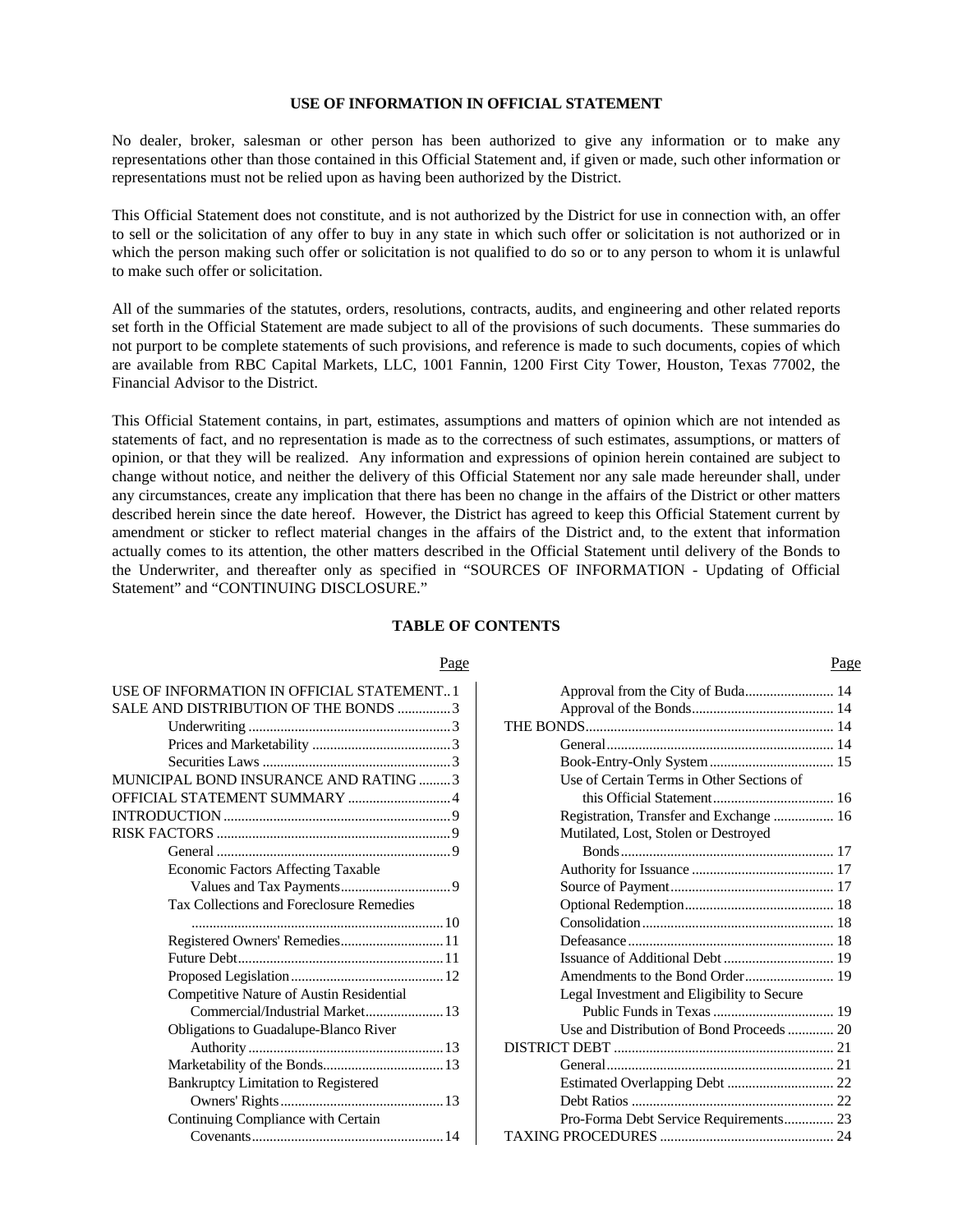## USE OF INFORMATION IN OFFICIAL STATEMENT

No dealer, broker, salesman or other person has been authorized to give any information or to make any representations other than those contained in this Official Statement and, if given or made, such other information or representations must not be relied upon as having been authorized by the District.

This Official Statement does not constitute, and is not authorized by the District for use in connection with, an offer to sell or the solicitation of any offer to buy in any state in which such offer or solicitation is not authorized or in which the person making such offer or solicitation is not qualified to do so or to any person to whom it is unlawful to make such offer or solicitation.

All of the summaries of the statutes, orders, resolutions, contracts, audits, and engineering and other related reports set forth in the Official Statement are made subject to all of the provisions of such documents. These summaries do not purport to be complete statements of such provisions, and reference is made to such documents, copies of which are available from RBC Capital Markets, LLC, 1001 Fannin, 1200 First City Tower, Houston, Texas 77002, the Financial Advisor to the District.

This Official Statement contains, in part, estimates, assumptions and matters of opinion which are not intended as statements of fact, and no representation is made as to the correctness of such estimates, assumptions, or matters of opinion, or that they will be realized. Any information and expressions of opinion herein contained are subject to change without notice, and neither the delivery of this Official Statement nor any sale made hereunder shall, under any circumstances, create any implication that there has been no change in the affairs of the District or other matters described herein since the date hereof. However, the District has agreed to keep this Official Statement current by amendment or sticker to reflect material changes in the affairs of the District and, to the extent that information actually comes to its attention, the other matters described in the Official Statement until delivery of the Bonds to the Underwriter, and thereafter only as specified in "SOURCES OF INFORMATION - Updating of Official Statement" and "CONTINUING DISCLOSURE."

## TABLE OF CONTENTS

| | Page |
|---|---|
| USE OF INFORMATION IN OFFICIAL STATEMENT | 1 |
| SALE AND DISTRIBUTION OF THE BONDS | 3 |
| Underwriting | 3 |
| Prices and Marketability | 3 |
| Securities Laws | 3 |
| MUNICIPAL BOND INSURANCE AND RATING | 3 |
| OFFICIAL STATEMENT SUMMARY | 4 |
| INTRODUCTION | 9 |
| RISK FACTORS | 9 |
| General | 9 |
| Economic Factors Affecting Taxable Values and Tax Payments | 9 |
| Tax Collections and Foreclosure Remedies | 10 |
| Registered Owners' Remedies | 11 |
| Future Debt | 11 |
| Proposed Legislation | 12 |
| Competitive Nature of Austin Residential Commercial/Industrial Market | 13 |
| Obligations to Guadalupe-Blanco River Authority | 13 |
| Marketability of the Bonds | 13 |
| Bankruptcy Limitation to Registered Owners' Rights | 13 |
| Continuing Compliance with Certain Covenants | 14 |
| Approval from the City of Buda | 14 |
| Approval of the Bonds | 14 |
| THE BONDS | 14 |
| General | 14 |
| Book-Entry-Only System | 15 |
| Use of Certain Terms in Other Sections of this Official Statement | 16 |
| Registration, Transfer and Exchange | 16 |
| Mutilated, Lost, Stolen or Destroyed Bonds | 17 |
| Authority for Issuance | 17 |
| Source of Payment | 17 |
| Optional Redemption | 18 |
| Consolidation | 18 |
| Defeasance | 18 |
| Issuance of Additional Debt | 19 |
| Amendments to the Bond Order | 19 |
| Legal Investment and Eligibility to Secure Public Funds in Texas | 19 |
| Use and Distribution of Bond Proceeds | 20 |
| DISTRICT DEBT | 21 |
| General | 21 |
| Estimated Overlapping Debt | 22 |
| Debt Ratios | 22 |
| Pro-Forma Debt Service Requirements | 23 |
| TAXING PROCEDURES | 24 |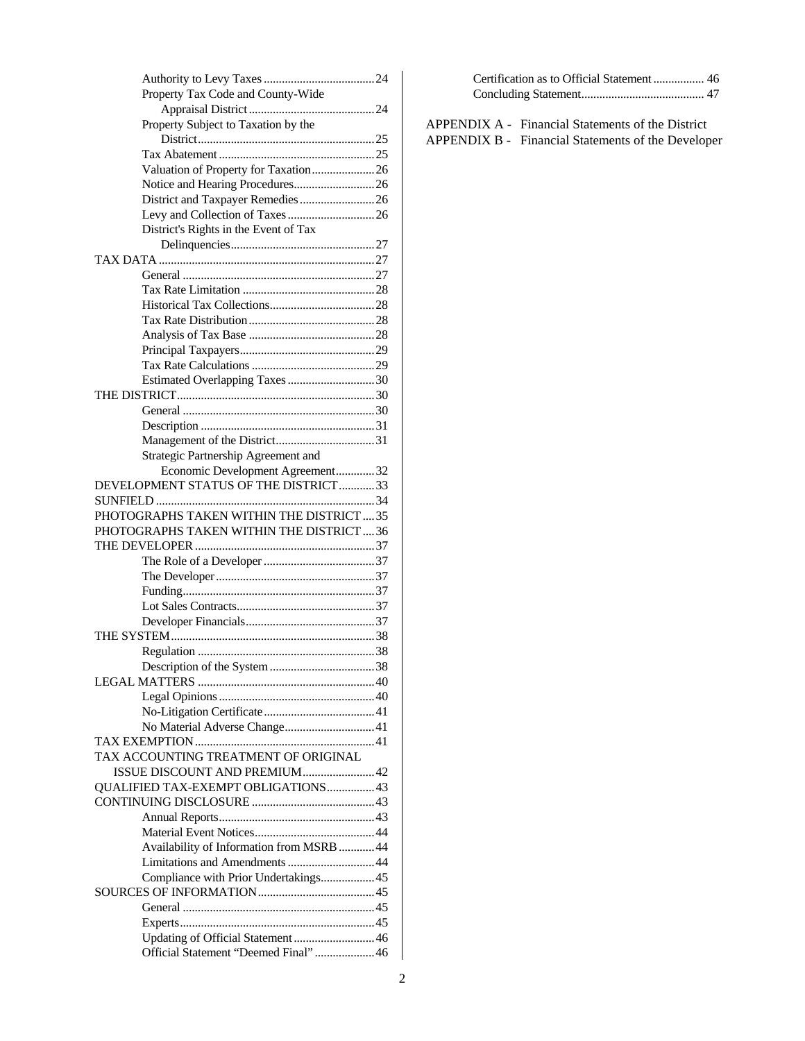| | |
|---|---|
| Authority to Levy Taxes | 24 |
| Property Tax Code and County-Wide Appraisal District | 24 |
| Property Subject to Taxation by the District | 25 |
| Tax Abatement | 25 |
| Valuation of Property for Taxation | 26 |
| Notice and Hearing Procedures | 26 |
| District and Taxpayer Remedies | 26 |
| Levy and Collection of Taxes | 26 |
| District's Rights in the Event of Tax Delinquencies | 27 |
| TAX DATA | 27 |
| General | 27 |
| Tax Rate Limitation | 28 |
| Historical Tax Collections | 28 |
| Tax Rate Distribution | 28 |
| Analysis of Tax Base | 28 |
| Principal Taxpayers | 29 |
| Tax Rate Calculations | 29 |
| Estimated Overlapping Taxes | 30 |
| THE DISTRICT | 30 |
| General | 30 |
| Description | 31 |
| Management of the District | 31 |
| Strategic Partnership Agreement and Economic Development Agreement | 32 |
| DEVELOPMENT STATUS OF THE DISTRICT | 33 |
| SUNFIELD | 34 |
| PHOTOGRAPHS TAKEN WITHIN THE DISTRICT | 35 |
| PHOTOGRAPHS TAKEN WITHIN THE DISTRICT | 36 |
| THE DEVELOPER | 37 |
| The Role of a Developer | 37 |
| The Developer | 37 |
| Funding | 37 |
| Lot Sales Contracts | 37 |
| Developer Financials | 37 |
| THE SYSTEM | 38 |
| Regulation | 38 |
| Description of the System | 38 |
| LEGAL MATTERS | 40 |
| Legal Opinions | 40 |
| No-Litigation Certificate | 41 |
| No Material Adverse Change | 41 |
| TAX EXEMPTION | 41 |
| TAX ACCOUNTING TREATMENT OF ORIGINAL ISSUE DISCOUNT AND PREMIUM | 42 |
| QUALIFIED TAX-EXEMPT OBLIGATIONS | 43 |
| CONTINUING DISCLOSURE | 43 |
| Annual Reports | 43 |
| Material Event Notices | 44 |
| Availability of Information from MSRB | 44 |
| Limitations and Amendments | 44 |
| Compliance with Prior Undertakings | 45 |
| SOURCES OF INFORMATION | 45 |
| General | 45 |
| Experts | 45 |
| Updating of Official Statement | 46 |
| Official Statement "Deemed Final" | 46 |
| Certification as to Official Statement | 46 |
| Concluding Statement | 47 |

APPENDIX A - Financial Statements of the District

APPENDIX B - Financial Statements of the Developer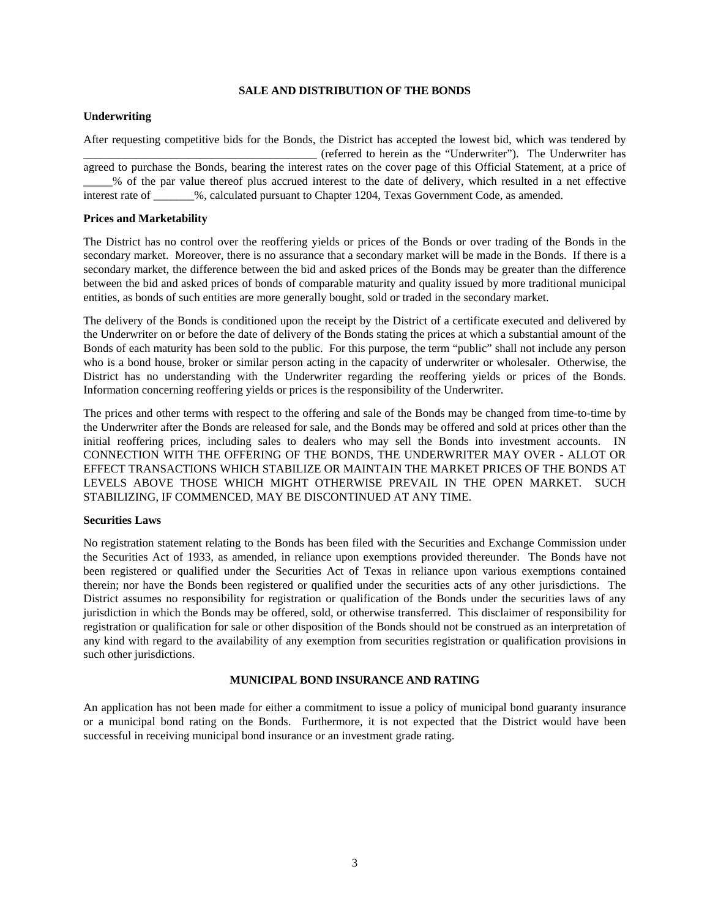## SALE AND DISTRIBUTION OF THE BONDS

### Underwriting

After requesting competitive bids for the Bonds, the District has accepted the lowest bid, which was tendered by ________________________________________ (referred to herein as the "Underwriter"). The Underwriter has agreed to purchase the Bonds, bearing the interest rates on the cover page of this Official Statement, at a price of _____% of the par value thereof plus accrued interest to the date of delivery, which resulted in a net effective interest rate of _______%, calculated pursuant to Chapter 1204, Texas Government Code, as amended.

### Prices and Marketability

The District has no control over the reoffering yields or prices of the Bonds or over trading of the Bonds in the secondary market. Moreover, there is no assurance that a secondary market will be made in the Bonds. If there is a secondary market, the difference between the bid and asked prices of the Bonds may be greater than the difference between the bid and asked prices of bonds of comparable maturity and quality issued by more traditional municipal entities, as bonds of such entities are more generally bought, sold or traded in the secondary market.

The delivery of the Bonds is conditioned upon the receipt by the District of a certificate executed and delivered by the Underwriter on or before the date of delivery of the Bonds stating the prices at which a substantial amount of the Bonds of each maturity has been sold to the public. For this purpose, the term "public" shall not include any person who is a bond house, broker or similar person acting in the capacity of underwriter or wholesaler. Otherwise, the District has no understanding with the Underwriter regarding the reoffering yields or prices of the Bonds. Information concerning reoffering yields or prices is the responsibility of the Underwriter.

The prices and other terms with respect to the offering and sale of the Bonds may be changed from time-to-time by the Underwriter after the Bonds are released for sale, and the Bonds may be offered and sold at prices other than the initial reoffering prices, including sales to dealers who may sell the Bonds into investment accounts. IN CONNECTION WITH THE OFFERING OF THE BONDS, THE UNDERWRITER MAY OVER - ALLOT OR EFFECT TRANSACTIONS WHICH STABILIZE OR MAINTAIN THE MARKET PRICES OF THE BONDS AT LEVELS ABOVE THOSE WHICH MIGHT OTHERWISE PREVAIL IN THE OPEN MARKET. SUCH STABILIZING, IF COMMENCED, MAY BE DISCONTINUED AT ANY TIME.

### Securities Laws

No registration statement relating to the Bonds has been filed with the Securities and Exchange Commission under the Securities Act of 1933, as amended, in reliance upon exemptions provided thereunder. The Bonds have not been registered or qualified under the Securities Act of Texas in reliance upon various exemptions contained therein; nor have the Bonds been registered or qualified under the securities acts of any other jurisdictions. The District assumes no responsibility for registration or qualification of the Bonds under the securities laws of any jurisdiction in which the Bonds may be offered, sold, or otherwise transferred. This disclaimer of responsibility for registration or qualification for sale or other disposition of the Bonds should not be construed as an interpretation of any kind with regard to the availability of any exemption from securities registration or qualification provisions in such other jurisdictions.

## MUNICIPAL BOND INSURANCE AND RATING

An application has not been made for either a commitment to issue a policy of municipal bond guaranty insurance or a municipal bond rating on the Bonds. Furthermore, it is not expected that the District would have been successful in receiving municipal bond insurance or an investment grade rating.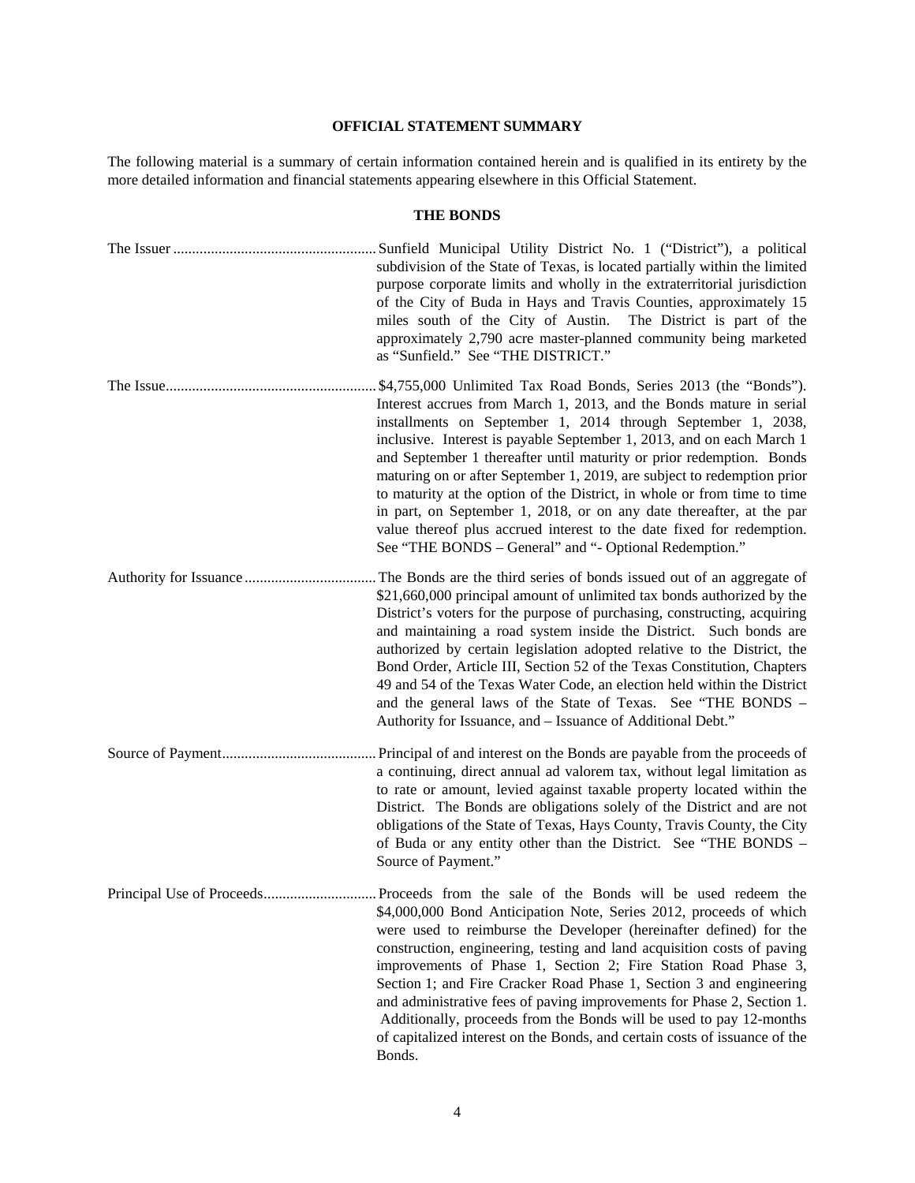## OFFICIAL STATEMENT SUMMARY

The following material is a summary of certain information contained herein and is qualified in its entirety by the more detailed information and financial statements appearing elsewhere in this Official Statement.

### THE BONDS

**The Issuer** ..................................................... Sunfield Municipal Utility District No. 1 ("District"), a political subdivision of the State of Texas, is located partially within the limited purpose corporate limits and wholly in the extraterritorial jurisdiction of the City of Buda in Hays and Travis Counties, approximately 15 miles south of the City of Austin. The District is part of the approximately 2,790 acre master-planned community being marketed as "Sunfield." See "THE DISTRICT."

**The Issue** ....................................................... $4,755,000 Unlimited Tax Road Bonds, Series 2013 (the "Bonds"). Interest accrues from March 1, 2013, and the Bonds mature in serial installments on September 1, 2014 through September 1, 2038, inclusive. Interest is payable September 1, 2013, and on each March 1 and September 1 thereafter until maturity or prior redemption. Bonds maturing on or after September 1, 2019, are subject to redemption prior to maturity at the option of the District, in whole or from time to time in part, on September 1, 2018, or on any date thereafter, at the par value thereof plus accrued interest to the date fixed for redemption. See "THE BONDS – General" and "- Optional Redemption."

**Authority for Issuance** .................................. The Bonds are the third series of bonds issued out of an aggregate of $21,660,000 principal amount of unlimited tax bonds authorized by the District's voters for the purpose of purchasing, constructing, acquiring and maintaining a road system inside the District. Such bonds are authorized by certain legislation adopted relative to the District, the Bond Order, Article III, Section 52 of the Texas Constitution, Chapters 49 and 54 of the Texas Water Code, an election held within the District and the general laws of the State of Texas. See "THE BONDS – Authority for Issuance, and – Issuance of Additional Debt."

**Source of Payment** ........................................ Principal of and interest on the Bonds are payable from the proceeds of a continuing, direct annual ad valorem tax, without legal limitation as to rate or amount, levied against taxable property located within the District. The Bonds are obligations solely of the District and are not obligations of the State of Texas, Hays County, Travis County, the City of Buda or any entity other than the District. See "THE BONDS – Source of Payment."

**Principal Use of Proceeds** ............................ Proceeds from the sale of the Bonds will be used redeem the $4,000,000 Bond Anticipation Note, Series 2012, proceeds of which were used to reimburse the Developer (hereinafter defined) for the construction, engineering, testing and land acquisition costs of paving improvements of Phase 1, Section 2; Fire Station Road Phase 3, Section 1; and Fire Cracker Road Phase 1, Section 3 and engineering and administrative fees of paving improvements for Phase 2, Section 1. Additionally, proceeds from the Bonds will be used to pay 12-months of capitalized interest on the Bonds, and certain costs of issuance of the Bonds.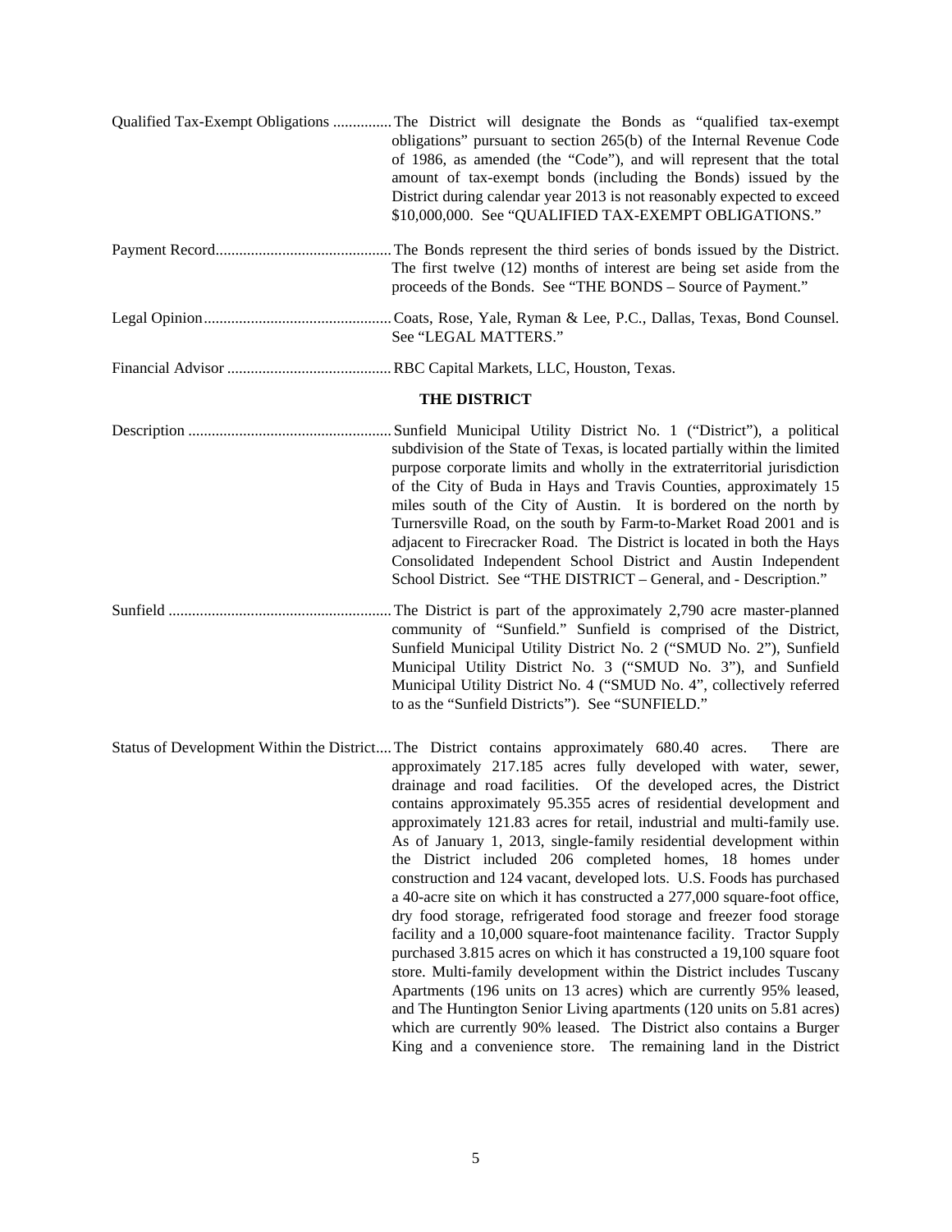Qualified Tax-Exempt Obligations .............. The District will designate the Bonds as "qualified tax-exempt obligations" pursuant to section 265(b) of the Internal Revenue Code of 1986, as amended (the "Code"), and will represent that the total amount of tax-exempt bonds (including the Bonds) issued by the District during calendar year 2013 is not reasonably expected to exceed $10,000,000. See "QUALIFIED TAX-EXEMPT OBLIGATIONS."

Payment Record............................................ The Bonds represent the third series of bonds issued by the District. The first twelve (12) months of interest are being set aside from the proceeds of the Bonds. See "THE BONDS – Source of Payment."

Legal Opinion............................................... Coats, Rose, Yale, Ryman & Lee, P.C., Dallas, Texas, Bond Counsel. See "LEGAL MATTERS."

Financial Advisor .......................................... RBC Capital Markets, LLC, Houston, Texas.

## THE DISTRICT

Description ................................................... Sunfield Municipal Utility District No. 1 ("District"), a political subdivision of the State of Texas, is located partially within the limited purpose corporate limits and wholly in the extraterritorial jurisdiction of the City of Buda in Hays and Travis Counties, approximately 15 miles south of the City of Austin. It is bordered on the north by Turnersville Road, on the south by Farm-to-Market Road 2001 and is adjacent to Firecracker Road. The District is located in both the Hays Consolidated Independent School District and Austin Independent School District. See "THE DISTRICT – General, and - Description."

Sunfield ........................................................ The District is part of the approximately 2,790 acre master-planned community of "Sunfield." Sunfield is comprised of the District, Sunfield Municipal Utility District No. 2 ("SMUD No. 2"), Sunfield Municipal Utility District No. 3 ("SMUD No. 3"), and Sunfield Municipal Utility District No. 4 ("SMUD No. 4", collectively referred to as the "Sunfield Districts"). See "SUNFIELD."

Status of Development Within the District.... The District contains approximately 680.40 acres. There are approximately 217.185 acres fully developed with water, sewer, drainage and road facilities. Of the developed acres, the District contains approximately 95.355 acres of residential development and approximately 121.83 acres for retail, industrial and multi-family use. As of January 1, 2013, single-family residential development within the District included 206 completed homes, 18 homes under construction and 124 vacant, developed lots. U.S. Foods has purchased a 40-acre site on which it has constructed a 277,000 square-foot office, dry food storage, refrigerated food storage and freezer food storage facility and a 10,000 square-foot maintenance facility. Tractor Supply purchased 3.815 acres on which it has constructed a 19,100 square foot store. Multi-family development within the District includes Tuscany Apartments (196 units on 13 acres) which are currently 95% leased, and The Huntington Senior Living apartments (120 units on 5.81 acres) which are currently 90% leased. The District also contains a Burger King and a convenience store. The remaining land in the District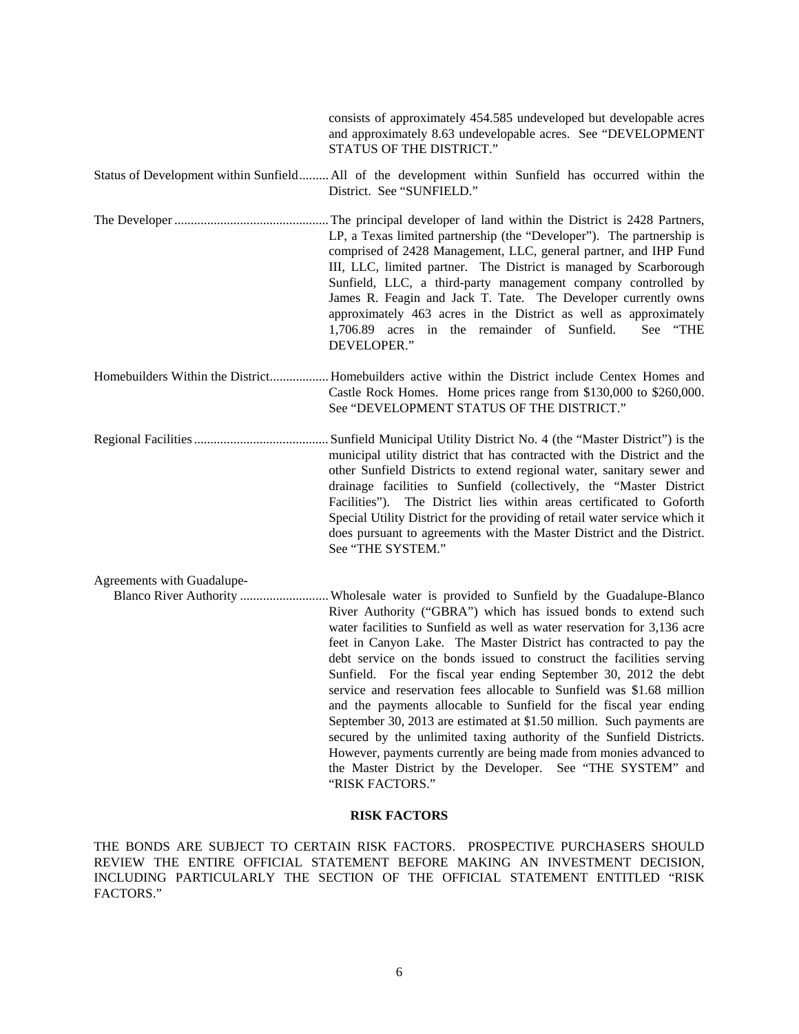consists of approximately 454.585 undeveloped but developable acres and approximately 8.63 undevelopable acres. See "DEVELOPMENT STATUS OF THE DISTRICT."

Status of Development within Sunfield......... All of the development within Sunfield has occurred within the District. See "SUNFIELD."

The Developer.............................................. The principal developer of land within the District is 2428 Partners, LP, a Texas limited partnership (the "Developer"). The partnership is comprised of 2428 Management, LLC, general partner, and IHP Fund III, LLC, limited partner. The District is managed by Scarborough Sunfield, LLC, a third-party management company controlled by James R. Feagin and Jack T. Tate. The Developer currently owns approximately 463 acres in the District as well as approximately 1,706.89 acres in the remainder of Sunfield. See "THE DEVELOPER."

Homebuilders Within the District.................. Homebuilders active within the District include Centex Homes and Castle Rock Homes. Home prices range from $130,000 to $260,000. See "DEVELOPMENT STATUS OF THE DISTRICT."

Regional Facilities......................................... Sunfield Municipal Utility District No. 4 (the "Master District") is the municipal utility district that has contracted with the District and the other Sunfield Districts to extend regional water, sanitary sewer and drainage facilities to Sunfield (collectively, the "Master District Facilities"). The District lies within areas certificated to Goforth Special Utility District for the providing of retail water service which it does pursuant to agreements with the Master District and the District. See "THE SYSTEM."

Agreements with Guadalupe-Blanco River Authority ........................... Wholesale water is provided to Sunfield by the Guadalupe-Blanco River Authority ("GBRA") which has issued bonds to extend such water facilities to Sunfield as well as water reservation for 3,136 acre feet in Canyon Lake. The Master District has contracted to pay the debt service on the bonds issued to construct the facilities serving Sunfield. For the fiscal year ending September 30, 2012 the debt service and reservation fees allocable to Sunfield was $1.68 million and the payments allocable to Sunfield for the fiscal year ending September 30, 2013 are estimated at $1.50 million. Such payments are secured by the unlimited taxing authority of the Sunfield Districts. However, payments currently are being made from monies advanced to the Master District by the Developer. See "THE SYSTEM" and "RISK FACTORS."

## RISK FACTORS

THE BONDS ARE SUBJECT TO CERTAIN RISK FACTORS. PROSPECTIVE PURCHASERS SHOULD REVIEW THE ENTIRE OFFICIAL STATEMENT BEFORE MAKING AN INVESTMENT DECISION, INCLUDING PARTICULARLY THE SECTION OF THE OFFICIAL STATEMENT ENTITLED "RISK FACTORS."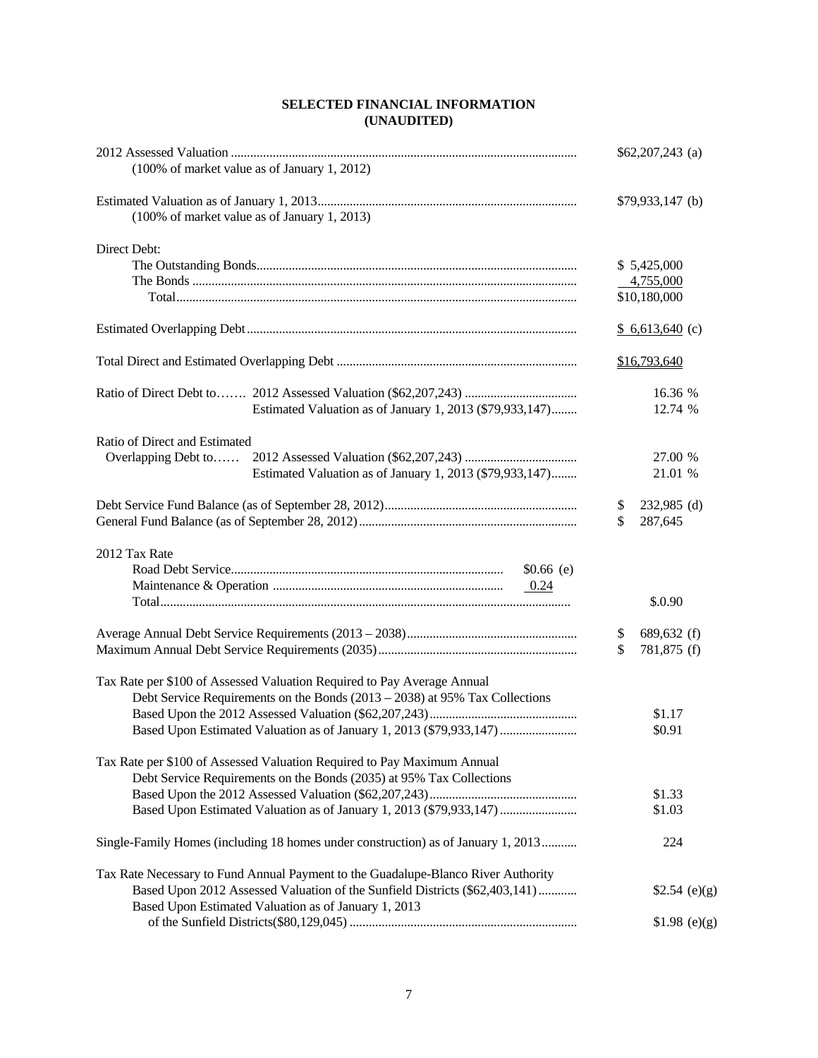# SELECTED FINANCIAL INFORMATION
# (UNAUDITED)

| | | |
|---|---|---|
| 2012 Assessed Valuation<br>(100% of market value as of January 1, 2012) | | $62,207,243 (a) |
| Estimated Valuation as of January 1, 2013<br>(100% of market value as of January 1, 2013) | | $79,933,147 (b) |
| Direct Debt: | | |
| The Outstanding Bonds | | $ 5,425,000 |
| The Bonds | | 4,755,000 |
| Total | | $10,180,000 |
| Estimated Overlapping Debt | | $ 6,613,640 (c) |
| Total Direct and Estimated Overlapping Debt | | $16,793,640 |
| Ratio of Direct Debt to……. 2012 Assessed Valuation ($62,207,243) | | 16.36 % |
| Estimated Valuation as of January 1, 2013 ($79,933,147) | | 12.74 % |
| Ratio of Direct and Estimated Overlapping Debt to…… 2012 Assessed Valuation ($62,207,243) | | 27.00 % |
| Estimated Valuation as of January 1, 2013 ($79,933,147) | | 21.01 % |
| Debt Service Fund Balance (as of September 28, 2012) | | $ 232,985 (d) |
| General Fund Balance (as of September 28, 2012) | | $ 287,645 |
| 2012 Tax Rate | | |
| Road Debt Service | $0.66 (e) | |
| Maintenance & Operation | 0.24 | |
| Total | | $.0.90 |
| Average Annual Debt Service Requirements (2013 – 2038) | | $ 689,632 (f) |
| Maximum Annual Debt Service Requirements (2035) | | $ 781,875 (f) |
| Tax Rate per $100 of Assessed Valuation Required to Pay Average Annual Debt Service Requirements on the Bonds (2013 – 2038) at 95% Tax Collections | | |
| Based Upon the 2012 Assessed Valuation ($62,207,243) | | $1.17 |
| Based Upon Estimated Valuation as of January 1, 2013 ($79,933,147) | | $0.91 |
| Tax Rate per $100 of Assessed Valuation Required to Pay Maximum Annual Debt Service Requirements on the Bonds (2035) at 95% Tax Collections | | |
| Based Upon the 2012 Assessed Valuation ($62,207,243) | | $1.33 |
| Based Upon Estimated Valuation as of January 1, 2013 ($79,933,147) | | $1.03 |
| Single-Family Homes (including 18 homes under construction) as of January 1, 2013 | | 224 |
| Tax Rate Necessary to Fund Annual Payment to the Guadalupe-Blanco River Authority | | |
| Based Upon 2012 Assessed Valuation of the Sunfield Districts ($62,403,141) | | $2.54 (e)(g) |
| Based Upon Estimated Valuation as of January 1, 2013 of the Sunfield Districts($80,129,045) | | $1.98 (e)(g) |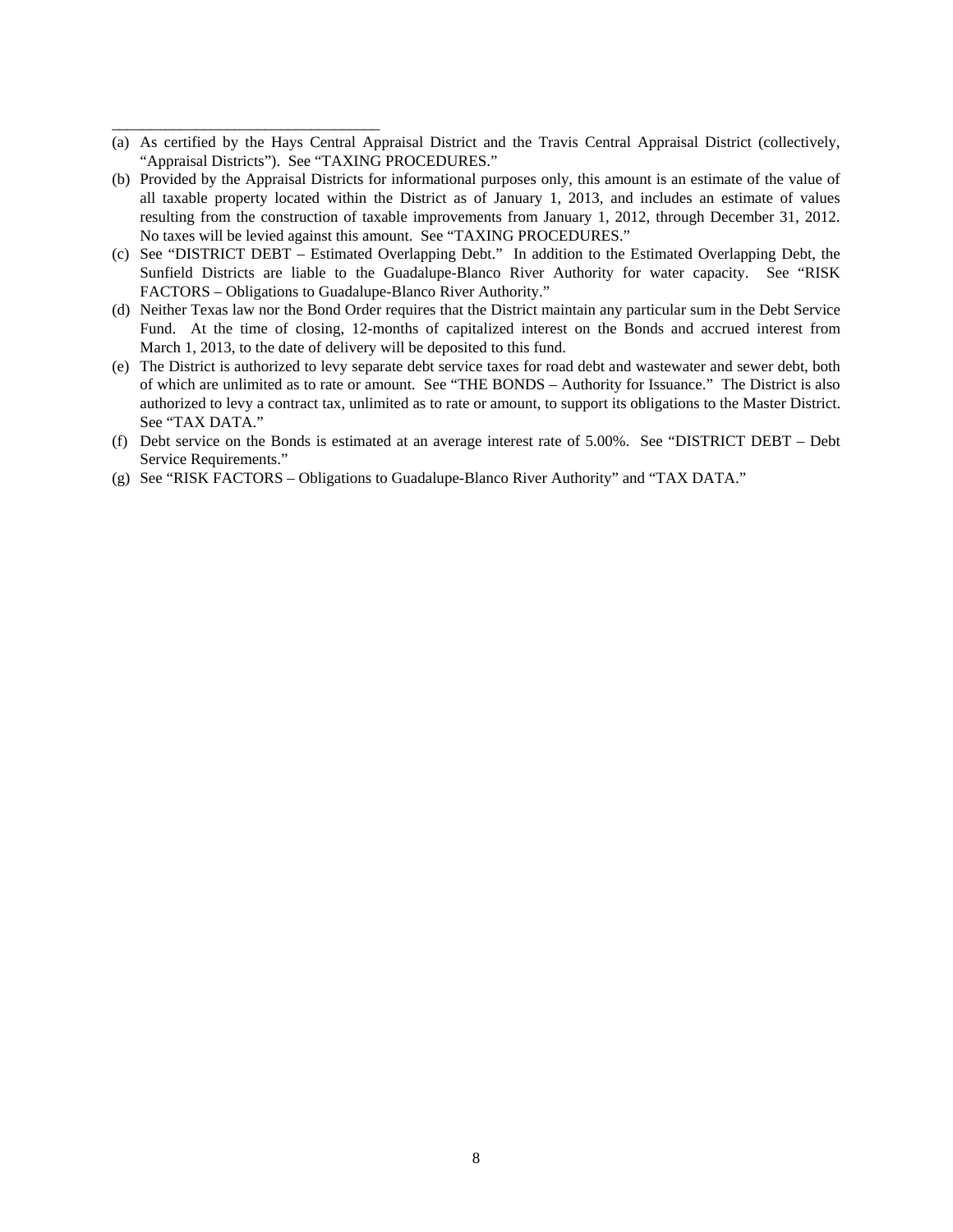---

(a) As certified by the Hays Central Appraisal District and the Travis Central Appraisal District (collectively, "Appraisal Districts"). See "TAXING PROCEDURES."

(b) Provided by the Appraisal Districts for informational purposes only, this amount is an estimate of the value of all taxable property located within the District as of January 1, 2013, and includes an estimate of values resulting from the construction of taxable improvements from January 1, 2012, through December 31, 2012. No taxes will be levied against this amount. See "TAXING PROCEDURES."

(c) See "DISTRICT DEBT – Estimated Overlapping Debt." In addition to the Estimated Overlapping Debt, the Sunfield Districts are liable to the Guadalupe-Blanco River Authority for water capacity. See "RISK FACTORS – Obligations to Guadalupe-Blanco River Authority."

(d) Neither Texas law nor the Bond Order requires that the District maintain any particular sum in the Debt Service Fund. At the time of closing, 12-months of capitalized interest on the Bonds and accrued interest from March 1, 2013, to the date of delivery will be deposited to this fund.

(e) The District is authorized to levy separate debt service taxes for road debt and wastewater and sewer debt, both of which are unlimited as to rate or amount. See "THE BONDS – Authority for Issuance." The District is also authorized to levy a contract tax, unlimited as to rate or amount, to support its obligations to the Master District. See "TAX DATA."

(f) Debt service on the Bonds is estimated at an average interest rate of 5.00%. See "DISTRICT DEBT – Debt Service Requirements."

(g) See "RISK FACTORS – Obligations to Guadalupe-Blanco River Authority" and "TAX DATA."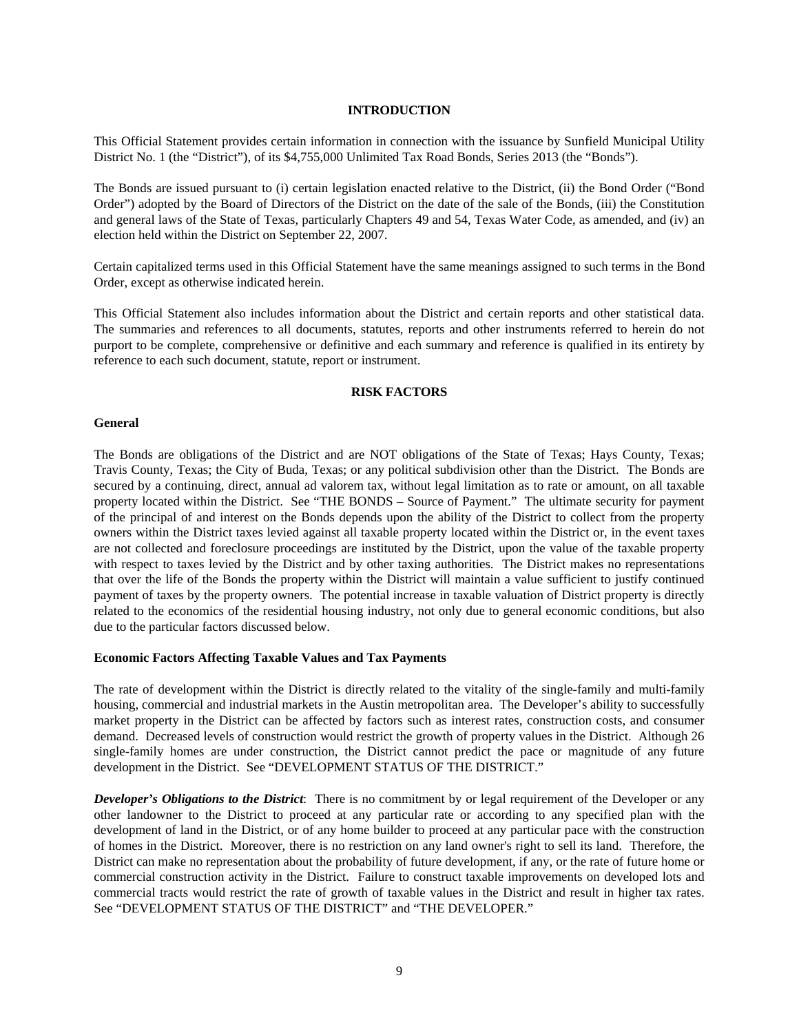## INTRODUCTION

This Official Statement provides certain information in connection with the issuance by Sunfield Municipal Utility District No. 1 (the "District"), of its $4,755,000 Unlimited Tax Road Bonds, Series 2013 (the "Bonds").

The Bonds are issued pursuant to (i) certain legislation enacted relative to the District, (ii) the Bond Order ("Bond Order") adopted by the Board of Directors of the District on the date of the sale of the Bonds, (iii) the Constitution and general laws of the State of Texas, particularly Chapters 49 and 54, Texas Water Code, as amended, and (iv) an election held within the District on September 22, 2007.

Certain capitalized terms used in this Official Statement have the same meanings assigned to such terms in the Bond Order, except as otherwise indicated herein.

This Official Statement also includes information about the District and certain reports and other statistical data. The summaries and references to all documents, statutes, reports and other instruments referred to herein do not purport to be complete, comprehensive or definitive and each summary and reference is qualified in its entirety by reference to each such document, statute, report or instrument.

## RISK FACTORS

### General

The Bonds are obligations of the District and are NOT obligations of the State of Texas; Hays County, Texas; Travis County, Texas; the City of Buda, Texas; or any political subdivision other than the District. The Bonds are secured by a continuing, direct, annual ad valorem tax, without legal limitation as to rate or amount, on all taxable property located within the District. See "THE BONDS – Source of Payment." The ultimate security for payment of the principal of and interest on the Bonds depends upon the ability of the District to collect from the property owners within the District taxes levied against all taxable property located within the District or, in the event taxes are not collected and foreclosure proceedings are instituted by the District, upon the value of the taxable property with respect to taxes levied by the District and by other taxing authorities. The District makes no representations that over the life of the Bonds the property within the District will maintain a value sufficient to justify continued payment of taxes by the property owners. The potential increase in taxable valuation of District property is directly related to the economics of the residential housing industry, not only due to general economic conditions, but also due to the particular factors discussed below.

### Economic Factors Affecting Taxable Values and Tax Payments

The rate of development within the District is directly related to the vitality of the single-family and multi-family housing, commercial and industrial markets in the Austin metropolitan area. The Developer's ability to successfully market property in the District can be affected by factors such as interest rates, construction costs, and consumer demand. Decreased levels of construction would restrict the growth of property values in the District. Although 26 single-family homes are under construction, the District cannot predict the pace or magnitude of any future development in the District. See "DEVELOPMENT STATUS OF THE DISTRICT."

***Developer's Obligations to the District***: There is no commitment by or legal requirement of the Developer or any other landowner to the District to proceed at any particular rate or according to any specified plan with the development of land in the District, or of any home builder to proceed at any particular pace with the construction of homes in the District. Moreover, there is no restriction on any land owner's right to sell its land. Therefore, the District can make no representation about the probability of future development, if any, or the rate of future home or commercial construction activity in the District. Failure to construct taxable improvements on developed lots and commercial tracts would restrict the rate of growth of taxable values in the District and result in higher tax rates. See "DEVELOPMENT STATUS OF THE DISTRICT" and "THE DEVELOPER."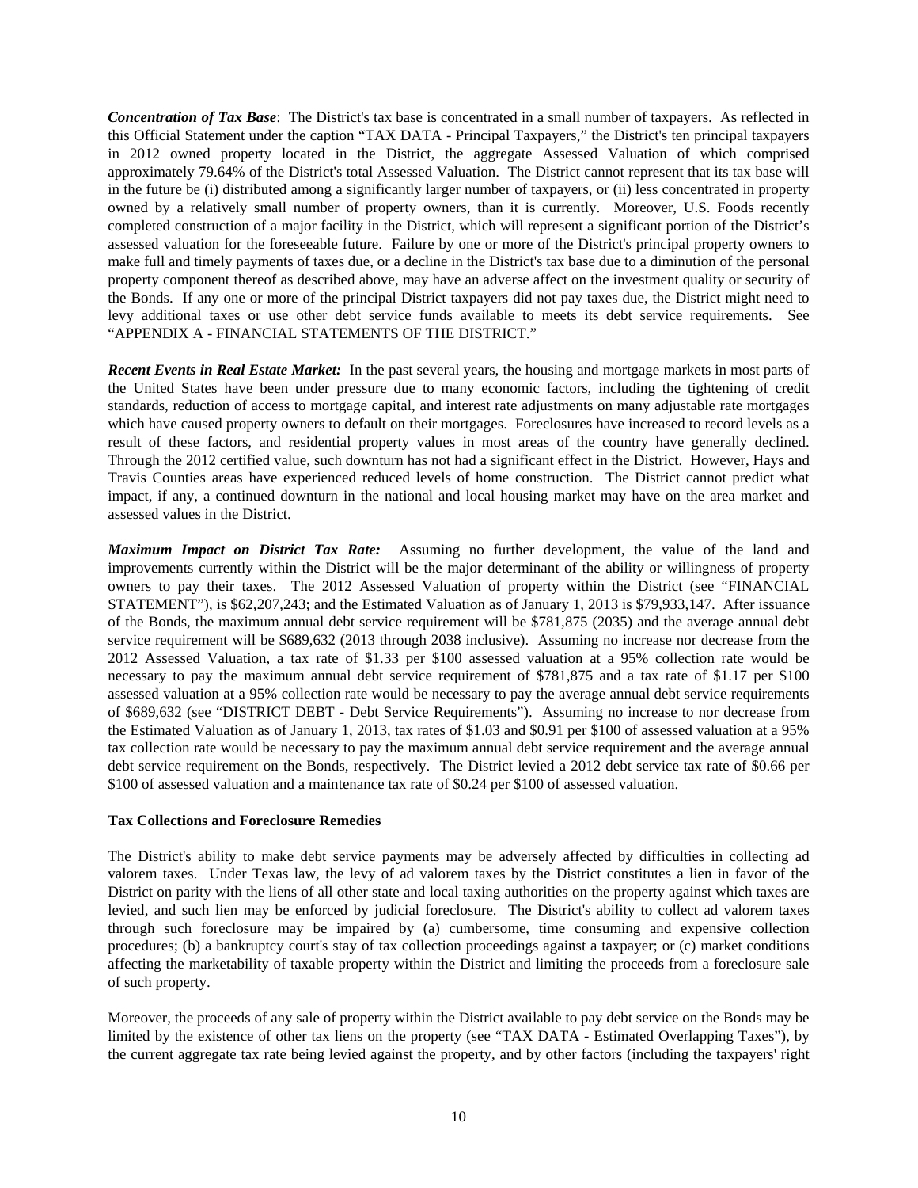***Concentration of Tax Base***: The District's tax base is concentrated in a small number of taxpayers. As reflected in this Official Statement under the caption "TAX DATA - Principal Taxpayers," the District's ten principal taxpayers in 2012 owned property located in the District, the aggregate Assessed Valuation of which comprised approximately 79.64% of the District's total Assessed Valuation. The District cannot represent that its tax base will in the future be (i) distributed among a significantly larger number of taxpayers, or (ii) less concentrated in property owned by a relatively small number of property owners, than it is currently. Moreover, U.S. Foods recently completed construction of a major facility in the District, which will represent a significant portion of the District's assessed valuation for the foreseeable future. Failure by one or more of the District's principal property owners to make full and timely payments of taxes due, or a decline in the District's tax base due to a diminution of the personal property component thereof as described above, may have an adverse affect on the investment quality or security of the Bonds. If any one or more of the principal District taxpayers did not pay taxes due, the District might need to levy additional taxes or use other debt service funds available to meets its debt service requirements. See "APPENDIX A - FINANCIAL STATEMENTS OF THE DISTRICT."

***Recent Events in Real Estate Market:*** In the past several years, the housing and mortgage markets in most parts of the United States have been under pressure due to many economic factors, including the tightening of credit standards, reduction of access to mortgage capital, and interest rate adjustments on many adjustable rate mortgages which have caused property owners to default on their mortgages. Foreclosures have increased to record levels as a result of these factors, and residential property values in most areas of the country have generally declined. Through the 2012 certified value, such downturn has not had a significant effect in the District. However, Hays and Travis Counties areas have experienced reduced levels of home construction. The District cannot predict what impact, if any, a continued downturn in the national and local housing market may have on the area market and assessed values in the District.

***Maximum Impact on District Tax Rate:*** Assuming no further development, the value of the land and improvements currently within the District will be the major determinant of the ability or willingness of property owners to pay their taxes. The 2012 Assessed Valuation of property within the District (see "FINANCIAL STATEMENT"), is $62,207,243; and the Estimated Valuation as of January 1, 2013 is $79,933,147. After issuance of the Bonds, the maximum annual debt service requirement will be $781,875 (2035) and the average annual debt service requirement will be $689,632 (2013 through 2038 inclusive). Assuming no increase nor decrease from the 2012 Assessed Valuation, a tax rate of $1.33 per $100 assessed valuation at a 95% collection rate would be necessary to pay the maximum annual debt service requirement of $781,875 and a tax rate of $1.17 per $100 assessed valuation at a 95% collection rate would be necessary to pay the average annual debt service requirements of $689,632 (see "DISTRICT DEBT - Debt Service Requirements"). Assuming no increase to nor decrease from the Estimated Valuation as of January 1, 2013, tax rates of $1.03 and $0.91 per $100 of assessed valuation at a 95% tax collection rate would be necessary to pay the maximum annual debt service requirement and the average annual debt service requirement on the Bonds, respectively. The District levied a 2012 debt service tax rate of $0.66 per $100 of assessed valuation and a maintenance tax rate of $0.24 per $100 of assessed valuation.

**Tax Collections and Foreclosure Remedies**

The District's ability to make debt service payments may be adversely affected by difficulties in collecting ad valorem taxes. Under Texas law, the levy of ad valorem taxes by the District constitutes a lien in favor of the District on parity with the liens of all other state and local taxing authorities on the property against which taxes are levied, and such lien may be enforced by judicial foreclosure. The District's ability to collect ad valorem taxes through such foreclosure may be impaired by (a) cumbersome, time consuming and expensive collection procedures; (b) a bankruptcy court's stay of tax collection proceedings against a taxpayer; or (c) market conditions affecting the marketability of taxable property within the District and limiting the proceeds from a foreclosure sale of such property.

Moreover, the proceeds of any sale of property within the District available to pay debt service on the Bonds may be limited by the existence of other tax liens on the property (see "TAX DATA - Estimated Overlapping Taxes"), by the current aggregate tax rate being levied against the property, and by other factors (including the taxpayers' right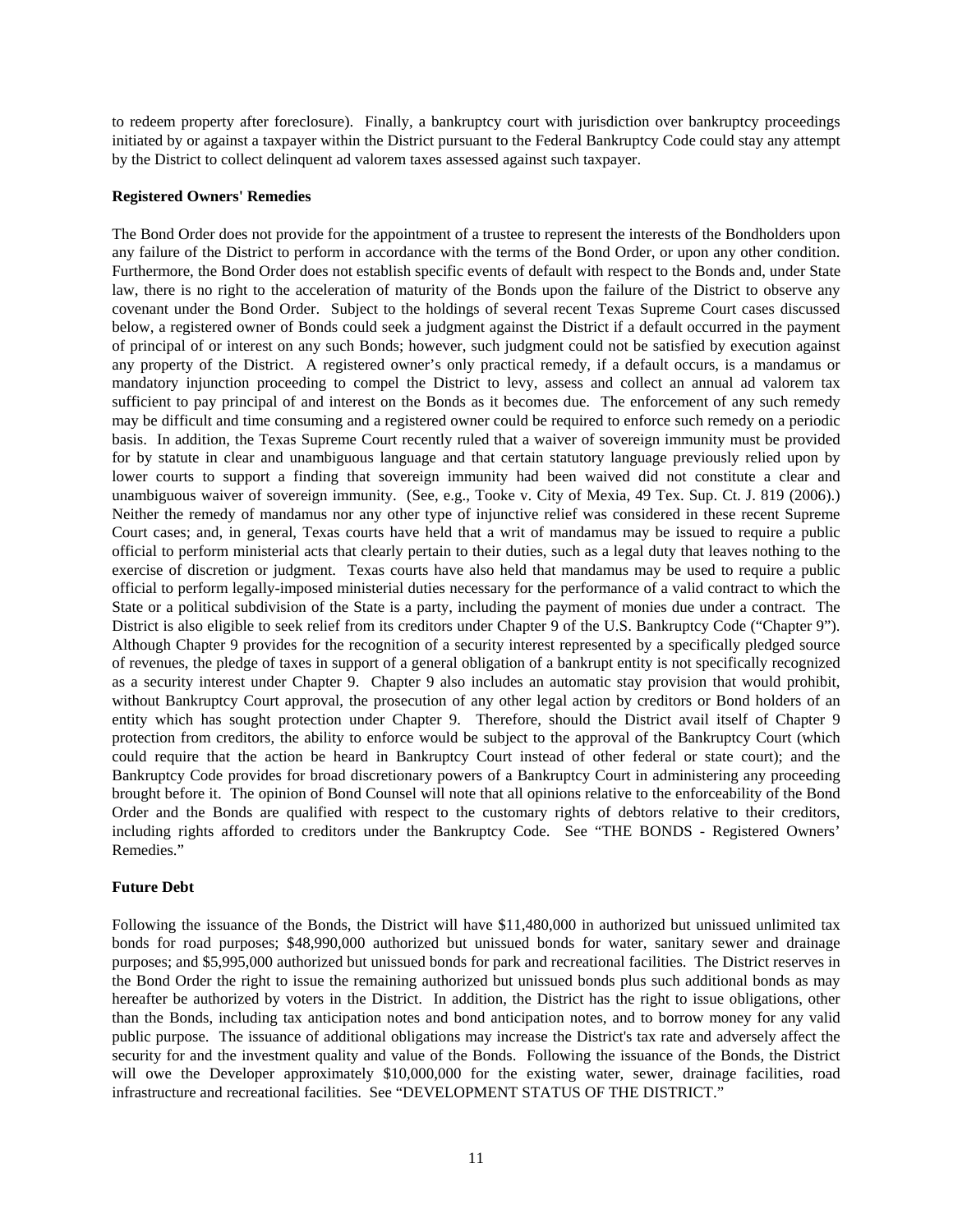to redeem property after foreclosure). Finally, a bankruptcy court with jurisdiction over bankruptcy proceedings initiated by or against a taxpayer within the District pursuant to the Federal Bankruptcy Code could stay any attempt by the District to collect delinquent ad valorem taxes assessed against such taxpayer.

**Registered Owners' Remedies**

The Bond Order does not provide for the appointment of a trustee to represent the interests of the Bondholders upon any failure of the District to perform in accordance with the terms of the Bond Order, or upon any other condition. Furthermore, the Bond Order does not establish specific events of default with respect to the Bonds and, under State law, there is no right to the acceleration of maturity of the Bonds upon the failure of the District to observe any covenant under the Bond Order. Subject to the holdings of several recent Texas Supreme Court cases discussed below, a registered owner of Bonds could seek a judgment against the District if a default occurred in the payment of principal of or interest on any such Bonds; however, such judgment could not be satisfied by execution against any property of the District. A registered owner's only practical remedy, if a default occurs, is a mandamus or mandatory injunction proceeding to compel the District to levy, assess and collect an annual ad valorem tax sufficient to pay principal of and interest on the Bonds as it becomes due. The enforcement of any such remedy may be difficult and time consuming and a registered owner could be required to enforce such remedy on a periodic basis. In addition, the Texas Supreme Court recently ruled that a waiver of sovereign immunity must be provided for by statute in clear and unambiguous language and that certain statutory language previously relied upon by lower courts to support a finding that sovereign immunity had been waived did not constitute a clear and unambiguous waiver of sovereign immunity. (See, e.g., Tooke v. City of Mexia, 49 Tex. Sup. Ct. J. 819 (2006).) Neither the remedy of mandamus nor any other type of injunctive relief was considered in these recent Supreme Court cases; and, in general, Texas courts have held that a writ of mandamus may be issued to require a public official to perform ministerial acts that clearly pertain to their duties, such as a legal duty that leaves nothing to the exercise of discretion or judgment. Texas courts have also held that mandamus may be used to require a public official to perform legally-imposed ministerial duties necessary for the performance of a valid contract to which the State or a political subdivision of the State is a party, including the payment of monies due under a contract. The District is also eligible to seek relief from its creditors under Chapter 9 of the U.S. Bankruptcy Code ("Chapter 9"). Although Chapter 9 provides for the recognition of a security interest represented by a specifically pledged source of revenues, the pledge of taxes in support of a general obligation of a bankrupt entity is not specifically recognized as a security interest under Chapter 9. Chapter 9 also includes an automatic stay provision that would prohibit, without Bankruptcy Court approval, the prosecution of any other legal action by creditors or Bond holders of an entity which has sought protection under Chapter 9. Therefore, should the District avail itself of Chapter 9 protection from creditors, the ability to enforce would be subject to the approval of the Bankruptcy Court (which could require that the action be heard in Bankruptcy Court instead of other federal or state court); and the Bankruptcy Code provides for broad discretionary powers of a Bankruptcy Court in administering any proceeding brought before it. The opinion of Bond Counsel will note that all opinions relative to the enforceability of the Bond Order and the Bonds are qualified with respect to the customary rights of debtors relative to their creditors, including rights afforded to creditors under the Bankruptcy Code. See "THE BONDS - Registered Owners' Remedies."

**Future Debt**

Following the issuance of the Bonds, the District will have $11,480,000 in authorized but unissued unlimited tax bonds for road purposes; $48,990,000 authorized but unissued bonds for water, sanitary sewer and drainage purposes; and $5,995,000 authorized but unissued bonds for park and recreational facilities. The District reserves in the Bond Order the right to issue the remaining authorized but unissued bonds plus such additional bonds as may hereafter be authorized by voters in the District. In addition, the District has the right to issue obligations, other than the Bonds, including tax anticipation notes and bond anticipation notes, and to borrow money for any valid public purpose. The issuance of additional obligations may increase the District's tax rate and adversely affect the security for and the investment quality and value of the Bonds. Following the issuance of the Bonds, the District will owe the Developer approximately $10,000,000 for the existing water, sewer, drainage facilities, road infrastructure and recreational facilities. See "DEVELOPMENT STATUS OF THE DISTRICT."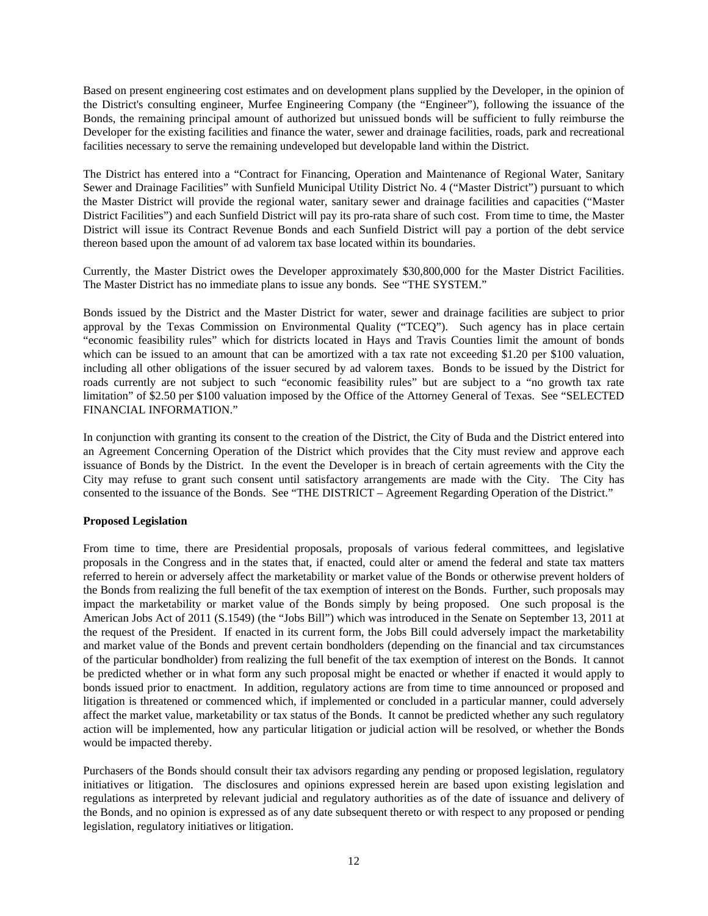Based on present engineering cost estimates and on development plans supplied by the Developer, in the opinion of the District's consulting engineer, Murfee Engineering Company (the "Engineer"), following the issuance of the Bonds, the remaining principal amount of authorized but unissued bonds will be sufficient to fully reimburse the Developer for the existing facilities and finance the water, sewer and drainage facilities, roads, park and recreational facilities necessary to serve the remaining undeveloped but developable land within the District.

The District has entered into a "Contract for Financing, Operation and Maintenance of Regional Water, Sanitary Sewer and Drainage Facilities" with Sunfield Municipal Utility District No. 4 ("Master District") pursuant to which the Master District will provide the regional water, sanitary sewer and drainage facilities and capacities ("Master District Facilities") and each Sunfield District will pay its pro-rata share of such cost. From time to time, the Master District will issue its Contract Revenue Bonds and each Sunfield District will pay a portion of the debt service thereon based upon the amount of ad valorem tax base located within its boundaries.

Currently, the Master District owes the Developer approximately $30,800,000 for the Master District Facilities. The Master District has no immediate plans to issue any bonds. See "THE SYSTEM."

Bonds issued by the District and the Master District for water, sewer and drainage facilities are subject to prior approval by the Texas Commission on Environmental Quality ("TCEQ"). Such agency has in place certain "economic feasibility rules" which for districts located in Hays and Travis Counties limit the amount of bonds which can be issued to an amount that can be amortized with a tax rate not exceeding $1.20 per $100 valuation, including all other obligations of the issuer secured by ad valorem taxes. Bonds to be issued by the District for roads currently are not subject to such "economic feasibility rules" but are subject to a "no growth tax rate limitation" of $2.50 per $100 valuation imposed by the Office of the Attorney General of Texas. See "SELECTED FINANCIAL INFORMATION."

In conjunction with granting its consent to the creation of the District, the City of Buda and the District entered into an Agreement Concerning Operation of the District which provides that the City must review and approve each issuance of Bonds by the District. In the event the Developer is in breach of certain agreements with the City the City may refuse to grant such consent until satisfactory arrangements are made with the City. The City has consented to the issuance of the Bonds. See "THE DISTRICT – Agreement Regarding Operation of the District."

**Proposed Legislation**

From time to time, there are Presidential proposals, proposals of various federal committees, and legislative proposals in the Congress and in the states that, if enacted, could alter or amend the federal and state tax matters referred to herein or adversely affect the marketability or market value of the Bonds or otherwise prevent holders of the Bonds from realizing the full benefit of the tax exemption of interest on the Bonds. Further, such proposals may impact the marketability or market value of the Bonds simply by being proposed. One such proposal is the American Jobs Act of 2011 (S.1549) (the "Jobs Bill") which was introduced in the Senate on September 13, 2011 at the request of the President. If enacted in its current form, the Jobs Bill could adversely impact the marketability and market value of the Bonds and prevent certain bondholders (depending on the financial and tax circumstances of the particular bondholder) from realizing the full benefit of the tax exemption of interest on the Bonds. It cannot be predicted whether or in what form any such proposal might be enacted or whether if enacted it would apply to bonds issued prior to enactment. In addition, regulatory actions are from time to time announced or proposed and litigation is threatened or commenced which, if implemented or concluded in a particular manner, could adversely affect the market value, marketability or tax status of the Bonds. It cannot be predicted whether any such regulatory action will be implemented, how any particular litigation or judicial action will be resolved, or whether the Bonds would be impacted thereby.

Purchasers of the Bonds should consult their tax advisors regarding any pending or proposed legislation, regulatory initiatives or litigation. The disclosures and opinions expressed herein are based upon existing legislation and regulations as interpreted by relevant judicial and regulatory authorities as of the date of issuance and delivery of the Bonds, and no opinion is expressed as of any date subsequent thereto or with respect to any proposed or pending legislation, regulatory initiatives or litigation.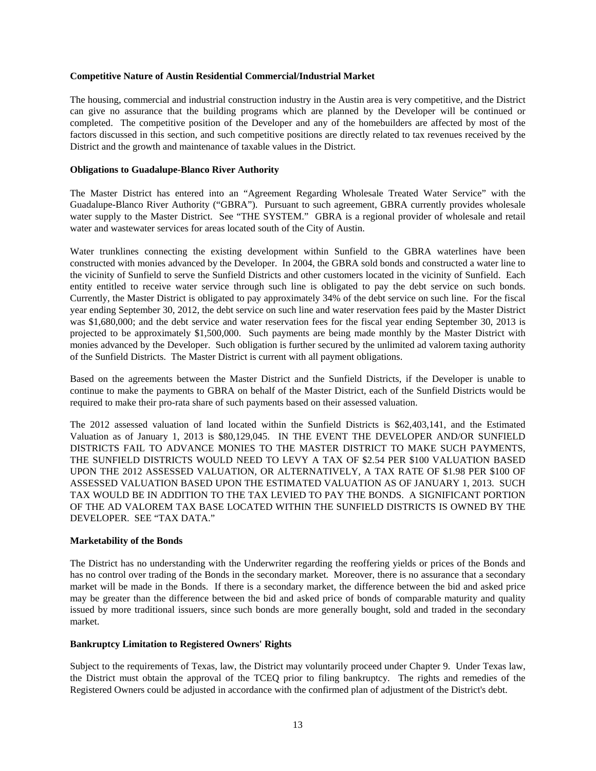**Competitive Nature of Austin Residential Commercial/Industrial Market**

The housing, commercial and industrial construction industry in the Austin area is very competitive, and the District can give no assurance that the building programs which are planned by the Developer will be continued or completed. The competitive position of the Developer and any of the homebuilders are affected by most of the factors discussed in this section, and such competitive positions are directly related to tax revenues received by the District and the growth and maintenance of taxable values in the District.

**Obligations to Guadalupe-Blanco River Authority**

The Master District has entered into an "Agreement Regarding Wholesale Treated Water Service" with the Guadalupe-Blanco River Authority ("GBRA"). Pursuant to such agreement, GBRA currently provides wholesale water supply to the Master District. See "THE SYSTEM." GBRA is a regional provider of wholesale and retail water and wastewater services for areas located south of the City of Austin.

Water trunklines connecting the existing development within Sunfield to the GBRA waterlines have been constructed with monies advanced by the Developer. In 2004, the GBRA sold bonds and constructed a water line to the vicinity of Sunfield to serve the Sunfield Districts and other customers located in the vicinity of Sunfield. Each entity entitled to receive water service through such line is obligated to pay the debt service on such bonds. Currently, the Master District is obligated to pay approximately 34% of the debt service on such line. For the fiscal year ending September 30, 2012, the debt service on such line and water reservation fees paid by the Master District was \$1,680,000; and the debt service and water reservation fees for the fiscal year ending September 30, 2013 is projected to be approximately \$1,500,000. Such payments are being made monthly by the Master District with monies advanced by the Developer. Such obligation is further secured by the unlimited ad valorem taxing authority of the Sunfield Districts. The Master District is current with all payment obligations.

Based on the agreements between the Master District and the Sunfield Districts, if the Developer is unable to continue to make the payments to GBRA on behalf of the Master District, each of the Sunfield Districts would be required to make their pro-rata share of such payments based on their assessed valuation.

The 2012 assessed valuation of land located within the Sunfield Districts is \$62,403,141, and the Estimated Valuation as of January 1, 2013 is \$80,129,045. IN THE EVENT THE DEVELOPER AND/OR SUNFIELD DISTRICTS FAIL TO ADVANCE MONIES TO THE MASTER DISTRICT TO MAKE SUCH PAYMENTS, THE SUNFIELD DISTRICTS WOULD NEED TO LEVY A TAX OF \$2.54 PER \$100 VALUATION BASED UPON THE 2012 ASSESSED VALUATION, OR ALTERNATIVELY, A TAX RATE OF \$1.98 PER \$100 OF ASSESSED VALUATION BASED UPON THE ESTIMATED VALUATION AS OF JANUARY 1, 2013. SUCH TAX WOULD BE IN ADDITION TO THE TAX LEVIED TO PAY THE BONDS. A SIGNIFICANT PORTION OF THE AD VALOREM TAX BASE LOCATED WITHIN THE SUNFIELD DISTRICTS IS OWNED BY THE DEVELOPER. SEE "TAX DATA."

**Marketability of the Bonds**

The District has no understanding with the Underwriter regarding the reoffering yields or prices of the Bonds and has no control over trading of the Bonds in the secondary market. Moreover, there is no assurance that a secondary market will be made in the Bonds. If there is a secondary market, the difference between the bid and asked price may be greater than the difference between the bid and asked price of bonds of comparable maturity and quality issued by more traditional issuers, since such bonds are more generally bought, sold and traded in the secondary market.

**Bankruptcy Limitation to Registered Owners' Rights**

Subject to the requirements of Texas, law, the District may voluntarily proceed under Chapter 9. Under Texas law, the District must obtain the approval of the TCEQ prior to filing bankruptcy. The rights and remedies of the Registered Owners could be adjusted in accordance with the confirmed plan of adjustment of the District's debt.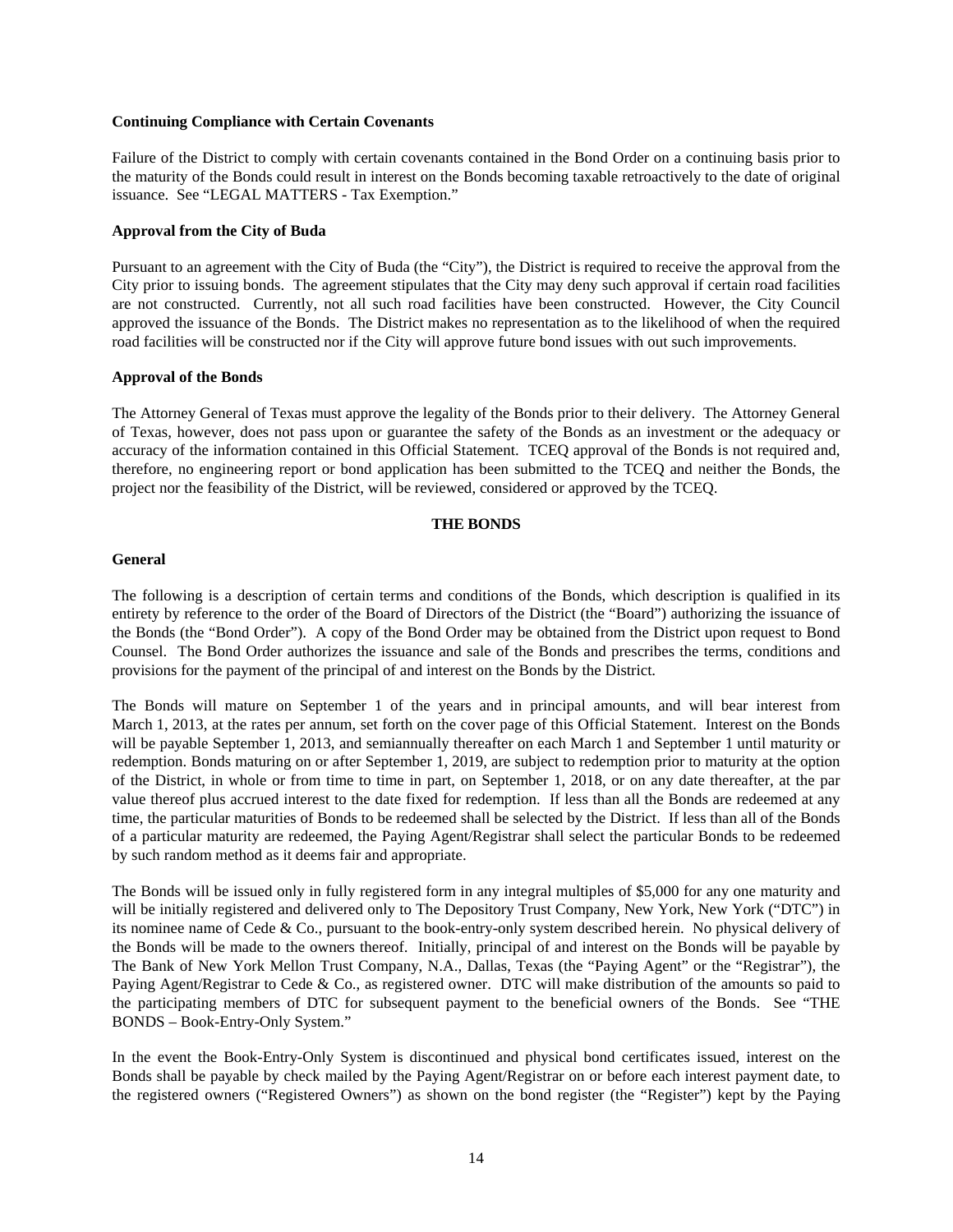**Continuing Compliance with Certain Covenants**

Failure of the District to comply with certain covenants contained in the Bond Order on a continuing basis prior to the maturity of the Bonds could result in interest on the Bonds becoming taxable retroactively to the date of original issuance. See "LEGAL MATTERS - Tax Exemption."

**Approval from the City of Buda**

Pursuant to an agreement with the City of Buda (the "City"), the District is required to receive the approval from the City prior to issuing bonds. The agreement stipulates that the City may deny such approval if certain road facilities are not constructed. Currently, not all such road facilities have been constructed. However, the City Council approved the issuance of the Bonds. The District makes no representation as to the likelihood of when the required road facilities will be constructed nor if the City will approve future bond issues with out such improvements.

**Approval of the Bonds**

The Attorney General of Texas must approve the legality of the Bonds prior to their delivery. The Attorney General of Texas, however, does not pass upon or guarantee the safety of the Bonds as an investment or the adequacy or accuracy of the information contained in this Official Statement. TCEQ approval of the Bonds is not required and, therefore, no engineering report or bond application has been submitted to the TCEQ and neither the Bonds, the project nor the feasibility of the District, will be reviewed, considered or approved by the TCEQ.

## THE BONDS

**General**

The following is a description of certain terms and conditions of the Bonds, which description is qualified in its entirety by reference to the order of the Board of Directors of the District (the "Board") authorizing the issuance of the Bonds (the "Bond Order"). A copy of the Bond Order may be obtained from the District upon request to Bond Counsel. The Bond Order authorizes the issuance and sale of the Bonds and prescribes the terms, conditions and provisions for the payment of the principal of and interest on the Bonds by the District.

The Bonds will mature on September 1 of the years and in principal amounts, and will bear interest from March 1, 2013, at the rates per annum, set forth on the cover page of this Official Statement. Interest on the Bonds will be payable September 1, 2013, and semiannually thereafter on each March 1 and September 1 until maturity or redemption. Bonds maturing on or after September 1, 2019, are subject to redemption prior to maturity at the option of the District, in whole or from time to time in part, on September 1, 2018, or on any date thereafter, at the par value thereof plus accrued interest to the date fixed for redemption. If less than all the Bonds are redeemed at any time, the particular maturities of Bonds to be redeemed shall be selected by the District. If less than all of the Bonds of a particular maturity are redeemed, the Paying Agent/Registrar shall select the particular Bonds to be redeemed by such random method as it deems fair and appropriate.

The Bonds will be issued only in fully registered form in any integral multiples of $5,000 for any one maturity and will be initially registered and delivered only to The Depository Trust Company, New York, New York ("DTC") in its nominee name of Cede & Co., pursuant to the book-entry-only system described herein. No physical delivery of the Bonds will be made to the owners thereof. Initially, principal of and interest on the Bonds will be payable by The Bank of New York Mellon Trust Company, N.A., Dallas, Texas (the "Paying Agent" or the "Registrar"), the Paying Agent/Registrar to Cede & Co., as registered owner. DTC will make distribution of the amounts so paid to the participating members of DTC for subsequent payment to the beneficial owners of the Bonds. See "THE BONDS – Book-Entry-Only System."

In the event the Book-Entry-Only System is discontinued and physical bond certificates issued, interest on the Bonds shall be payable by check mailed by the Paying Agent/Registrar on or before each interest payment date, to the registered owners ("Registered Owners") as shown on the bond register (the "Register") kept by the Paying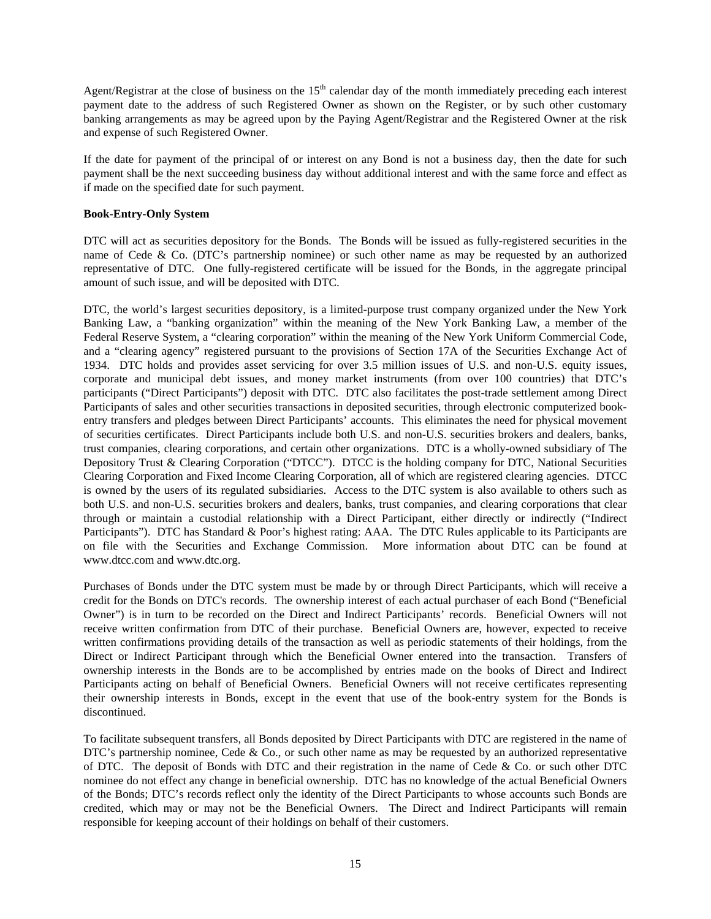Agent/Registrar at the close of business on the 15th calendar day of the month immediately preceding each interest payment date to the address of such Registered Owner as shown on the Register, or by such other customary banking arrangements as may be agreed upon by the Paying Agent/Registrar and the Registered Owner at the risk and expense of such Registered Owner.

If the date for payment of the principal of or interest on any Bond is not a business day, then the date for such payment shall be the next succeeding business day without additional interest and with the same force and effect as if made on the specified date for such payment.

**Book-Entry-Only System**

DTC will act as securities depository for the Bonds. The Bonds will be issued as fully-registered securities in the name of Cede & Co. (DTC's partnership nominee) or such other name as may be requested by an authorized representative of DTC. One fully-registered certificate will be issued for the Bonds, in the aggregate principal amount of such issue, and will be deposited with DTC.

DTC, the world's largest securities depository, is a limited-purpose trust company organized under the New York Banking Law, a "banking organization" within the meaning of the New York Banking Law, a member of the Federal Reserve System, a "clearing corporation" within the meaning of the New York Uniform Commercial Code, and a "clearing agency" registered pursuant to the provisions of Section 17A of the Securities Exchange Act of 1934. DTC holds and provides asset servicing for over 3.5 million issues of U.S. and non-U.S. equity issues, corporate and municipal debt issues, and money market instruments (from over 100 countries) that DTC's participants ("Direct Participants") deposit with DTC. DTC also facilitates the post-trade settlement among Direct Participants of sales and other securities transactions in deposited securities, through electronic computerized book-entry transfers and pledges between Direct Participants' accounts. This eliminates the need for physical movement of securities certificates. Direct Participants include both U.S. and non-U.S. securities brokers and dealers, banks, trust companies, clearing corporations, and certain other organizations. DTC is a wholly-owned subsidiary of The Depository Trust & Clearing Corporation ("DTCC"). DTCC is the holding company for DTC, National Securities Clearing Corporation and Fixed Income Clearing Corporation, all of which are registered clearing agencies. DTCC is owned by the users of its regulated subsidiaries. Access to the DTC system is also available to others such as both U.S. and non-U.S. securities brokers and dealers, banks, trust companies, and clearing corporations that clear through or maintain a custodial relationship with a Direct Participant, either directly or indirectly ("Indirect Participants"). DTC has Standard & Poor's highest rating: AAA. The DTC Rules applicable to its Participants are on file with the Securities and Exchange Commission. More information about DTC can be found at www.dtcc.com and www.dtc.org.

Purchases of Bonds under the DTC system must be made by or through Direct Participants, which will receive a credit for the Bonds on DTC's records. The ownership interest of each actual purchaser of each Bond ("Beneficial Owner") is in turn to be recorded on the Direct and Indirect Participants' records. Beneficial Owners will not receive written confirmation from DTC of their purchase. Beneficial Owners are, however, expected to receive written confirmations providing details of the transaction as well as periodic statements of their holdings, from the Direct or Indirect Participant through which the Beneficial Owner entered into the transaction. Transfers of ownership interests in the Bonds are to be accomplished by entries made on the books of Direct and Indirect Participants acting on behalf of Beneficial Owners. Beneficial Owners will not receive certificates representing their ownership interests in Bonds, except in the event that use of the book-entry system for the Bonds is discontinued.

To facilitate subsequent transfers, all Bonds deposited by Direct Participants with DTC are registered in the name of DTC's partnership nominee, Cede & Co., or such other name as may be requested by an authorized representative of DTC. The deposit of Bonds with DTC and their registration in the name of Cede & Co. or such other DTC nominee do not effect any change in beneficial ownership. DTC has no knowledge of the actual Beneficial Owners of the Bonds; DTC's records reflect only the identity of the Direct Participants to whose accounts such Bonds are credited, which may or may not be the Beneficial Owners. The Direct and Indirect Participants will remain responsible for keeping account of their holdings on behalf of their customers.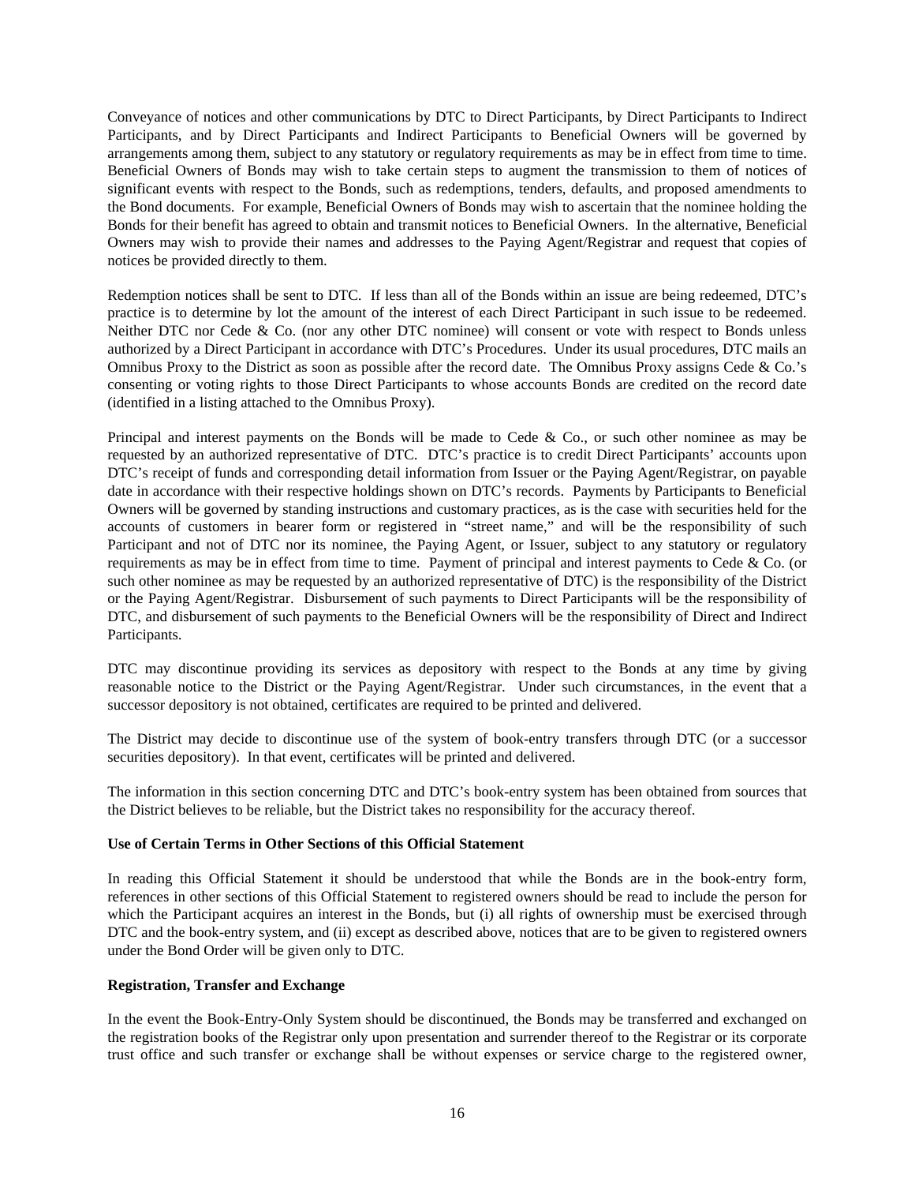Conveyance of notices and other communications by DTC to Direct Participants, by Direct Participants to Indirect Participants, and by Direct Participants and Indirect Participants to Beneficial Owners will be governed by arrangements among them, subject to any statutory or regulatory requirements as may be in effect from time to time. Beneficial Owners of Bonds may wish to take certain steps to augment the transmission to them of notices of significant events with respect to the Bonds, such as redemptions, tenders, defaults, and proposed amendments to the Bond documents. For example, Beneficial Owners of Bonds may wish to ascertain that the nominee holding the Bonds for their benefit has agreed to obtain and transmit notices to Beneficial Owners. In the alternative, Beneficial Owners may wish to provide their names and addresses to the Paying Agent/Registrar and request that copies of notices be provided directly to them.

Redemption notices shall be sent to DTC. If less than all of the Bonds within an issue are being redeemed, DTC's practice is to determine by lot the amount of the interest of each Direct Participant in such issue to be redeemed. Neither DTC nor Cede & Co. (nor any other DTC nominee) will consent or vote with respect to Bonds unless authorized by a Direct Participant in accordance with DTC's Procedures. Under its usual procedures, DTC mails an Omnibus Proxy to the District as soon as possible after the record date. The Omnibus Proxy assigns Cede & Co.'s consenting or voting rights to those Direct Participants to whose accounts Bonds are credited on the record date (identified in a listing attached to the Omnibus Proxy).

Principal and interest payments on the Bonds will be made to Cede & Co., or such other nominee as may be requested by an authorized representative of DTC. DTC's practice is to credit Direct Participants' accounts upon DTC's receipt of funds and corresponding detail information from Issuer or the Paying Agent/Registrar, on payable date in accordance with their respective holdings shown on DTC's records. Payments by Participants to Beneficial Owners will be governed by standing instructions and customary practices, as is the case with securities held for the accounts of customers in bearer form or registered in "street name," and will be the responsibility of such Participant and not of DTC nor its nominee, the Paying Agent, or Issuer, subject to any statutory or regulatory requirements as may be in effect from time to time. Payment of principal and interest payments to Cede & Co. (or such other nominee as may be requested by an authorized representative of DTC) is the responsibility of the District or the Paying Agent/Registrar. Disbursement of such payments to Direct Participants will be the responsibility of DTC, and disbursement of such payments to the Beneficial Owners will be the responsibility of Direct and Indirect Participants.

DTC may discontinue providing its services as depository with respect to the Bonds at any time by giving reasonable notice to the District or the Paying Agent/Registrar. Under such circumstances, in the event that a successor depository is not obtained, certificates are required to be printed and delivered.

The District may decide to discontinue use of the system of book-entry transfers through DTC (or a successor securities depository). In that event, certificates will be printed and delivered.

The information in this section concerning DTC and DTC's book-entry system has been obtained from sources that the District believes to be reliable, but the District takes no responsibility for the accuracy thereof.

**Use of Certain Terms in Other Sections of this Official Statement**

In reading this Official Statement it should be understood that while the Bonds are in the book-entry form, references in other sections of this Official Statement to registered owners should be read to include the person for which the Participant acquires an interest in the Bonds, but (i) all rights of ownership must be exercised through DTC and the book-entry system, and (ii) except as described above, notices that are to be given to registered owners under the Bond Order will be given only to DTC.

**Registration, Transfer and Exchange**

In the event the Book-Entry-Only System should be discontinued, the Bonds may be transferred and exchanged on the registration books of the Registrar only upon presentation and surrender thereof to the Registrar or its corporate trust office and such transfer or exchange shall be without expenses or service charge to the registered owner,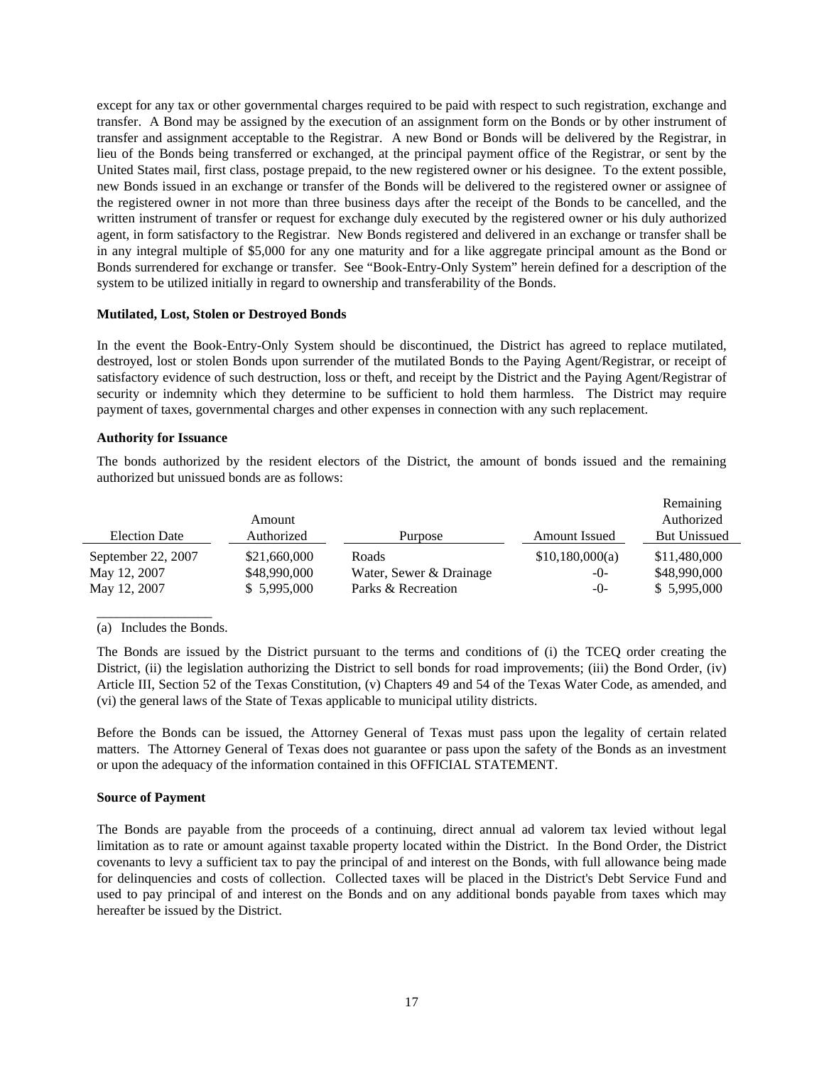except for any tax or other governmental charges required to be paid with respect to such registration, exchange and transfer. A Bond may be assigned by the execution of an assignment form on the Bonds or by other instrument of transfer and assignment acceptable to the Registrar. A new Bond or Bonds will be delivered by the Registrar, in lieu of the Bonds being transferred or exchanged, at the principal payment office of the Registrar, or sent by the United States mail, first class, postage prepaid, to the new registered owner or his designee. To the extent possible, new Bonds issued in an exchange or transfer of the Bonds will be delivered to the registered owner or assignee of the registered owner in not more than three business days after the receipt of the Bonds to be cancelled, and the written instrument of transfer or request for exchange duly executed by the registered owner or his duly authorized agent, in form satisfactory to the Registrar. New Bonds registered and delivered in an exchange or transfer shall be in any integral multiple of $5,000 for any one maturity and for a like aggregate principal amount as the Bond or Bonds surrendered for exchange or transfer. See "Book-Entry-Only System" herein defined for a description of the system to be utilized initially in regard to ownership and transferability of the Bonds.

**Mutilated, Lost, Stolen or Destroyed Bonds**

In the event the Book-Entry-Only System should be discontinued, the District has agreed to replace mutilated, destroyed, lost or stolen Bonds upon surrender of the mutilated Bonds to the Paying Agent/Registrar, or receipt of satisfactory evidence of such destruction, loss or theft, and receipt by the District and the Paying Agent/Registrar of security or indemnity which they determine to be sufficient to hold them harmless. The District may require payment of taxes, governmental charges and other expenses in connection with any such replacement.

**Authority for Issuance**

The bonds authorized by the resident electors of the District, the amount of bonds issued and the remaining authorized but unissued bonds are as follows:

| Election Date | Amount Authorized | Purpose | Amount Issued | Remaining Authorized But Unissued |
|---|---|---|---|---|
| September 22, 2007 | $21,660,000 | Roads | $10,180,000(a) | $11,480,000 |
| May 12, 2007 | $48,990,000 | Water, Sewer & Drainage | -0- | $48,990,000 |
| May 12, 2007 | $ 5,995,000 | Parks & Recreation | -0- | $ 5,995,000 |

(a) Includes the Bonds.

The Bonds are issued by the District pursuant to the terms and conditions of (i) the TCEQ order creating the District, (ii) the legislation authorizing the District to sell bonds for road improvements; (iii) the Bond Order, (iv) Article III, Section 52 of the Texas Constitution, (v) Chapters 49 and 54 of the Texas Water Code, as amended, and (vi) the general laws of the State of Texas applicable to municipal utility districts.

Before the Bonds can be issued, the Attorney General of Texas must pass upon the legality of certain related matters. The Attorney General of Texas does not guarantee or pass upon the safety of the Bonds as an investment or upon the adequacy of the information contained in this OFFICIAL STATEMENT.

**Source of Payment**

The Bonds are payable from the proceeds of a continuing, direct annual ad valorem tax levied without legal limitation as to rate or amount against taxable property located within the District. In the Bond Order, the District covenants to levy a sufficient tax to pay the principal of and interest on the Bonds, with full allowance being made for delinquencies and costs of collection. Collected taxes will be placed in the District's Debt Service Fund and used to pay principal of and interest on the Bonds and on any additional bonds payable from taxes which may hereafter be issued by the District.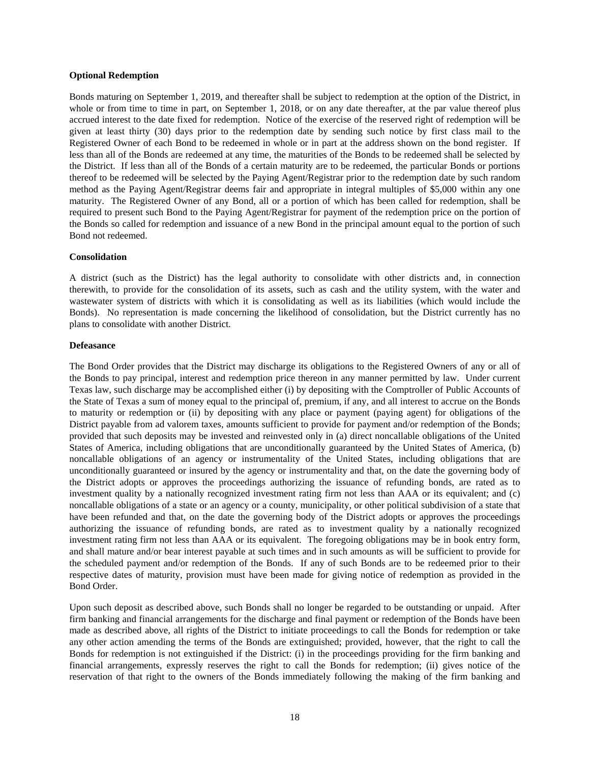**Optional Redemption**

Bonds maturing on September 1, 2019, and thereafter shall be subject to redemption at the option of the District, in whole or from time to time in part, on September 1, 2018, or on any date thereafter, at the par value thereof plus accrued interest to the date fixed for redemption. Notice of the exercise of the reserved right of redemption will be given at least thirty (30) days prior to the redemption date by sending such notice by first class mail to the Registered Owner of each Bond to be redeemed in whole or in part at the address shown on the bond register. If less than all of the Bonds are redeemed at any time, the maturities of the Bonds to be redeemed shall be selected by the District. If less than all of the Bonds of a certain maturity are to be redeemed, the particular Bonds or portions thereof to be redeemed will be selected by the Paying Agent/Registrar prior to the redemption date by such random method as the Paying Agent/Registrar deems fair and appropriate in integral multiples of $5,000 within any one maturity. The Registered Owner of any Bond, all or a portion of which has been called for redemption, shall be required to present such Bond to the Paying Agent/Registrar for payment of the redemption price on the portion of the Bonds so called for redemption and issuance of a new Bond in the principal amount equal to the portion of such Bond not redeemed.

**Consolidation**

A district (such as the District) has the legal authority to consolidate with other districts and, in connection therewith, to provide for the consolidation of its assets, such as cash and the utility system, with the water and wastewater system of districts with which it is consolidating as well as its liabilities (which would include the Bonds). No representation is made concerning the likelihood of consolidation, but the District currently has no plans to consolidate with another District.

**Defeasance**

The Bond Order provides that the District may discharge its obligations to the Registered Owners of any or all of the Bonds to pay principal, interest and redemption price thereon in any manner permitted by law. Under current Texas law, such discharge may be accomplished either (i) by depositing with the Comptroller of Public Accounts of the State of Texas a sum of money equal to the principal of, premium, if any, and all interest to accrue on the Bonds to maturity or redemption or (ii) by depositing with any place or payment (paying agent) for obligations of the District payable from ad valorem taxes, amounts sufficient to provide for payment and/or redemption of the Bonds; provided that such deposits may be invested and reinvested only in (a) direct noncallable obligations of the United States of America, including obligations that are unconditionally guaranteed by the United States of America, (b) noncallable obligations of an agency or instrumentality of the United States, including obligations that are unconditionally guaranteed or insured by the agency or instrumentality and that, on the date the governing body of the District adopts or approves the proceedings authorizing the issuance of refunding bonds, are rated as to investment quality by a nationally recognized investment rating firm not less than AAA or its equivalent; and (c) noncallable obligations of a state or an agency or a county, municipality, or other political subdivision of a state that have been refunded and that, on the date the governing body of the District adopts or approves the proceedings authorizing the issuance of refunding bonds, are rated as to investment quality by a nationally recognized investment rating firm not less than AAA or its equivalent. The foregoing obligations may be in book entry form, and shall mature and/or bear interest payable at such times and in such amounts as will be sufficient to provide for the scheduled payment and/or redemption of the Bonds. If any of such Bonds are to be redeemed prior to their respective dates of maturity, provision must have been made for giving notice of redemption as provided in the Bond Order.

Upon such deposit as described above, such Bonds shall no longer be regarded to be outstanding or unpaid. After firm banking and financial arrangements for the discharge and final payment or redemption of the Bonds have been made as described above, all rights of the District to initiate proceedings to call the Bonds for redemption or take any other action amending the terms of the Bonds are extinguished; provided, however, that the right to call the Bonds for redemption is not extinguished if the District: (i) in the proceedings providing for the firm banking and financial arrangements, expressly reserves the right to call the Bonds for redemption; (ii) gives notice of the reservation of that right to the owners of the Bonds immediately following the making of the firm banking and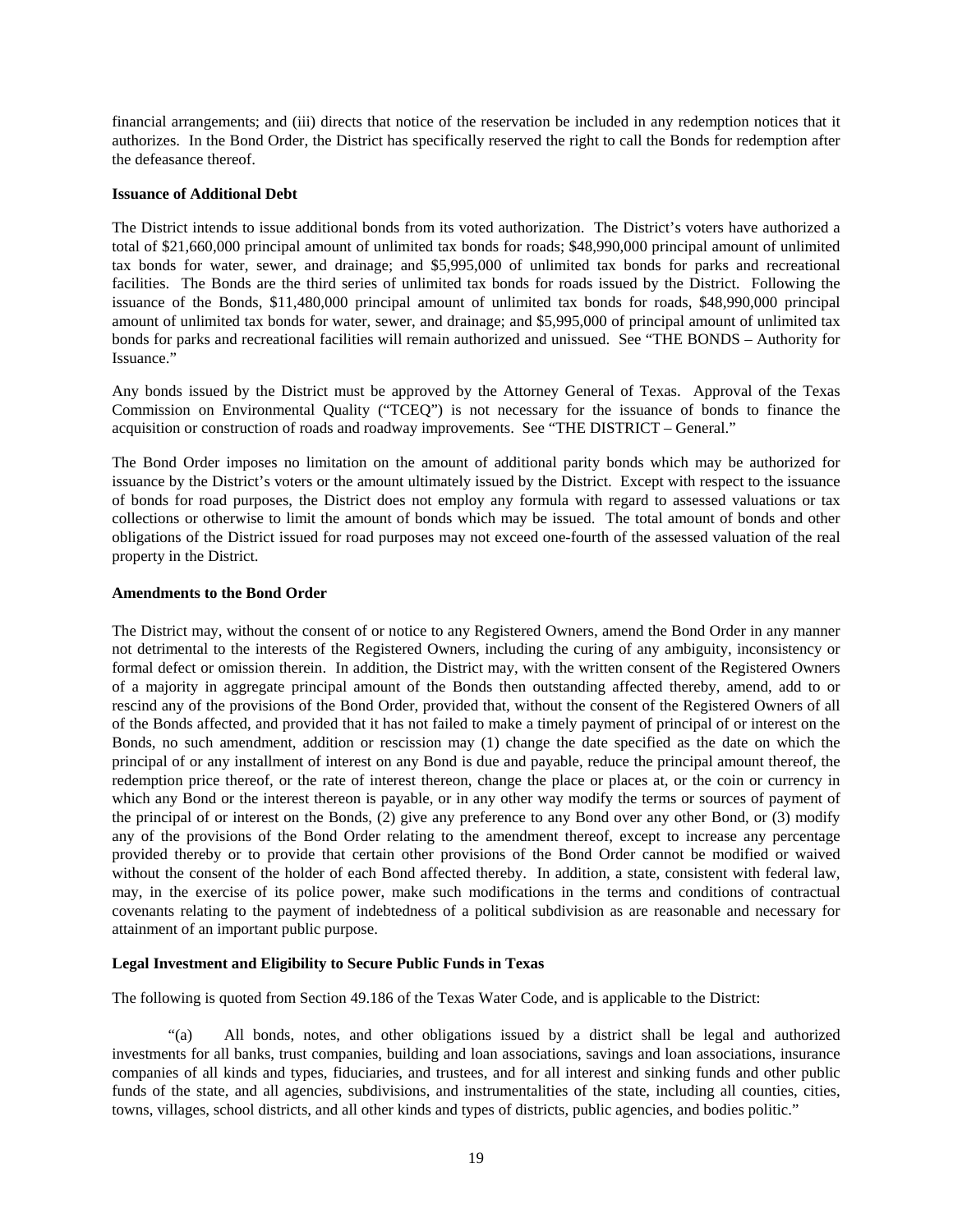financial arrangements; and (iii) directs that notice of the reservation be included in any redemption notices that it authorizes. In the Bond Order, the District has specifically reserved the right to call the Bonds for redemption after the defeasance thereof.

**Issuance of Additional Debt**

The District intends to issue additional bonds from its voted authorization. The District's voters have authorized a total of $21,660,000 principal amount of unlimited tax bonds for roads; $48,990,000 principal amount of unlimited tax bonds for water, sewer, and drainage; and $5,995,000 of unlimited tax bonds for parks and recreational facilities. The Bonds are the third series of unlimited tax bonds for roads issued by the District. Following the issuance of the Bonds, $11,480,000 principal amount of unlimited tax bonds for roads, $48,990,000 principal amount of unlimited tax bonds for water, sewer, and drainage; and $5,995,000 of principal amount of unlimited tax bonds for parks and recreational facilities will remain authorized and unissued. See "THE BONDS – Authority for Issuance."

Any bonds issued by the District must be approved by the Attorney General of Texas. Approval of the Texas Commission on Environmental Quality ("TCEQ") is not necessary for the issuance of bonds to finance the acquisition or construction of roads and roadway improvements. See "THE DISTRICT – General."

The Bond Order imposes no limitation on the amount of additional parity bonds which may be authorized for issuance by the District's voters or the amount ultimately issued by the District. Except with respect to the issuance of bonds for road purposes, the District does not employ any formula with regard to assessed valuations or tax collections or otherwise to limit the amount of bonds which may be issued. The total amount of bonds and other obligations of the District issued for road purposes may not exceed one-fourth of the assessed valuation of the real property in the District.

**Amendments to the Bond Order**

The District may, without the consent of or notice to any Registered Owners, amend the Bond Order in any manner not detrimental to the interests of the Registered Owners, including the curing of any ambiguity, inconsistency or formal defect or omission therein. In addition, the District may, with the written consent of the Registered Owners of a majority in aggregate principal amount of the Bonds then outstanding affected thereby, amend, add to or rescind any of the provisions of the Bond Order, provided that, without the consent of the Registered Owners of all of the Bonds affected, and provided that it has not failed to make a timely payment of principal of or interest on the Bonds, no such amendment, addition or rescission may (1) change the date specified as the date on which the principal of or any installment of interest on any Bond is due and payable, reduce the principal amount thereof, the redemption price thereof, or the rate of interest thereon, change the place or places at, or the coin or currency in which any Bond or the interest thereon is payable, or in any other way modify the terms or sources of payment of the principal of or interest on the Bonds, (2) give any preference to any Bond over any other Bond, or (3) modify any of the provisions of the Bond Order relating to the amendment thereof, except to increase any percentage provided thereby or to provide that certain other provisions of the Bond Order cannot be modified or waived without the consent of the holder of each Bond affected thereby. In addition, a state, consistent with federal law, may, in the exercise of its police power, make such modifications in the terms and conditions of contractual covenants relating to the payment of indebtedness of a political subdivision as are reasonable and necessary for attainment of an important public purpose.

**Legal Investment and Eligibility to Secure Public Funds in Texas**

The following is quoted from Section 49.186 of the Texas Water Code, and is applicable to the District:

"(a) All bonds, notes, and other obligations issued by a district shall be legal and authorized investments for all banks, trust companies, building and loan associations, savings and loan associations, insurance companies of all kinds and types, fiduciaries, and trustees, and for all interest and sinking funds and other public funds of the state, and all agencies, subdivisions, and instrumentalities of the state, including all counties, cities, towns, villages, school districts, and all other kinds and types of districts, public agencies, and bodies politic."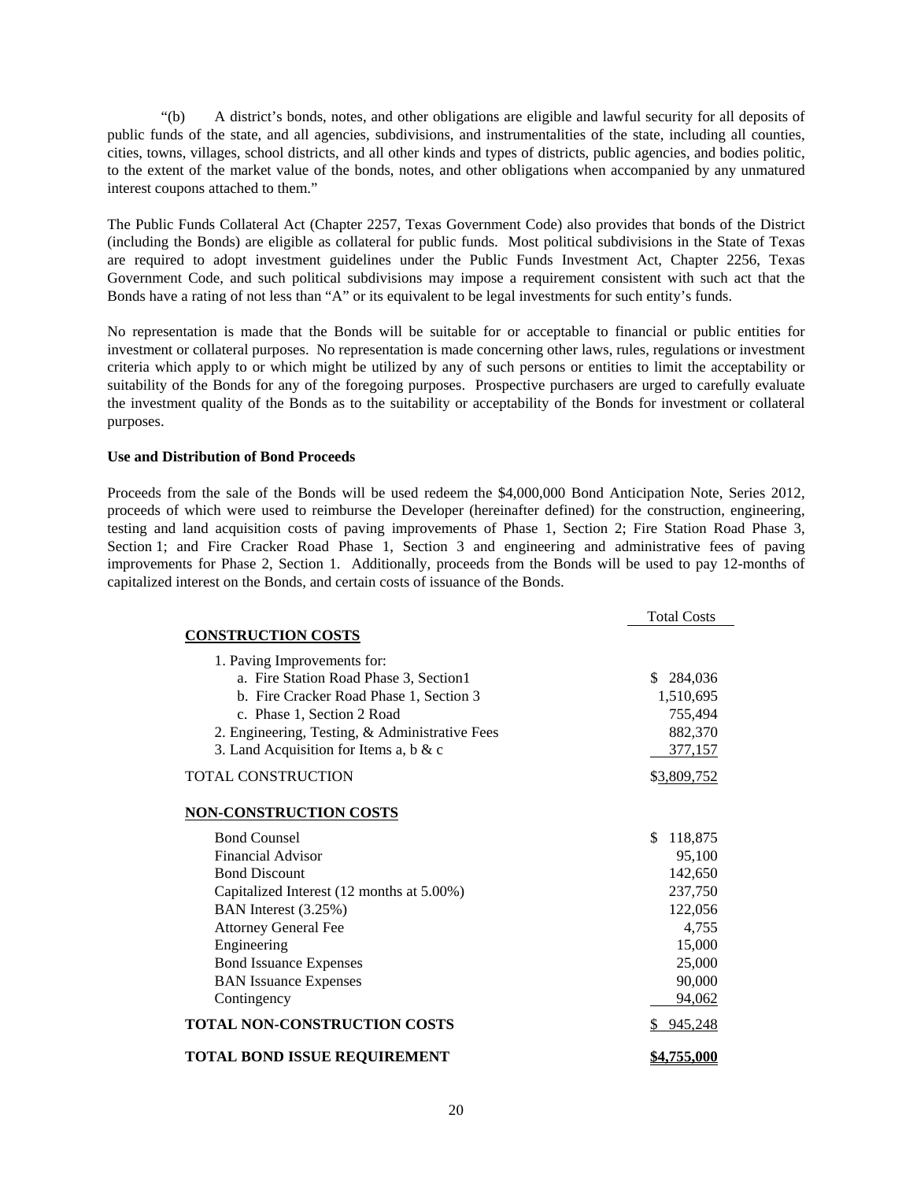"(b) A district's bonds, notes, and other obligations are eligible and lawful security for all deposits of public funds of the state, and all agencies, subdivisions, and instrumentalities of the state, including all counties, cities, towns, villages, school districts, and all other kinds and types of districts, public agencies, and bodies politic, to the extent of the market value of the bonds, notes, and other obligations when accompanied by any unmatured interest coupons attached to them."

The Public Funds Collateral Act (Chapter 2257, Texas Government Code) also provides that bonds of the District (including the Bonds) are eligible as collateral for public funds. Most political subdivisions in the State of Texas are required to adopt investment guidelines under the Public Funds Investment Act, Chapter 2256, Texas Government Code, and such political subdivisions may impose a requirement consistent with such act that the Bonds have a rating of not less than "A" or its equivalent to be legal investments for such entity's funds.

No representation is made that the Bonds will be suitable for or acceptable to financial or public entities for investment or collateral purposes. No representation is made concerning other laws, rules, regulations or investment criteria which apply to or which might be utilized by any of such persons or entities to limit the acceptability or suitability of the Bonds for any of the foregoing purposes. Prospective purchasers are urged to carefully evaluate the investment quality of the Bonds as to the suitability or acceptability of the Bonds for investment or collateral purposes.

**Use and Distribution of Bond Proceeds**

Proceeds from the sale of the Bonds will be used redeem the $4,000,000 Bond Anticipation Note, Series 2012, proceeds of which were used to reimburse the Developer (hereinafter defined) for the construction, engineering, testing and land acquisition costs of paving improvements of Phase 1, Section 2; Fire Station Road Phase 3, Section 1; and Fire Cracker Road Phase 1, Section 3 and engineering and administrative fees of paving improvements for Phase 2, Section 1. Additionally, proceeds from the Bonds will be used to pay 12-months of capitalized interest on the Bonds, and certain costs of issuance of the Bonds.

| | Total Costs |
|---|---|
| **CONSTRUCTION COSTS** | |
| 1. Paving Improvements for: | |
| a. Fire Station Road Phase 3, Section1 | $ 284,036 |
| b. Fire Cracker Road Phase 1, Section 3 | 1,510,695 |
| c. Phase 1, Section 2 Road | 755,494 |
| 2. Engineering, Testing, & Administrative Fees | 882,370 |
| 3. Land Acquisition for Items a, b & c | 377,157 |
| TOTAL CONSTRUCTION | $3,809,752 |
| **NON-CONSTRUCTION COSTS** | |
| Bond Counsel | $ 118,875 |
| Financial Advisor | 95,100 |
| Bond Discount | 142,650 |
| Capitalized Interest (12 months at 5.00%) | 237,750 |
| BAN Interest (3.25%) | 122,056 |
| Attorney General Fee | 4,755 |
| Engineering | 15,000 |
| Bond Issuance Expenses | 25,000 |
| BAN Issuance Expenses | 90,000 |
| Contingency | 94,062 |
| **TOTAL NON-CONSTRUCTION COSTS** | $ 945,248 |
| **TOTAL BOND ISSUE REQUIREMENT** | **$4,755,000** |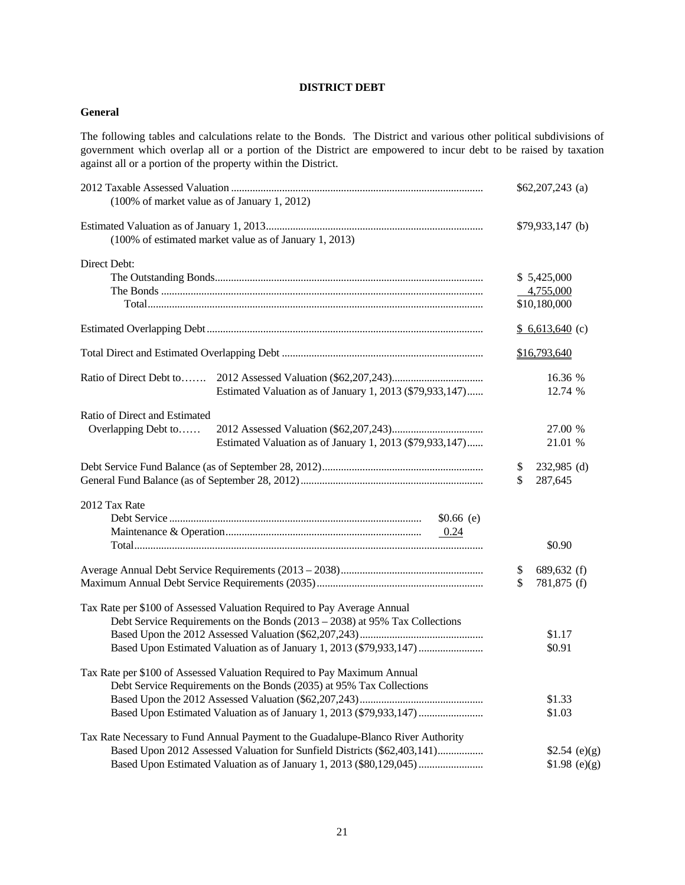## DISTRICT DEBT

### General

The following tables and calculations relate to the Bonds. The District and various other political subdivisions of government which overlap all or a portion of the District are empowered to incur debt to be raised by taxation against all or a portion of the property within the District.

| | | |
|---|---|---|
| 2012 Taxable Assessed Valuation (100% of market value as of January 1, 2012) | | $62,207,243 (a) |
| Estimated Valuation as of January 1, 2013 (100% of estimated market value as of January 1, 2013) | | $79,933,147 (b) |
| Direct Debt: | | |
| The Outstanding Bonds | | $ 5,425,000 |
| The Bonds | | 4,755,000 |
| Total | | $10,180,000 |
| Estimated Overlapping Debt | | $ 6,613,640 (c) |
| Total Direct and Estimated Overlapping Debt | | $16,793,640 |
| Ratio of Direct Debt to | 2012 Assessed Valuation ($62,207,243) | 16.36 % |
| | Estimated Valuation as of January 1, 2013 ($79,933,147) | 12.74 % |
| Ratio of Direct and Estimated Overlapping Debt to | 2012 Assessed Valuation ($62,207,243) | 27.00 % |
| | Estimated Valuation as of January 1, 2013 ($79,933,147) | 21.01 % |
| Debt Service Fund Balance (as of September 28, 2012) | | $ 232,985 (d) |
| General Fund Balance (as of September 28, 2012) | | $ 287,645 |
| 2012 Tax Rate | | |
| Debt Service | $0.66 (e) | |
| Maintenance & Operation | 0.24 | |
| Total | | $0.90 |
| Average Annual Debt Service Requirements (2013 – 2038) | | $ 689,632 (f) |
| Maximum Annual Debt Service Requirements (2035) | | $ 781,875 (f) |
| Tax Rate per $100 of Assessed Valuation Required to Pay Average Annual Debt Service Requirements on the Bonds (2013 – 2038) at 95% Tax Collections | | |
| Based Upon the 2012 Assessed Valuation ($62,207,243) | | $1.17 |
| Based Upon Estimated Valuation as of January 1, 2013 ($79,933,147) | | $0.91 |
| Tax Rate per $100 of Assessed Valuation Required to Pay Maximum Annual Debt Service Requirements on the Bonds (2035) at 95% Tax Collections | | |
| Based Upon the 2012 Assessed Valuation ($62,207,243) | | $1.33 |
| Based Upon Estimated Valuation as of January 1, 2013 ($79,933,147) | | $1.03 |
| Tax Rate Necessary to Fund Annual Payment to the Guadalupe-Blanco River Authority | | |
| Based Upon 2012 Assessed Valuation for Sunfield Districts ($62,403,141) | | $2.54 (e)(g) |
| Based Upon Estimated Valuation as of January 1, 2013 ($80,129,045) | | $1.98 (e)(g) |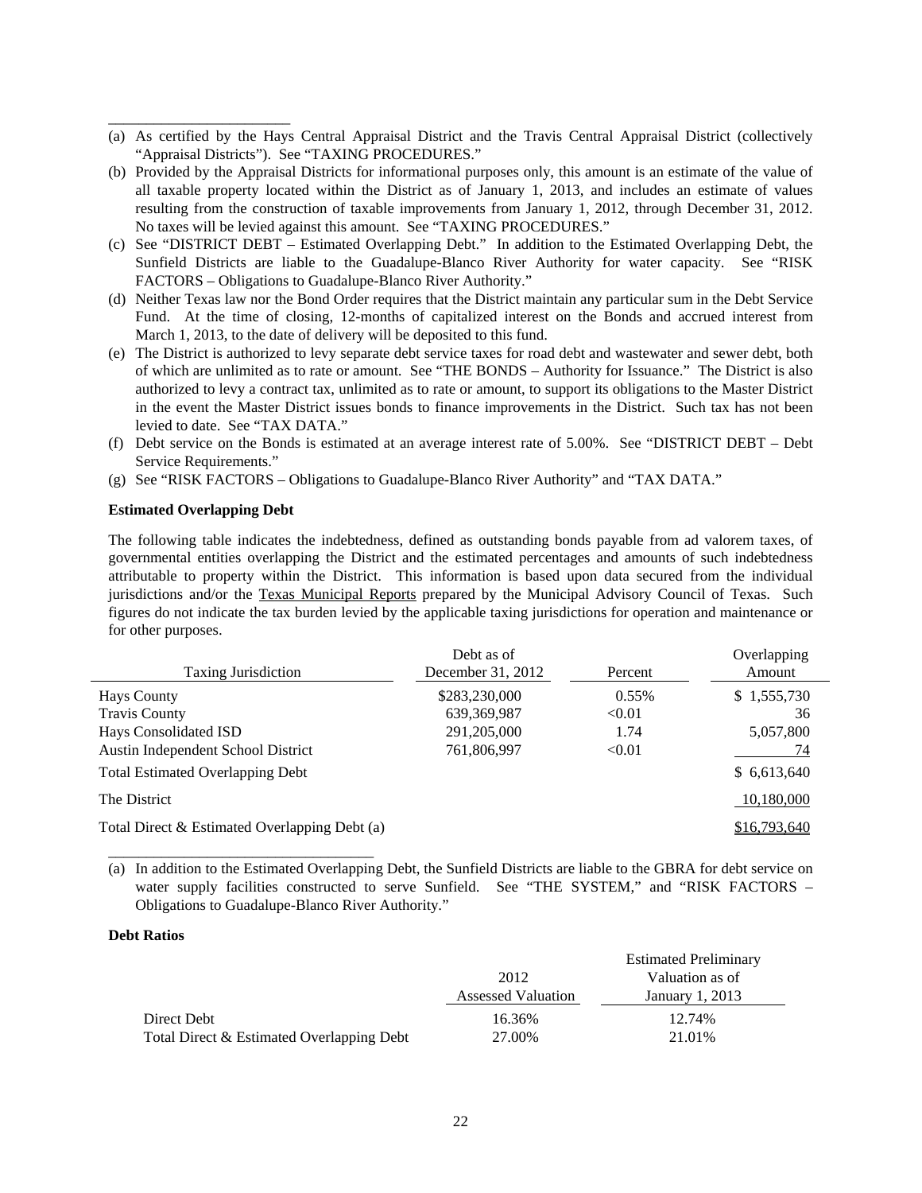---

(a) As certified by the Hays Central Appraisal District and the Travis Central Appraisal District (collectively "Appraisal Districts"). See "TAXING PROCEDURES."

(b) Provided by the Appraisal Districts for informational purposes only, this amount is an estimate of the value of all taxable property located within the District as of January 1, 2013, and includes an estimate of values resulting from the construction of taxable improvements from January 1, 2012, through December 31, 2012. No taxes will be levied against this amount. See "TAXING PROCEDURES."

(c) See "DISTRICT DEBT – Estimated Overlapping Debt." In addition to the Estimated Overlapping Debt, the Sunfield Districts are liable to the Guadalupe-Blanco River Authority for water capacity. See "RISK FACTORS – Obligations to Guadalupe-Blanco River Authority."

(d) Neither Texas law nor the Bond Order requires that the District maintain any particular sum in the Debt Service Fund. At the time of closing, 12-months of capitalized interest on the Bonds and accrued interest from March 1, 2013, to the date of delivery will be deposited to this fund.

(e) The District is authorized to levy separate debt service taxes for road debt and wastewater and sewer debt, both of which are unlimited as to rate or amount. See "THE BONDS – Authority for Issuance." The District is also authorized to levy a contract tax, unlimited as to rate or amount, to support its obligations to the Master District in the event the Master District issues bonds to finance improvements in the District. Such tax has not been levied to date. See "TAX DATA."

(f) Debt service on the Bonds is estimated at an average interest rate of 5.00%. See "DISTRICT DEBT – Debt Service Requirements."

(g) See "RISK FACTORS – Obligations to Guadalupe-Blanco River Authority" and "TAX DATA."

**Estimated Overlapping Debt**

The following table indicates the indebtedness, defined as outstanding bonds payable from ad valorem taxes, of governmental entities overlapping the District and the estimated percentages and amounts of such indebtedness attributable to property within the District. This information is based upon data secured from the individual jurisdictions and/or the Texas Municipal Reports prepared by the Municipal Advisory Council of Texas. Such figures do not indicate the tax burden levied by the applicable taxing jurisdictions for operation and maintenance or for other purposes.

| Taxing Jurisdiction | Debt as of December 31, 2012 | Percent | Overlapping Amount |
|---|---|---|---|
| Hays County | $283,230,000 | 0.55% | $ 1,555,730 |
| Travis County | 639,369,987 | <0.01 | 36 |
| Hays Consolidated ISD | 291,205,000 | 1.74 | 5,057,800 |
| Austin Independent School District | 761,806,997 | <0.01 | 74 |
| Total Estimated Overlapping Debt | | | $ 6,613,640 |
| The District | | | 10,180,000 |
| Total Direct & Estimated Overlapping Debt (a) | | | $16,793,640 |

---

(a) In addition to the Estimated Overlapping Debt, the Sunfield Districts are liable to the GBRA for debt service on water supply facilities constructed to serve Sunfield. See "THE SYSTEM," and "RISK FACTORS – Obligations to Guadalupe-Blanco River Authority."

**Debt Ratios**

| | 2012 Assessed Valuation | Estimated Preliminary Valuation as of January 1, 2013 |
|---|---|---|
| Direct Debt | 16.36% | 12.74% |
| Total Direct & Estimated Overlapping Debt | 27.00% | 21.01% |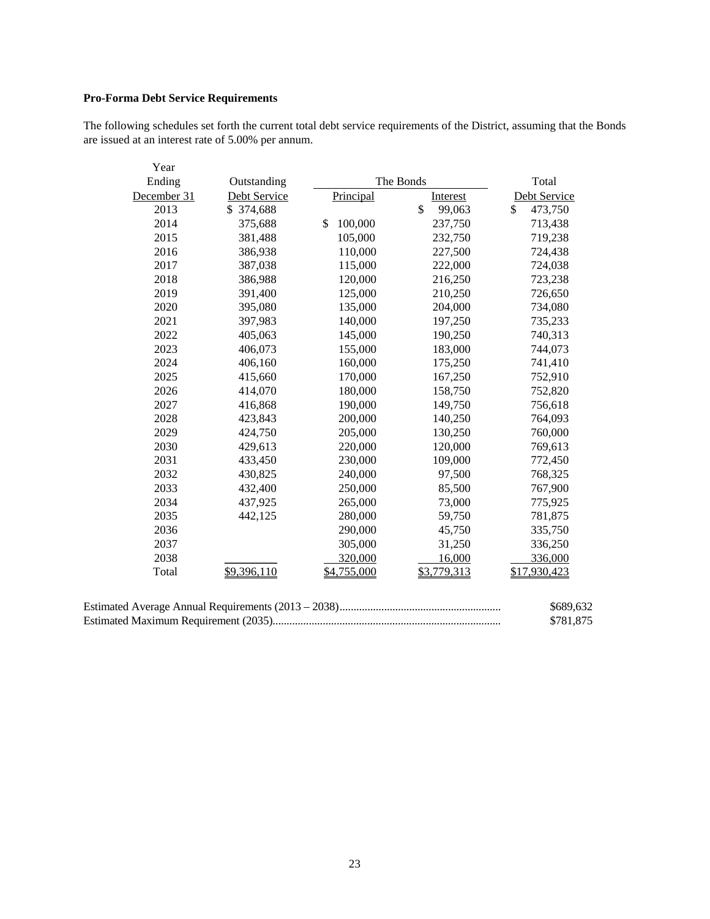**Pro-Forma Debt Service Requirements**

The following schedules set forth the current total debt service requirements of the District, assuming that the Bonds are issued at an interest rate of 5.00% per annum.

| Year Ending December 31 | Outstanding Debt Service | The Bonds Principal | The Bonds Interest | Total Debt Service |
|---|---|---|---|---|
| 2013 | $ 374,688 | | $ 99,063 | $ 473,750 |
| 2014 | 375,688 | $ 100,000 | 237,750 | 713,438 |
| 2015 | 381,488 | 105,000 | 232,750 | 719,238 |
| 2016 | 386,938 | 110,000 | 227,500 | 724,438 |
| 2017 | 387,038 | 115,000 | 222,000 | 724,038 |
| 2018 | 386,988 | 120,000 | 216,250 | 723,238 |
| 2019 | 391,400 | 125,000 | 210,250 | 726,650 |
| 2020 | 395,080 | 135,000 | 204,000 | 734,080 |
| 2021 | 397,983 | 140,000 | 197,250 | 735,233 |
| 2022 | 405,063 | 145,000 | 190,250 | 740,313 |
| 2023 | 406,073 | 155,000 | 183,000 | 744,073 |
| 2024 | 406,160 | 160,000 | 175,250 | 741,410 |
| 2025 | 415,660 | 170,000 | 167,250 | 752,910 |
| 2026 | 414,070 | 180,000 | 158,750 | 752,820 |
| 2027 | 416,868 | 190,000 | 149,750 | 756,618 |
| 2028 | 423,843 | 200,000 | 140,250 | 764,093 |
| 2029 | 424,750 | 205,000 | 130,250 | 760,000 |
| 2030 | 429,613 | 220,000 | 120,000 | 769,613 |
| 2031 | 433,450 | 230,000 | 109,000 | 772,450 |
| 2032 | 430,825 | 240,000 | 97,500 | 768,325 |
| 2033 | 432,400 | 250,000 | 85,500 | 767,900 |
| 2034 | 437,925 | 265,000 | 73,000 | 775,925 |
| 2035 | 442,125 | 280,000 | 59,750 | 781,875 |
| 2036 | | 290,000 | 45,750 | 335,750 |
| 2037 | | 305,000 | 31,250 | 336,250 |
| 2038 | | 320,000 | 16,000 | 336,000 |
| Total | $9,396,110 | $4,755,000 | $3,779,313 | $17,930,423 |

Estimated Average Annual Requirements (2013 – 2038) .......... $689,632

Estimated Maximum Requirement (2035) .......... $781,875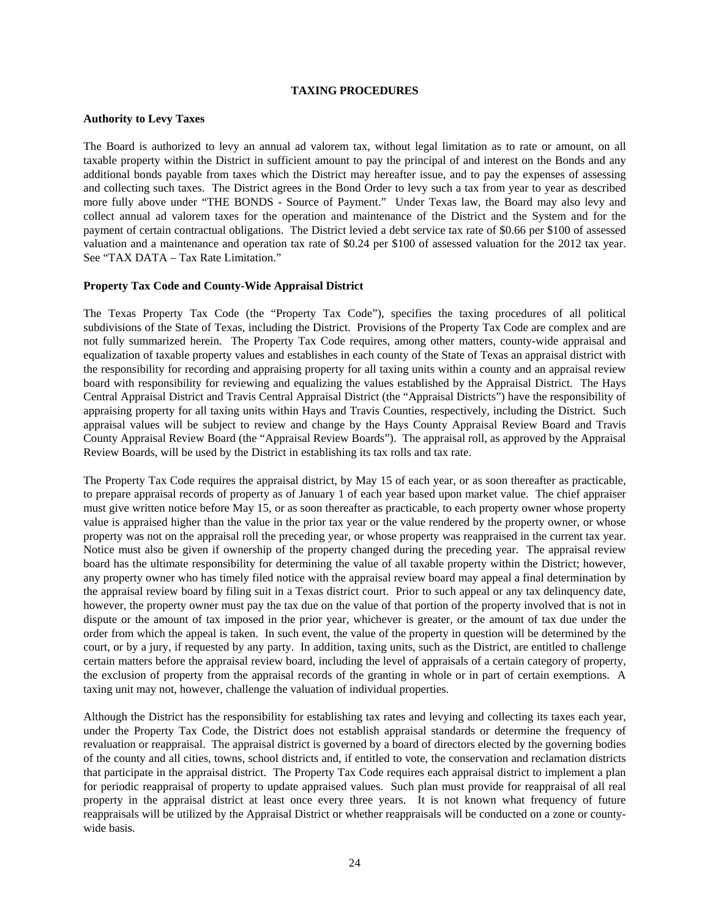## TAXING PROCEDURES

### Authority to Levy Taxes

The Board is authorized to levy an annual ad valorem tax, without legal limitation as to rate or amount, on all taxable property within the District in sufficient amount to pay the principal of and interest on the Bonds and any additional bonds payable from taxes which the District may hereafter issue, and to pay the expenses of assessing and collecting such taxes. The District agrees in the Bond Order to levy such a tax from year to year as described more fully above under "THE BONDS - Source of Payment." Under Texas law, the Board may also levy and collect annual ad valorem taxes for the operation and maintenance of the District and the System and for the payment of certain contractual obligations. The District levied a debt service tax rate of $0.66 per $100 of assessed valuation and a maintenance and operation tax rate of $0.24 per $100 of assessed valuation for the 2012 tax year. See "TAX DATA – Tax Rate Limitation."

### Property Tax Code and County-Wide Appraisal District

The Texas Property Tax Code (the "Property Tax Code"), specifies the taxing procedures of all political subdivisions of the State of Texas, including the District. Provisions of the Property Tax Code are complex and are not fully summarized herein. The Property Tax Code requires, among other matters, county-wide appraisal and equalization of taxable property values and establishes in each county of the State of Texas an appraisal district with the responsibility for recording and appraising property for all taxing units within a county and an appraisal review board with responsibility for reviewing and equalizing the values established by the Appraisal District. The Hays Central Appraisal District and Travis Central Appraisal District (the "Appraisal Districts") have the responsibility of appraising property for all taxing units within Hays and Travis Counties, respectively, including the District. Such appraisal values will be subject to review and change by the Hays County Appraisal Review Board and Travis County Appraisal Review Board (the "Appraisal Review Boards"). The appraisal roll, as approved by the Appraisal Review Boards, will be used by the District in establishing its tax rolls and tax rate.

The Property Tax Code requires the appraisal district, by May 15 of each year, or as soon thereafter as practicable, to prepare appraisal records of property as of January 1 of each year based upon market value. The chief appraiser must give written notice before May 15, or as soon thereafter as practicable, to each property owner whose property value is appraised higher than the value in the prior tax year or the value rendered by the property owner, or whose property was not on the appraisal roll the preceding year, or whose property was reappraised in the current tax year. Notice must also be given if ownership of the property changed during the preceding year. The appraisal review board has the ultimate responsibility for determining the value of all taxable property within the District; however, any property owner who has timely filed notice with the appraisal review board may appeal a final determination by the appraisal review board by filing suit in a Texas district court. Prior to such appeal or any tax delinquency date, however, the property owner must pay the tax due on the value of that portion of the property involved that is not in dispute or the amount of tax imposed in the prior year, whichever is greater, or the amount of tax due under the order from which the appeal is taken. In such event, the value of the property in question will be determined by the court, or by a jury, if requested by any party. In addition, taxing units, such as the District, are entitled to challenge certain matters before the appraisal review board, including the level of appraisals of a certain category of property, the exclusion of property from the appraisal records of the granting in whole or in part of certain exemptions. A taxing unit may not, however, challenge the valuation of individual properties.

Although the District has the responsibility for establishing tax rates and levying and collecting its taxes each year, under the Property Tax Code, the District does not establish appraisal standards or determine the frequency of revaluation or reappraisal. The appraisal district is governed by a board of directors elected by the governing bodies of the county and all cities, towns, school districts and, if entitled to vote, the conservation and reclamation districts that participate in the appraisal district. The Property Tax Code requires each appraisal district to implement a plan for periodic reappraisal of property to update appraised values. Such plan must provide for reappraisal of all real property in the appraisal district at least once every three years. It is not known what frequency of future reappraisals will be utilized by the Appraisal District or whether reappraisals will be conducted on a zone or county-wide basis.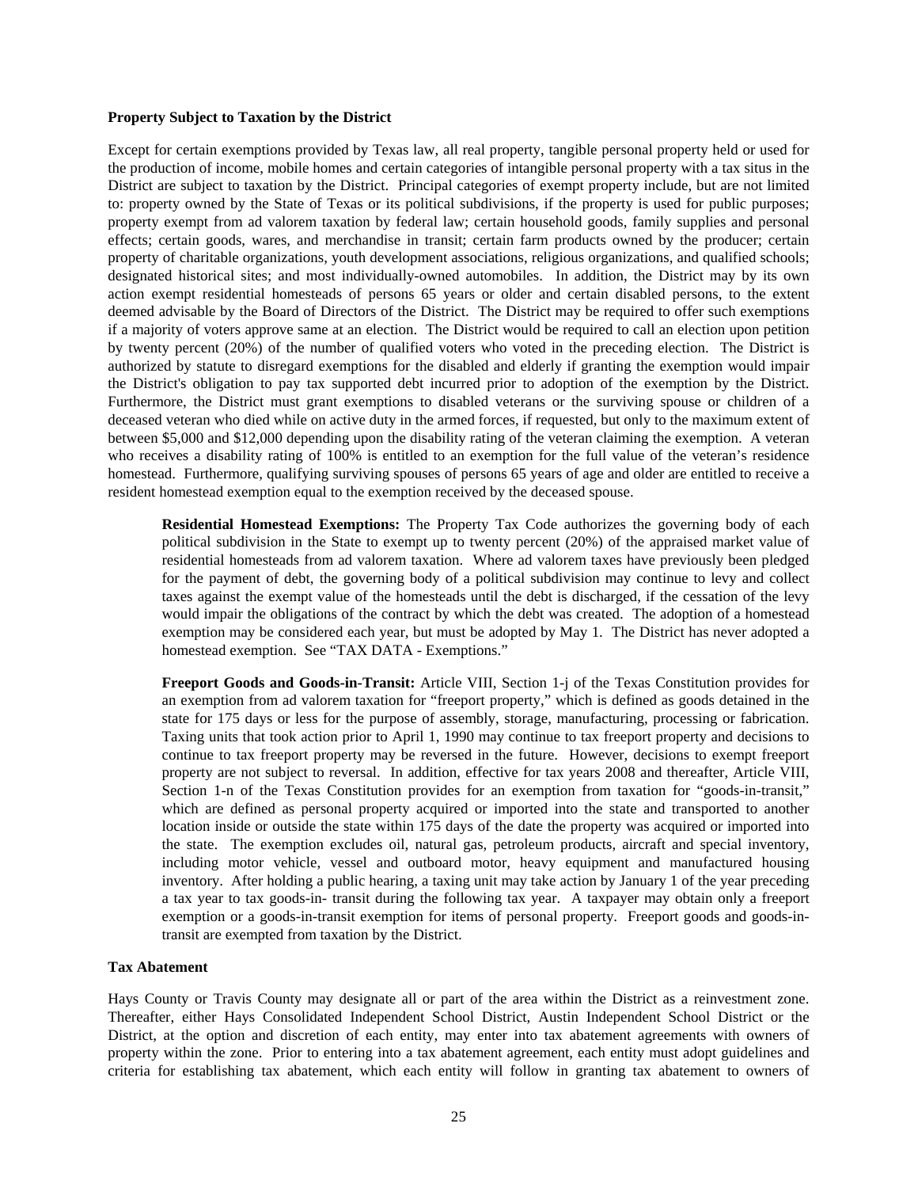**Property Subject to Taxation by the District**

Except for certain exemptions provided by Texas law, all real property, tangible personal property held or used for the production of income, mobile homes and certain categories of intangible personal property with a tax situs in the District are subject to taxation by the District. Principal categories of exempt property include, but are not limited to: property owned by the State of Texas or its political subdivisions, if the property is used for public purposes; property exempt from ad valorem taxation by federal law; certain household goods, family supplies and personal effects; certain goods, wares, and merchandise in transit; certain farm products owned by the producer; certain property of charitable organizations, youth development associations, religious organizations, and qualified schools; designated historical sites; and most individually-owned automobiles. In addition, the District may by its own action exempt residential homesteads of persons 65 years or older and certain disabled persons, to the extent deemed advisable by the Board of Directors of the District. The District may be required to offer such exemptions if a majority of voters approve same at an election. The District would be required to call an election upon petition by twenty percent (20%) of the number of qualified voters who voted in the preceding election. The District is authorized by statute to disregard exemptions for the disabled and elderly if granting the exemption would impair the District's obligation to pay tax supported debt incurred prior to adoption of the exemption by the District. Furthermore, the District must grant exemptions to disabled veterans or the surviving spouse or children of a deceased veteran who died while on active duty in the armed forces, if requested, but only to the maximum extent of between $5,000 and $12,000 depending upon the disability rating of the veteran claiming the exemption. A veteran who receives a disability rating of 100% is entitled to an exemption for the full value of the veteran's residence homestead. Furthermore, qualifying surviving spouses of persons 65 years of age and older are entitled to receive a resident homestead exemption equal to the exemption received by the deceased spouse.

**Residential Homestead Exemptions:** The Property Tax Code authorizes the governing body of each political subdivision in the State to exempt up to twenty percent (20%) of the appraised market value of residential homesteads from ad valorem taxation. Where ad valorem taxes have previously been pledged for the payment of debt, the governing body of a political subdivision may continue to levy and collect taxes against the exempt value of the homesteads until the debt is discharged, if the cessation of the levy would impair the obligations of the contract by which the debt was created. The adoption of a homestead exemption may be considered each year, but must be adopted by May 1. The District has never adopted a homestead exemption. See "TAX DATA - Exemptions."

**Freeport Goods and Goods-in-Transit:** Article VIII, Section 1-j of the Texas Constitution provides for an exemption from ad valorem taxation for "freeport property," which is defined as goods detained in the state for 175 days or less for the purpose of assembly, storage, manufacturing, processing or fabrication. Taxing units that took action prior to April 1, 1990 may continue to tax freeport property and decisions to continue to tax freeport property may be reversed in the future. However, decisions to exempt freeport property are not subject to reversal. In addition, effective for tax years 2008 and thereafter, Article VIII, Section 1-n of the Texas Constitution provides for an exemption from taxation for "goods-in-transit," which are defined as personal property acquired or imported into the state and transported to another location inside or outside the state within 175 days of the date the property was acquired or imported into the state. The exemption excludes oil, natural gas, petroleum products, aircraft and special inventory, including motor vehicle, vessel and outboard motor, heavy equipment and manufactured housing inventory. After holding a public hearing, a taxing unit may take action by January 1 of the year preceding a tax year to tax goods-in- transit during the following tax year. A taxpayer may obtain only a freeport exemption or a goods-in-transit exemption for items of personal property. Freeport goods and goods-in-transit are exempted from taxation by the District.

**Tax Abatement**

Hays County or Travis County may designate all or part of the area within the District as a reinvestment zone. Thereafter, either Hays Consolidated Independent School District, Austin Independent School District or the District, at the option and discretion of each entity, may enter into tax abatement agreements with owners of property within the zone. Prior to entering into a tax abatement agreement, each entity must adopt guidelines and criteria for establishing tax abatement, which each entity will follow in granting tax abatement to owners of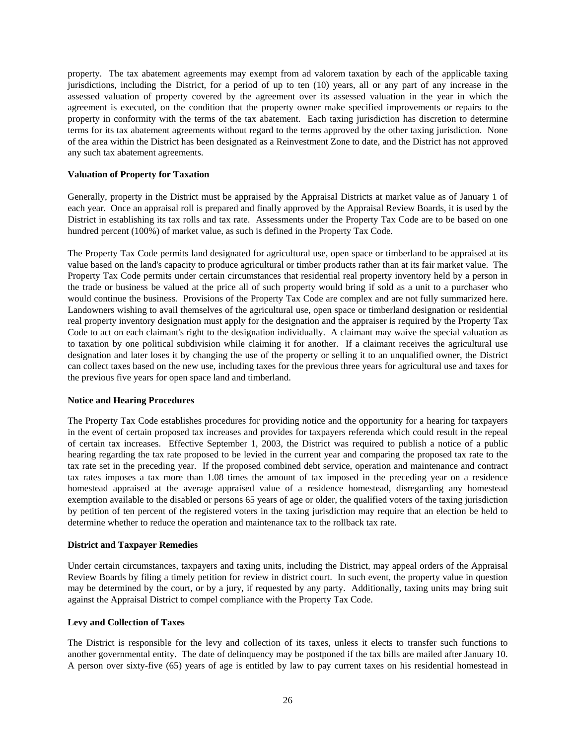property. The tax abatement agreements may exempt from ad valorem taxation by each of the applicable taxing jurisdictions, including the District, for a period of up to ten (10) years, all or any part of any increase in the assessed valuation of property covered by the agreement over its assessed valuation in the year in which the agreement is executed, on the condition that the property owner make specified improvements or repairs to the property in conformity with the terms of the tax abatement. Each taxing jurisdiction has discretion to determine terms for its tax abatement agreements without regard to the terms approved by the other taxing jurisdiction. None of the area within the District has been designated as a Reinvestment Zone to date, and the District has not approved any such tax abatement agreements.

**Valuation of Property for Taxation**

Generally, property in the District must be appraised by the Appraisal Districts at market value as of January 1 of each year. Once an appraisal roll is prepared and finally approved by the Appraisal Review Boards, it is used by the District in establishing its tax rolls and tax rate. Assessments under the Property Tax Code are to be based on one hundred percent (100%) of market value, as such is defined in the Property Tax Code.

The Property Tax Code permits land designated for agricultural use, open space or timberland to be appraised at its value based on the land's capacity to produce agricultural or timber products rather than at its fair market value. The Property Tax Code permits under certain circumstances that residential real property inventory held by a person in the trade or business be valued at the price all of such property would bring if sold as a unit to a purchaser who would continue the business. Provisions of the Property Tax Code are complex and are not fully summarized here. Landowners wishing to avail themselves of the agricultural use, open space or timberland designation or residential real property inventory designation must apply for the designation and the appraiser is required by the Property Tax Code to act on each claimant's right to the designation individually. A claimant may waive the special valuation as to taxation by one political subdivision while claiming it for another. If a claimant receives the agricultural use designation and later loses it by changing the use of the property or selling it to an unqualified owner, the District can collect taxes based on the new use, including taxes for the previous three years for agricultural use and taxes for the previous five years for open space land and timberland.

**Notice and Hearing Procedures**

The Property Tax Code establishes procedures for providing notice and the opportunity for a hearing for taxpayers in the event of certain proposed tax increases and provides for taxpayers referenda which could result in the repeal of certain tax increases. Effective September 1, 2003, the District was required to publish a notice of a public hearing regarding the tax rate proposed to be levied in the current year and comparing the proposed tax rate to the tax rate set in the preceding year. If the proposed combined debt service, operation and maintenance and contract tax rates imposes a tax more than 1.08 times the amount of tax imposed in the preceding year on a residence homestead appraised at the average appraised value of a residence homestead, disregarding any homestead exemption available to the disabled or persons 65 years of age or older, the qualified voters of the taxing jurisdiction by petition of ten percent of the registered voters in the taxing jurisdiction may require that an election be held to determine whether to reduce the operation and maintenance tax to the rollback tax rate.

**District and Taxpayer Remedies**

Under certain circumstances, taxpayers and taxing units, including the District, may appeal orders of the Appraisal Review Boards by filing a timely petition for review in district court. In such event, the property value in question may be determined by the court, or by a jury, if requested by any party. Additionally, taxing units may bring suit against the Appraisal District to compel compliance with the Property Tax Code.

**Levy and Collection of Taxes**

The District is responsible for the levy and collection of its taxes, unless it elects to transfer such functions to another governmental entity. The date of delinquency may be postponed if the tax bills are mailed after January 10. A person over sixty-five (65) years of age is entitled by law to pay current taxes on his residential homestead in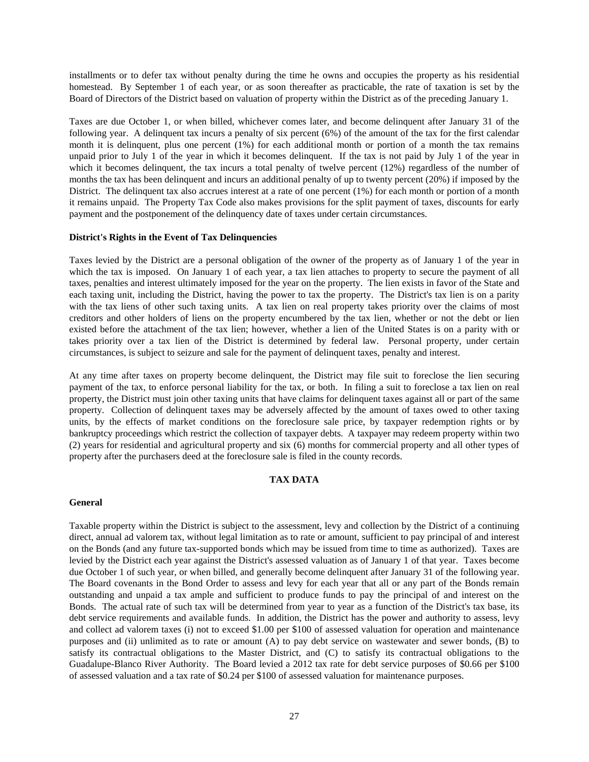installments or to defer tax without penalty during the time he owns and occupies the property as his residential homestead. By September 1 of each year, or as soon thereafter as practicable, the rate of taxation is set by the Board of Directors of the District based on valuation of property within the District as of the preceding January 1.

Taxes are due October 1, or when billed, whichever comes later, and become delinquent after January 31 of the following year. A delinquent tax incurs a penalty of six percent (6%) of the amount of the tax for the first calendar month it is delinquent, plus one percent (1%) for each additional month or portion of a month the tax remains unpaid prior to July 1 of the year in which it becomes delinquent. If the tax is not paid by July 1 of the year in which it becomes delinquent, the tax incurs a total penalty of twelve percent (12%) regardless of the number of months the tax has been delinquent and incurs an additional penalty of up to twenty percent (20%) if imposed by the District. The delinquent tax also accrues interest at a rate of one percent (1%) for each month or portion of a month it remains unpaid. The Property Tax Code also makes provisions for the split payment of taxes, discounts for early payment and the postponement of the delinquency date of taxes under certain circumstances.

**District's Rights in the Event of Tax Delinquencies**

Taxes levied by the District are a personal obligation of the owner of the property as of January 1 of the year in which the tax is imposed. On January 1 of each year, a tax lien attaches to property to secure the payment of all taxes, penalties and interest ultimately imposed for the year on the property. The lien exists in favor of the State and each taxing unit, including the District, having the power to tax the property. The District's tax lien is on a parity with the tax liens of other such taxing units. A tax lien on real property takes priority over the claims of most creditors and other holders of liens on the property encumbered by the tax lien, whether or not the debt or lien existed before the attachment of the tax lien; however, whether a lien of the United States is on a parity with or takes priority over a tax lien of the District is determined by federal law. Personal property, under certain circumstances, is subject to seizure and sale for the payment of delinquent taxes, penalty and interest.

At any time after taxes on property become delinquent, the District may file suit to foreclose the lien securing payment of the tax, to enforce personal liability for the tax, or both. In filing a suit to foreclose a tax lien on real property, the District must join other taxing units that have claims for delinquent taxes against all or part of the same property. Collection of delinquent taxes may be adversely affected by the amount of taxes owed to other taxing units, by the effects of market conditions on the foreclosure sale price, by taxpayer redemption rights or by bankruptcy proceedings which restrict the collection of taxpayer debts. A taxpayer may redeem property within two (2) years for residential and agricultural property and six (6) months for commercial property and all other types of property after the purchasers deed at the foreclosure sale is filed in the county records.

## TAX DATA

**General**

Taxable property within the District is subject to the assessment, levy and collection by the District of a continuing direct, annual ad valorem tax, without legal limitation as to rate or amount, sufficient to pay principal of and interest on the Bonds (and any future tax-supported bonds which may be issued from time to time as authorized). Taxes are levied by the District each year against the District's assessed valuation as of January 1 of that year. Taxes become due October 1 of such year, or when billed, and generally become delinquent after January 31 of the following year. The Board covenants in the Bond Order to assess and levy for each year that all or any part of the Bonds remain outstanding and unpaid a tax ample and sufficient to produce funds to pay the principal of and interest on the Bonds. The actual rate of such tax will be determined from year to year as a function of the District's tax base, its debt service requirements and available funds. In addition, the District has the power and authority to assess, levy and collect ad valorem taxes (i) not to exceed $1.00 per $100 of assessed valuation for operation and maintenance purposes and (ii) unlimited as to rate or amount (A) to pay debt service on wastewater and sewer bonds, (B) to satisfy its contractual obligations to the Master District, and (C) to satisfy its contractual obligations to the Guadalupe-Blanco River Authority. The Board levied a 2012 tax rate for debt service purposes of $0.66 per $100 of assessed valuation and a tax rate of $0.24 per $100 of assessed valuation for maintenance purposes.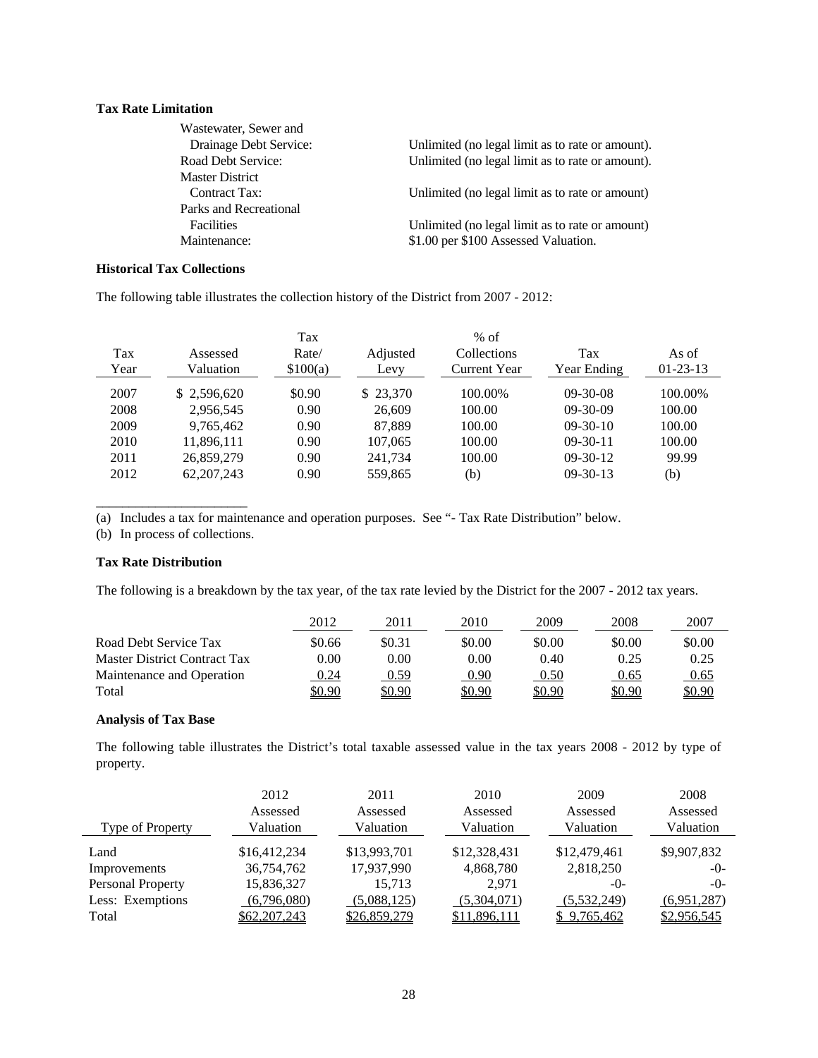**Tax Rate Limitation**

| | |
|---|---|
| Wastewater, Sewer and Drainage Debt Service: | Unlimited (no legal limit as to rate or amount). |
| Road Debt Service: | Unlimited (no legal limit as to rate or amount). |
| Master District Contract Tax: | Unlimited (no legal limit as to rate or amount) |
| Parks and Recreational Facilities | Unlimited (no legal limit as to rate or amount) |
| Maintenance: | $1.00 per $100 Assessed Valuation. |

**Historical Tax Collections**

The following table illustrates the collection history of the District from 2007 - 2012:

| Tax Year | Assessed Valuation | Tax Rate/ $100(a) | Adjusted Levy | % of Collections Current Year | Tax Year Ending | As of 01-23-13 |
|---|---|---|---|---|---|---|
| 2007 | $ 2,596,620 | $0.90 | $ 23,370 | 100.00% | 09-30-08 | 100.00% |
| 2008 | 2,956,545 | 0.90 | 26,609 | 100.00 | 09-30-09 | 100.00 |
| 2009 | 9,765,462 | 0.90 | 87,889 | 100.00 | 09-30-10 | 100.00 |
| 2010 | 11,896,111 | 0.90 | 107,065 | 100.00 | 09-30-11 | 100.00 |
| 2011 | 26,859,279 | 0.90 | 241,734 | 100.00 | 09-30-12 | 99.99 |
| 2012 | 62,207,243 | 0.90 | 559,865 | (b) | 09-30-13 | (b) |

(a) Includes a tax for maintenance and operation purposes. See "- Tax Rate Distribution" below.
(b) In process of collections.

**Tax Rate Distribution**

The following is a breakdown by the tax year, of the tax rate levied by the District for the 2007 - 2012 tax years.

| | 2012 | 2011 | 2010 | 2009 | 2008 | 2007 |
|---|---|---|---|---|---|---|
| Road Debt Service Tax | $0.66 | $0.31 | $0.00 | $0.00 | $0.00 | $0.00 |
| Master District Contract Tax | 0.00 | 0.00 | 0.00 | 0.40 | 0.25 | 0.25 |
| Maintenance and Operation | 0.24 | 0.59 | 0.90 | 0.50 | 0.65 | 0.65 |
| Total | $0.90 | $0.90 | $0.90 | $0.90 | $0.90 | $0.90 |

**Analysis of Tax Base**

The following table illustrates the District's total taxable assessed value in the tax years 2008 - 2012 by type of property.

| Type of Property | 2012 Assessed Valuation | 2011 Assessed Valuation | 2010 Assessed Valuation | 2009 Assessed Valuation | 2008 Assessed Valuation |
|---|---|---|---|---|---|
| Land | $16,412,234 | $13,993,701 | $12,328,431 | $12,479,461 | $9,907,832 |
| Improvements | 36,754,762 | 17,937,990 | 4,868,780 | 2,818,250 | -0- |
| Personal Property | 15,836,327 | 15,713 | 2,971 | -0- | -0- |
| Less: Exemptions | (6,796,080) | (5,088,125) | (5,304,071) | (5,532,249) | (6,951,287) |
| Total | $62,207,243 | $26,859,279 | $11,896,111 | $ 9,765,462 | $2,956,545 |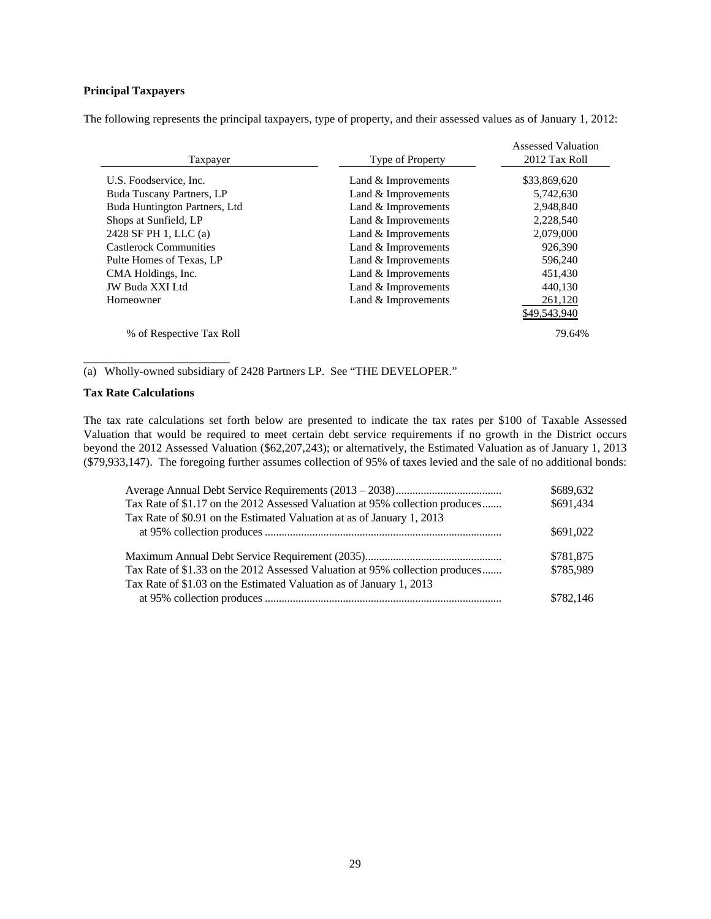**Principal Taxpayers**

The following represents the principal taxpayers, type of property, and their assessed values as of January 1, 2012:

| Taxpayer | Type of Property | Assessed Valuation 2012 Tax Roll |
|---|---|---|
| U.S. Foodservice, Inc. | Land & Improvements | $33,869,620 |
| Buda Tuscany Partners, LP | Land & Improvements | 5,742,630 |
| Buda Huntington Partners, Ltd | Land & Improvements | 2,948,840 |
| Shops at Sunfield, LP | Land & Improvements | 2,228,540 |
| 2428 SF PH 1, LLC (a) | Land & Improvements | 2,079,000 |
| Castlerock Communities | Land & Improvements | 926,390 |
| Pulte Homes of Texas, LP | Land & Improvements | 596,240 |
| CMA Holdings, Inc. | Land & Improvements | 451,430 |
| JW Buda XXI Ltd | Land & Improvements | 440,130 |
| Homeowner | Land & Improvements | 261,120 |
| | | $49,543,940 |
| % of Respective Tax Roll | | 79.64% |

(a) Wholly-owned subsidiary of 2428 Partners LP. See "THE DEVELOPER."

**Tax Rate Calculations**

The tax rate calculations set forth below are presented to indicate the tax rates per $100 of Taxable Assessed Valuation that would be required to meet certain debt service requirements if no growth in the District occurs beyond the 2012 Assessed Valuation ($62,207,243); or alternatively, the Estimated Valuation as of January 1, 2013 ($79,933,147). The foregoing further assumes collection of 95% of taxes levied and the sale of no additional bonds:

| | |
|---|---|
| Average Annual Debt Service Requirements (2013 – 2038) | $689,632 |
| Tax Rate of $1.17 on the 2012 Assessed Valuation at 95% collection produces | $691,434 |
| Tax Rate of $0.91 on the Estimated Valuation at as of January 1, 2013 at 95% collection produces | $691,022 |
| | |
| Maximum Annual Debt Service Requirement (2035) | $781,875 |
| Tax Rate of $1.33 on the 2012 Assessed Valuation at 95% collection produces | $785,989 |
| Tax Rate of $1.03 on the Estimated Valuation as of January 1, 2013 at 95% collection produces | $782,146 |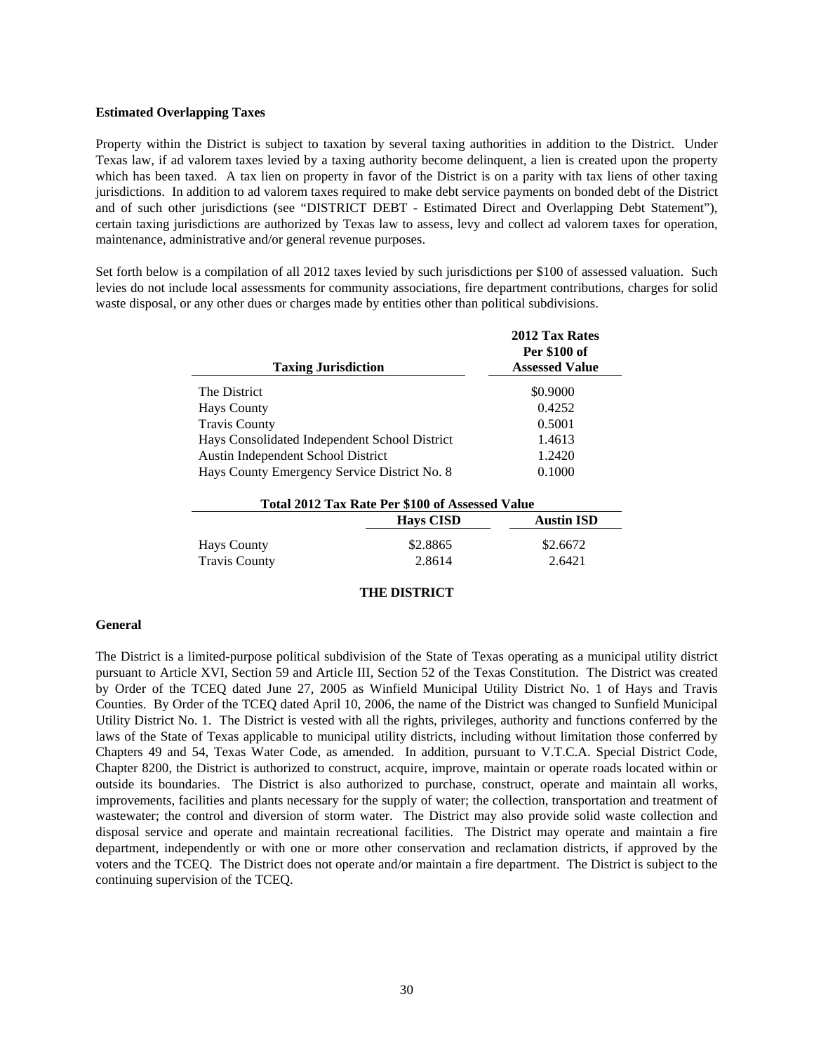**Estimated Overlapping Taxes**

Property within the District is subject to taxation by several taxing authorities in addition to the District. Under Texas law, if ad valorem taxes levied by a taxing authority become delinquent, a lien is created upon the property which has been taxed. A tax lien on property in favor of the District is on a parity with tax liens of other taxing jurisdictions. In addition to ad valorem taxes required to make debt service payments on bonded debt of the District and of such other jurisdictions (see "DISTRICT DEBT - Estimated Direct and Overlapping Debt Statement"), certain taxing jurisdictions are authorized by Texas law to assess, levy and collect ad valorem taxes for operation, maintenance, administrative and/or general revenue purposes.

Set forth below is a compilation of all 2012 taxes levied by such jurisdictions per $100 of assessed valuation. Such levies do not include local assessments for community associations, fire department contributions, charges for solid waste disposal, or any other dues or charges made by entities other than political subdivisions.

| Taxing Jurisdiction | 2012 Tax Rates Per $100 of Assessed Value |
|---|---|
| The District | $0.9000 |
| Hays County | 0.4252 |
| Travis County | 0.5001 |
| Hays Consolidated Independent School District | 1.4613 |
| Austin Independent School District | 1.2420 |
| Hays County Emergency Service District No. 8 | 0.1000 |

| Total 2012 Tax Rate Per $100 of Assessed Value | | |
|---|---|---|
| | **Hays CISD** | **Austin ISD** |
| Hays County | $2.8865 | $2.6672 |
| Travis County | 2.8614 | 2.6421 |

## THE DISTRICT

**General**

The District is a limited-purpose political subdivision of the State of Texas operating as a municipal utility district pursuant to Article XVI, Section 59 and Article III, Section 52 of the Texas Constitution. The District was created by Order of the TCEQ dated June 27, 2005 as Winfield Municipal Utility District No. 1 of Hays and Travis Counties. By Order of the TCEQ dated April 10, 2006, the name of the District was changed to Sunfield Municipal Utility District No. 1. The District is vested with all the rights, privileges, authority and functions conferred by the laws of the State of Texas applicable to municipal utility districts, including without limitation those conferred by Chapters 49 and 54, Texas Water Code, as amended. In addition, pursuant to V.T.C.A. Special District Code, Chapter 8200, the District is authorized to construct, acquire, improve, maintain or operate roads located within or outside its boundaries. The District is also authorized to purchase, construct, operate and maintain all works, improvements, facilities and plants necessary for the supply of water; the collection, transportation and treatment of wastewater; the control and diversion of storm water. The District may also provide solid waste collection and disposal service and operate and maintain recreational facilities. The District may operate and maintain a fire department, independently or with one or more other conservation and reclamation districts, if approved by the voters and the TCEQ. The District does not operate and/or maintain a fire department. The District is subject to the continuing supervision of the TCEQ.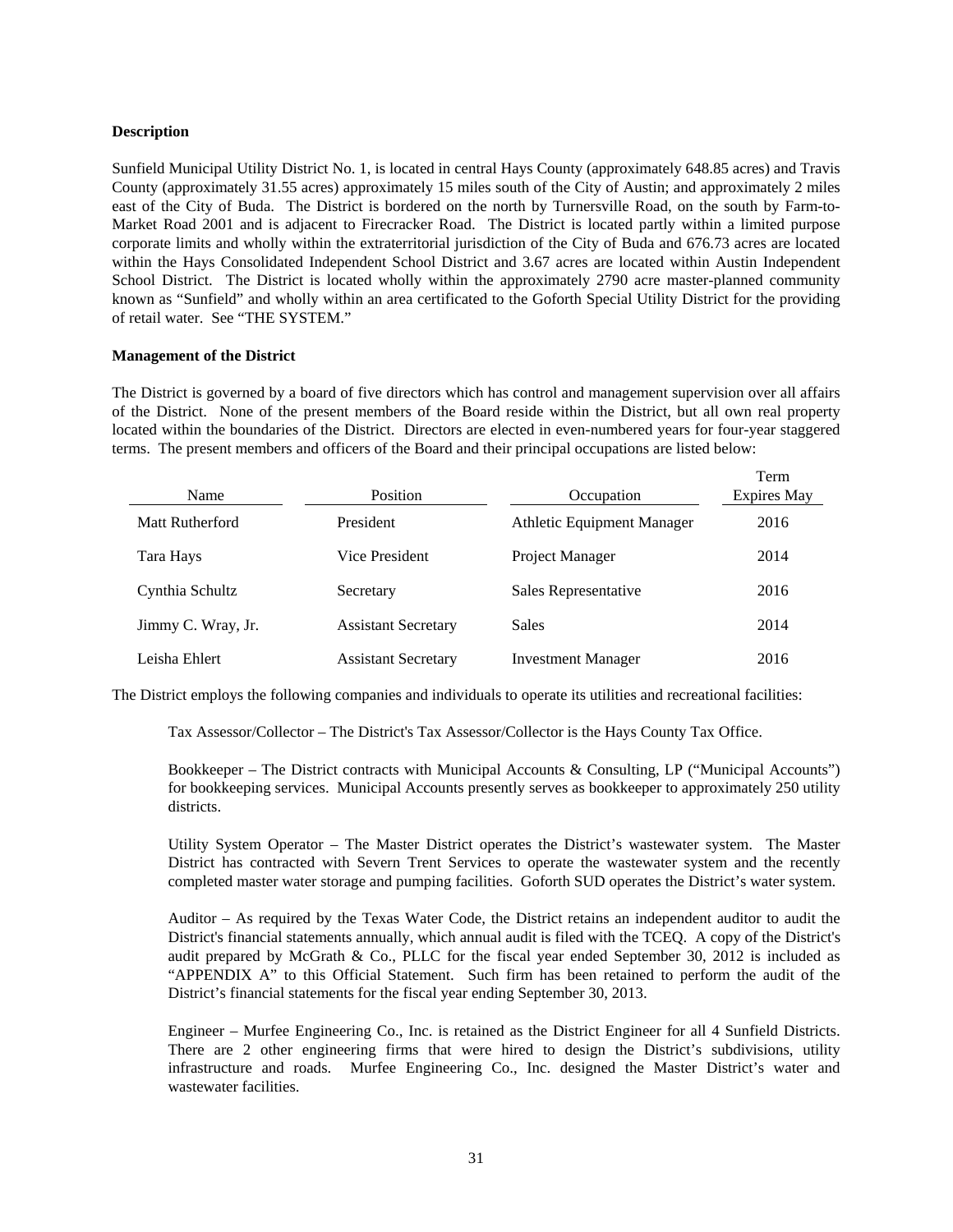**Description**

Sunfield Municipal Utility District No. 1, is located in central Hays County (approximately 648.85 acres) and Travis County (approximately 31.55 acres) approximately 15 miles south of the City of Austin; and approximately 2 miles east of the City of Buda. The District is bordered on the north by Turnersville Road, on the south by Farm-to-Market Road 2001 and is adjacent to Firecracker Road. The District is located partly within a limited purpose corporate limits and wholly within the extraterritorial jurisdiction of the City of Buda and 676.73 acres are located within the Hays Consolidated Independent School District and 3.67 acres are located within Austin Independent School District. The District is located wholly within the approximately 2790 acre master-planned community known as "Sunfield" and wholly within an area certificated to the Goforth Special Utility District for the providing of retail water. See "THE SYSTEM."

**Management of the District**

The District is governed by a board of five directors which has control and management supervision over all affairs of the District. None of the present members of the Board reside within the District, but all own real property located within the boundaries of the District. Directors are elected in even-numbered years for four-year staggered terms. The present members and officers of the Board and their principal occupations are listed below:

| Name | Position | Occupation | Term Expires May |
|---|---|---|---|
| Matt Rutherford | President | Athletic Equipment Manager | 2016 |
| Tara Hays | Vice President | Project Manager | 2014 |
| Cynthia Schultz | Secretary | Sales Representative | 2016 |
| Jimmy C. Wray, Jr. | Assistant Secretary | Sales | 2014 |
| Leisha Ehlert | Assistant Secretary | Investment Manager | 2016 |

The District employs the following companies and individuals to operate its utilities and recreational facilities:

Tax Assessor/Collector – The District's Tax Assessor/Collector is the Hays County Tax Office.

Bookkeeper – The District contracts with Municipal Accounts & Consulting, LP ("Municipal Accounts") for bookkeeping services. Municipal Accounts presently serves as bookkeeper to approximately 250 utility districts.

Utility System Operator – The Master District operates the District's wastewater system. The Master District has contracted with Severn Trent Services to operate the wastewater system and the recently completed master water storage and pumping facilities. Goforth SUD operates the District's water system.

Auditor – As required by the Texas Water Code, the District retains an independent auditor to audit the District's financial statements annually, which annual audit is filed with the TCEQ. A copy of the District's audit prepared by McGrath & Co., PLLC for the fiscal year ended September 30, 2012 is included as "APPENDIX A" to this Official Statement. Such firm has been retained to perform the audit of the District's financial statements for the fiscal year ending September 30, 2013.

Engineer – Murfee Engineering Co., Inc. is retained as the District Engineer for all 4 Sunfield Districts. There are 2 other engineering firms that were hired to design the District's subdivisions, utility infrastructure and roads. Murfee Engineering Co., Inc. designed the Master District's water and wastewater facilities.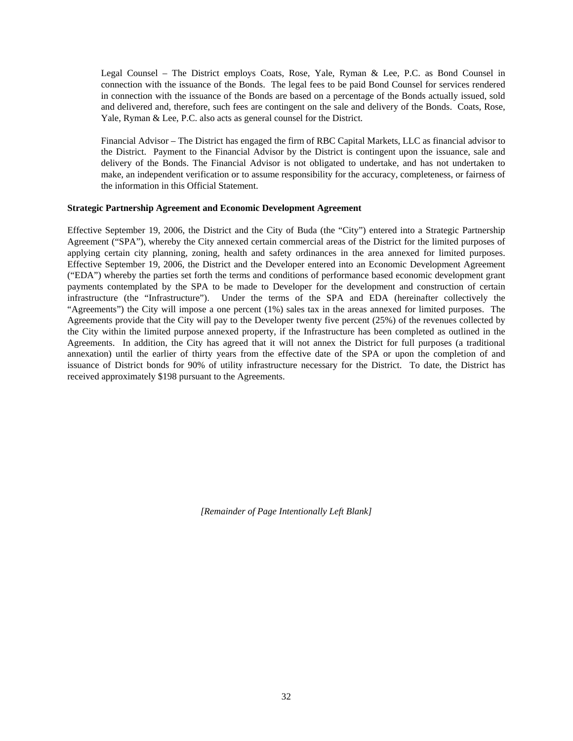Legal Counsel – The District employs Coats, Rose, Yale, Ryman & Lee, P.C. as Bond Counsel in connection with the issuance of the Bonds. The legal fees to be paid Bond Counsel for services rendered in connection with the issuance of the Bonds are based on a percentage of the Bonds actually issued, sold and delivered and, therefore, such fees are contingent on the sale and delivery of the Bonds. Coats, Rose, Yale, Ryman & Lee, P.C. also acts as general counsel for the District.

Financial Advisor – The District has engaged the firm of RBC Capital Markets, LLC as financial advisor to the District. Payment to the Financial Advisor by the District is contingent upon the issuance, sale and delivery of the Bonds. The Financial Advisor is not obligated to undertake, and has not undertaken to make, an independent verification or to assume responsibility for the accuracy, completeness, or fairness of the information in this Official Statement.

**Strategic Partnership Agreement and Economic Development Agreement**

Effective September 19, 2006, the District and the City of Buda (the "City") entered into a Strategic Partnership Agreement ("SPA"), whereby the City annexed certain commercial areas of the District for the limited purposes of applying certain city planning, zoning, health and safety ordinances in the area annexed for limited purposes. Effective September 19, 2006, the District and the Developer entered into an Economic Development Agreement ("EDA") whereby the parties set forth the terms and conditions of performance based economic development grant payments contemplated by the SPA to be made to Developer for the development and construction of certain infrastructure (the "Infrastructure"). Under the terms of the SPA and EDA (hereinafter collectively the "Agreements") the City will impose a one percent (1%) sales tax in the areas annexed for limited purposes. The Agreements provide that the City will pay to the Developer twenty five percent (25%) of the revenues collected by the City within the limited purpose annexed property, if the Infrastructure has been completed as outlined in the Agreements. In addition, the City has agreed that it will not annex the District for full purposes (a traditional annexation) until the earlier of thirty years from the effective date of the SPA or upon the completion of and issuance of District bonds for 90% of utility infrastructure necessary for the District. To date, the District has received approximately $198 pursuant to the Agreements.

*[Remainder of Page Intentionally Left Blank]*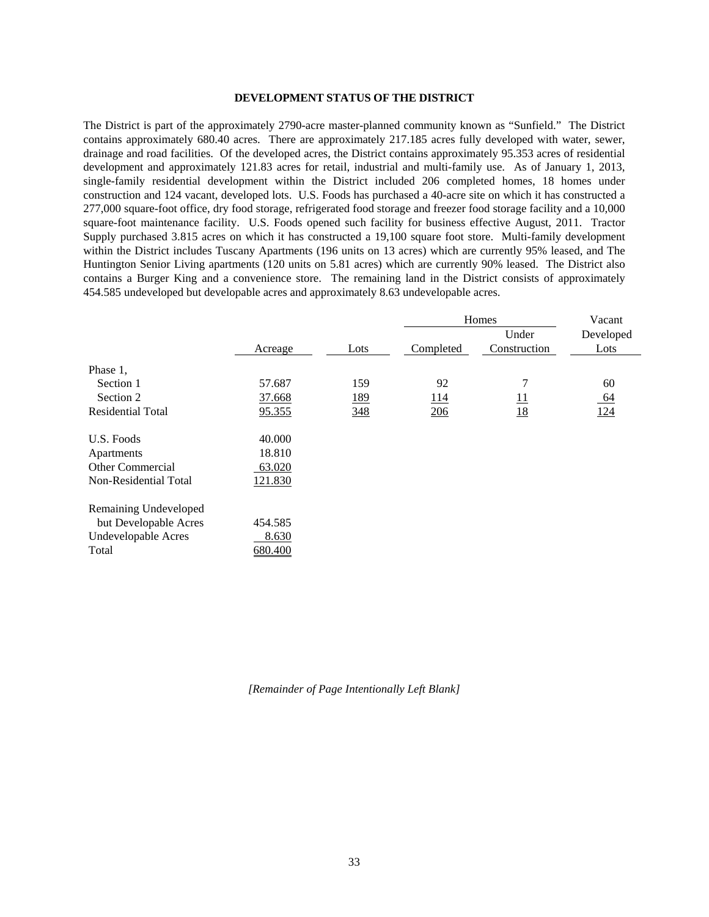## DEVELOPMENT STATUS OF THE DISTRICT

The District is part of the approximately 2790-acre master-planned community known as "Sunfield." The District contains approximately 680.40 acres. There are approximately 217.185 acres fully developed with water, sewer, drainage and road facilities. Of the developed acres, the District contains approximately 95.353 acres of residential development and approximately 121.83 acres for retail, industrial and multi-family use. As of January 1, 2013, single-family residential development within the District included 206 completed homes, 18 homes under construction and 124 vacant, developed lots. U.S. Foods has purchased a 40-acre site on which it has constructed a 277,000 square-foot office, dry food storage, refrigerated food storage and freezer food storage facility and a 10,000 square-foot maintenance facility. U.S. Foods opened such facility for business effective August, 2011. Tractor Supply purchased 3.815 acres on which it has constructed a 19,100 square foot store. Multi-family development within the District includes Tuscany Apartments (196 units on 13 acres) which are currently 95% leased, and The Huntington Senior Living apartments (120 units on 5.81 acres) which are currently 90% leased. The District also contains a Burger King and a convenience store. The remaining land in the District consists of approximately 454.585 undeveloped but developable acres and approximately 8.63 undevelopable acres.

| | | | Homes | | Vacant |
|---|---|---|---|---|---|
| | Acreage | Lots | Completed | Under Construction | Developed Lots |
| Phase 1, | | | | | |
| Section 1 | 57.687 | 159 | 92 | 7 | 60 |
| Section 2 | 37.668 | 189 | 114 | 11 | 64 |
| Residential Total | 95.355 | 348 | 206 | 18 | 124 |
| U.S. Foods | 40.000 | | | | |
| Apartments | 18.810 | | | | |
| Other Commercial | 63.020 | | | | |
| Non-Residential Total | 121.830 | | | | |
| Remaining Undeveloped but Developable Acres | 454.585 | | | | |
| Undevelopable Acres | 8.630 | | | | |
| Total | 680.400 | | | | |

*[Remainder of Page Intentionally Left Blank]*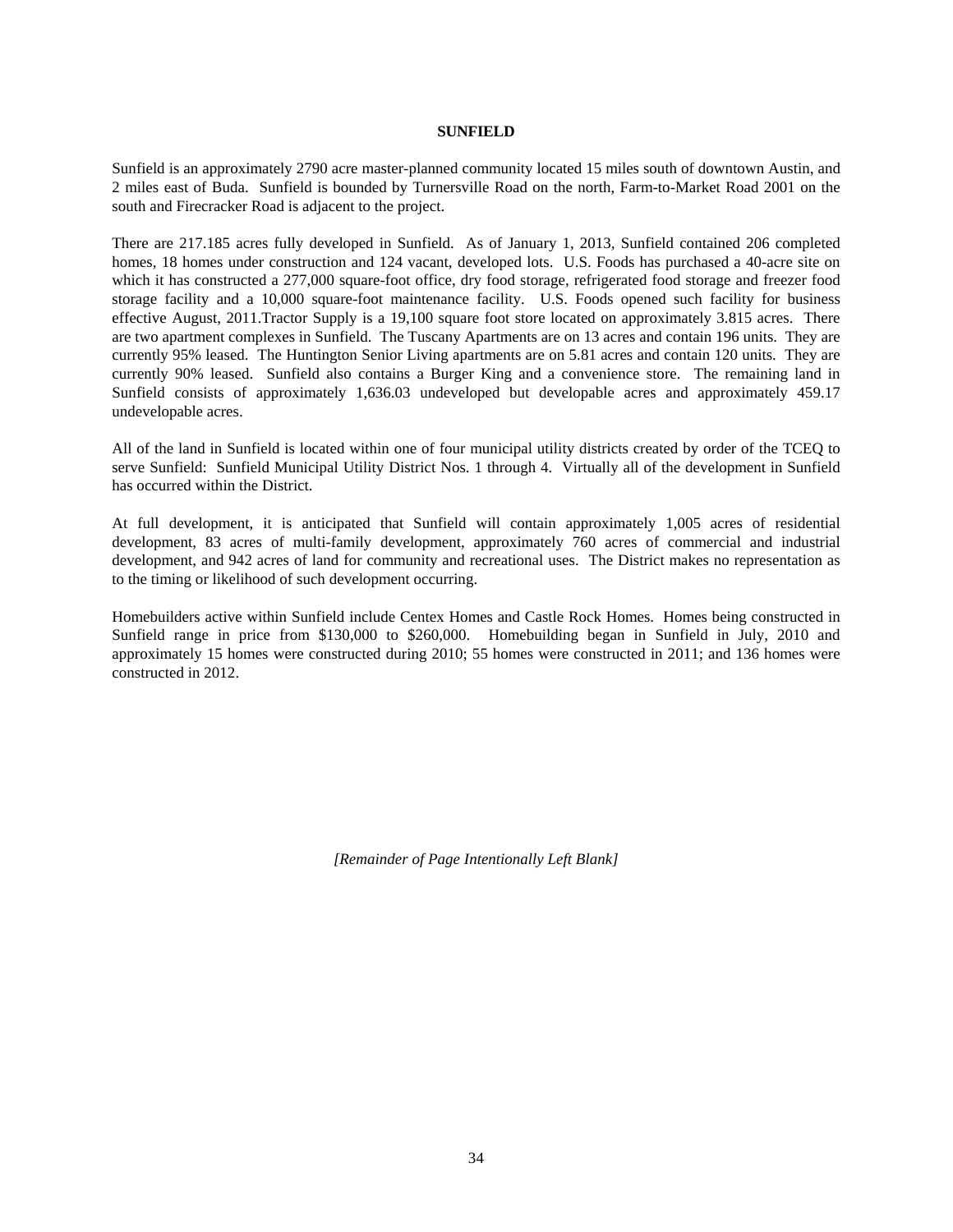# SUNFIELD

Sunfield is an approximately 2790 acre master-planned community located 15 miles south of downtown Austin, and 2 miles east of Buda. Sunfield is bounded by Turnersville Road on the north, Farm-to-Market Road 2001 on the south and Firecracker Road is adjacent to the project.

There are 217.185 acres fully developed in Sunfield. As of January 1, 2013, Sunfield contained 206 completed homes, 18 homes under construction and 124 vacant, developed lots. U.S. Foods has purchased a 40-acre site on which it has constructed a 277,000 square-foot office, dry food storage, refrigerated food storage and freezer food storage facility and a 10,000 square-foot maintenance facility. U.S. Foods opened such facility for business effective August, 2011.Tractor Supply is a 19,100 square foot store located on approximately 3.815 acres. There are two apartment complexes in Sunfield. The Tuscany Apartments are on 13 acres and contain 196 units. They are currently 95% leased. The Huntington Senior Living apartments are on 5.81 acres and contain 120 units. They are currently 90% leased. Sunfield also contains a Burger King and a convenience store. The remaining land in Sunfield consists of approximately 1,636.03 undeveloped but developable acres and approximately 459.17 undevelopable acres.

All of the land in Sunfield is located within one of four municipal utility districts created by order of the TCEQ to serve Sunfield: Sunfield Municipal Utility District Nos. 1 through 4. Virtually all of the development in Sunfield has occurred within the District.

At full development, it is anticipated that Sunfield will contain approximately 1,005 acres of residential development, 83 acres of multi-family development, approximately 760 acres of commercial and industrial development, and 942 acres of land for community and recreational uses. The District makes no representation as to the timing or likelihood of such development occurring.

Homebuilders active within Sunfield include Centex Homes and Castle Rock Homes. Homes being constructed in Sunfield range in price from $130,000 to $260,000. Homebuilding began in Sunfield in July, 2010 and approximately 15 homes were constructed during 2010; 55 homes were constructed in 2011; and 136 homes were constructed in 2012.

*[Remainder of Page Intentionally Left Blank]*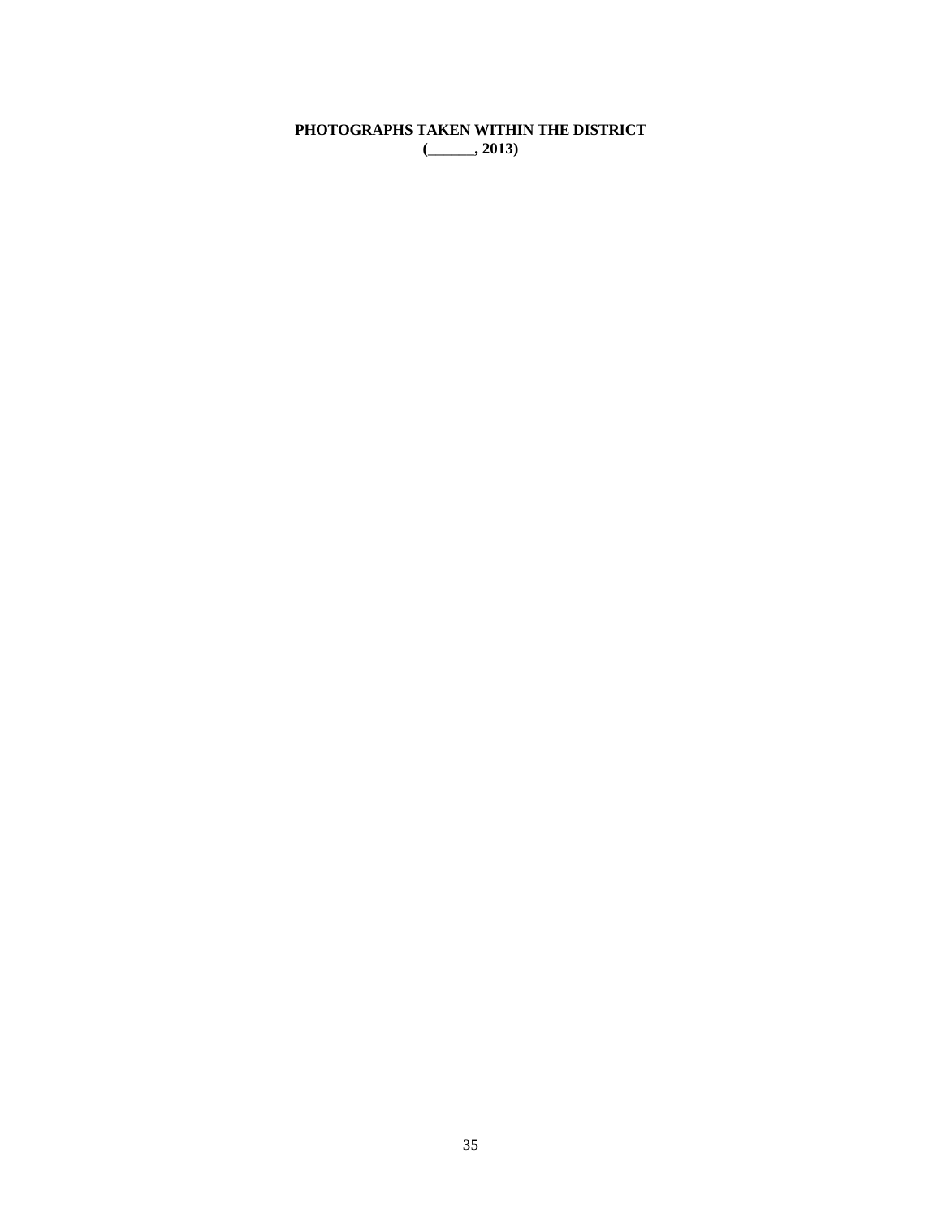**PHOTOGRAPHS TAKEN WITHIN THE DISTRICT**
**(______, 2013)**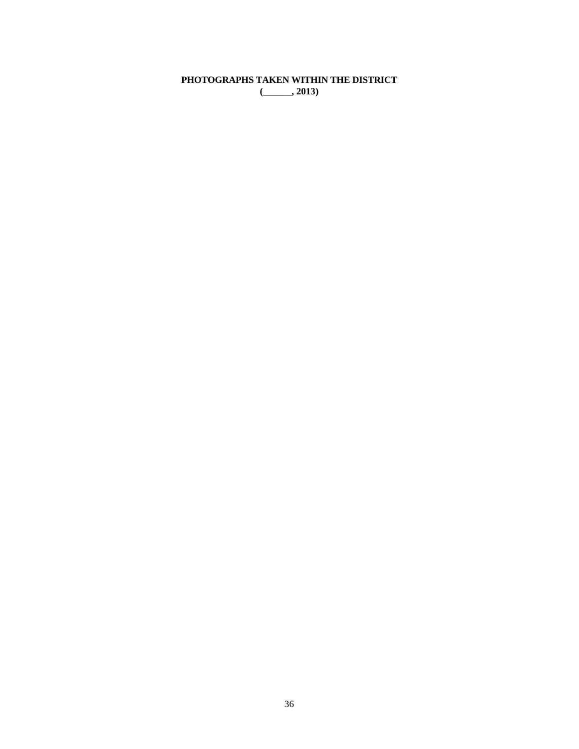**PHOTOGRAPHS TAKEN WITHIN THE DISTRICT**
**(______, 2013)**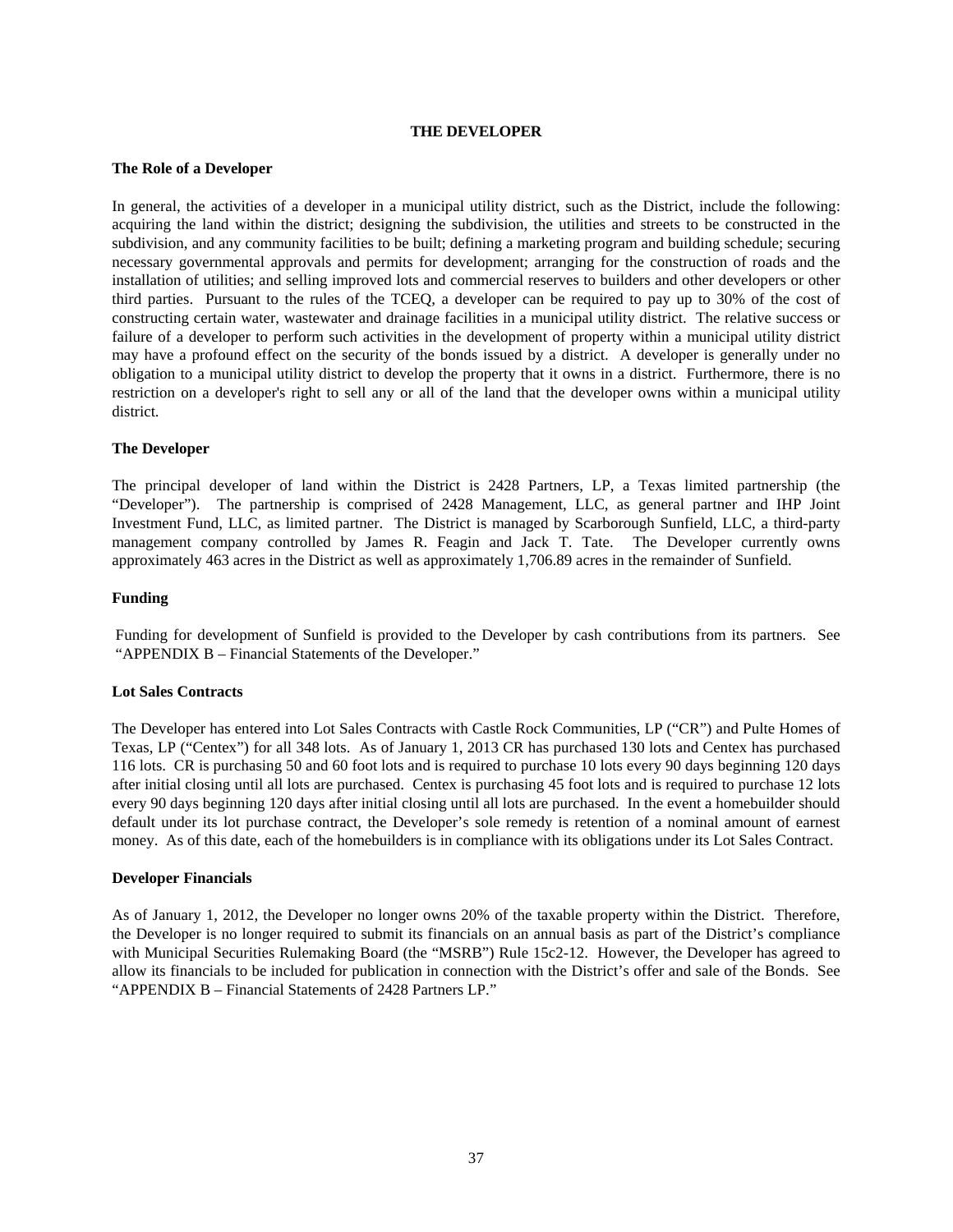## THE DEVELOPER

### The Role of a Developer

In general, the activities of a developer in a municipal utility district, such as the District, include the following: acquiring the land within the district; designing the subdivision, the utilities and streets to be constructed in the subdivision, and any community facilities to be built; defining a marketing program and building schedule; securing necessary governmental approvals and permits for development; arranging for the construction of roads and the installation of utilities; and selling improved lots and commercial reserves to builders and other developers or other third parties. Pursuant to the rules of the TCEQ, a developer can be required to pay up to 30% of the cost of constructing certain water, wastewater and drainage facilities in a municipal utility district. The relative success or failure of a developer to perform such activities in the development of property within a municipal utility district may have a profound effect on the security of the bonds issued by a district. A developer is generally under no obligation to a municipal utility district to develop the property that it owns in a district. Furthermore, there is no restriction on a developer's right to sell any or all of the land that the developer owns within a municipal utility district.

### The Developer

The principal developer of land within the District is 2428 Partners, LP, a Texas limited partnership (the "Developer"). The partnership is comprised of 2428 Management, LLC, as general partner and IHP Joint Investment Fund, LLC, as limited partner. The District is managed by Scarborough Sunfield, LLC, a third-party management company controlled by James R. Feagin and Jack T. Tate. The Developer currently owns approximately 463 acres in the District as well as approximately 1,706.89 acres in the remainder of Sunfield.

### Funding

Funding for development of Sunfield is provided to the Developer by cash contributions from its partners. See "APPENDIX B – Financial Statements of the Developer."

### Lot Sales Contracts

The Developer has entered into Lot Sales Contracts with Castle Rock Communities, LP ("CR") and Pulte Homes of Texas, LP ("Centex") for all 348 lots. As of January 1, 2013 CR has purchased 130 lots and Centex has purchased 116 lots. CR is purchasing 50 and 60 foot lots and is required to purchase 10 lots every 90 days beginning 120 days after initial closing until all lots are purchased. Centex is purchasing 45 foot lots and is required to purchase 12 lots every 90 days beginning 120 days after initial closing until all lots are purchased. In the event a homebuilder should default under its lot purchase contract, the Developer's sole remedy is retention of a nominal amount of earnest money. As of this date, each of the homebuilders is in compliance with its obligations under its Lot Sales Contract.

### Developer Financials

As of January 1, 2012, the Developer no longer owns 20% of the taxable property within the District. Therefore, the Developer is no longer required to submit its financials on an annual basis as part of the District's compliance with Municipal Securities Rulemaking Board (the "MSRB") Rule 15c2-12. However, the Developer has agreed to allow its financials to be included for publication in connection with the District's offer and sale of the Bonds. See "APPENDIX B – Financial Statements of 2428 Partners LP."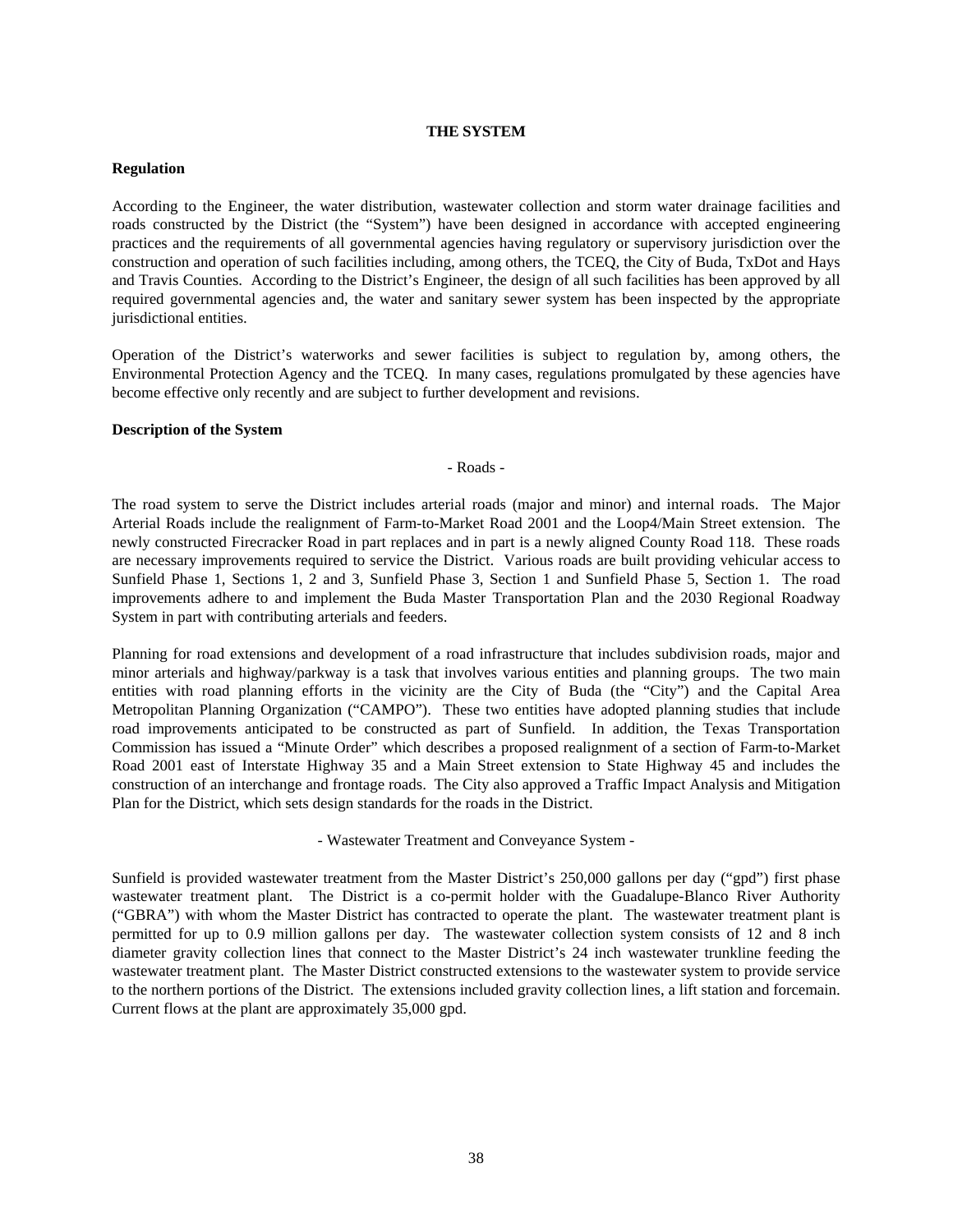## THE SYSTEM

### Regulation

According to the Engineer, the water distribution, wastewater collection and storm water drainage facilities and roads constructed by the District (the "System") have been designed in accordance with accepted engineering practices and the requirements of all governmental agencies having regulatory or supervisory jurisdiction over the construction and operation of such facilities including, among others, the TCEQ, the City of Buda, TxDot and Hays and Travis Counties. According to the District's Engineer, the design of all such facilities has been approved by all required governmental agencies and, the water and sanitary sewer system has been inspected by the appropriate jurisdictional entities.

Operation of the District's waterworks and sewer facilities is subject to regulation by, among others, the Environmental Protection Agency and the TCEQ. In many cases, regulations promulgated by these agencies have become effective only recently and are subject to further development and revisions.

### Description of the System

- Roads -

The road system to serve the District includes arterial roads (major and minor) and internal roads. The Major Arterial Roads include the realignment of Farm-to-Market Road 2001 and the Loop4/Main Street extension. The newly constructed Firecracker Road in part replaces and in part is a newly aligned County Road 118. These roads are necessary improvements required to service the District. Various roads are built providing vehicular access to Sunfield Phase 1, Sections 1, 2 and 3, Sunfield Phase 3, Section 1 and Sunfield Phase 5, Section 1. The road improvements adhere to and implement the Buda Master Transportation Plan and the 2030 Regional Roadway System in part with contributing arterials and feeders.

Planning for road extensions and development of a road infrastructure that includes subdivision roads, major and minor arterials and highway/parkway is a task that involves various entities and planning groups. The two main entities with road planning efforts in the vicinity are the City of Buda (the "City") and the Capital Area Metropolitan Planning Organization ("CAMPO"). These two entities have adopted planning studies that include road improvements anticipated to be constructed as part of Sunfield. In addition, the Texas Transportation Commission has issued a "Minute Order" which describes a proposed realignment of a section of Farm-to-Market Road 2001 east of Interstate Highway 35 and a Main Street extension to State Highway 45 and includes the construction of an interchange and frontage roads. The City also approved a Traffic Impact Analysis and Mitigation Plan for the District, which sets design standards for the roads in the District.

- Wastewater Treatment and Conveyance System -

Sunfield is provided wastewater treatment from the Master District's 250,000 gallons per day ("gpd") first phase wastewater treatment plant. The District is a co-permit holder with the Guadalupe-Blanco River Authority ("GBRA") with whom the Master District has contracted to operate the plant. The wastewater treatment plant is permitted for up to 0.9 million gallons per day. The wastewater collection system consists of 12 and 8 inch diameter gravity collection lines that connect to the Master District's 24 inch wastewater trunkline feeding the wastewater treatment plant. The Master District constructed extensions to the wastewater system to provide service to the northern portions of the District. The extensions included gravity collection lines, a lift station and forcemain. Current flows at the plant are approximately 35,000 gpd.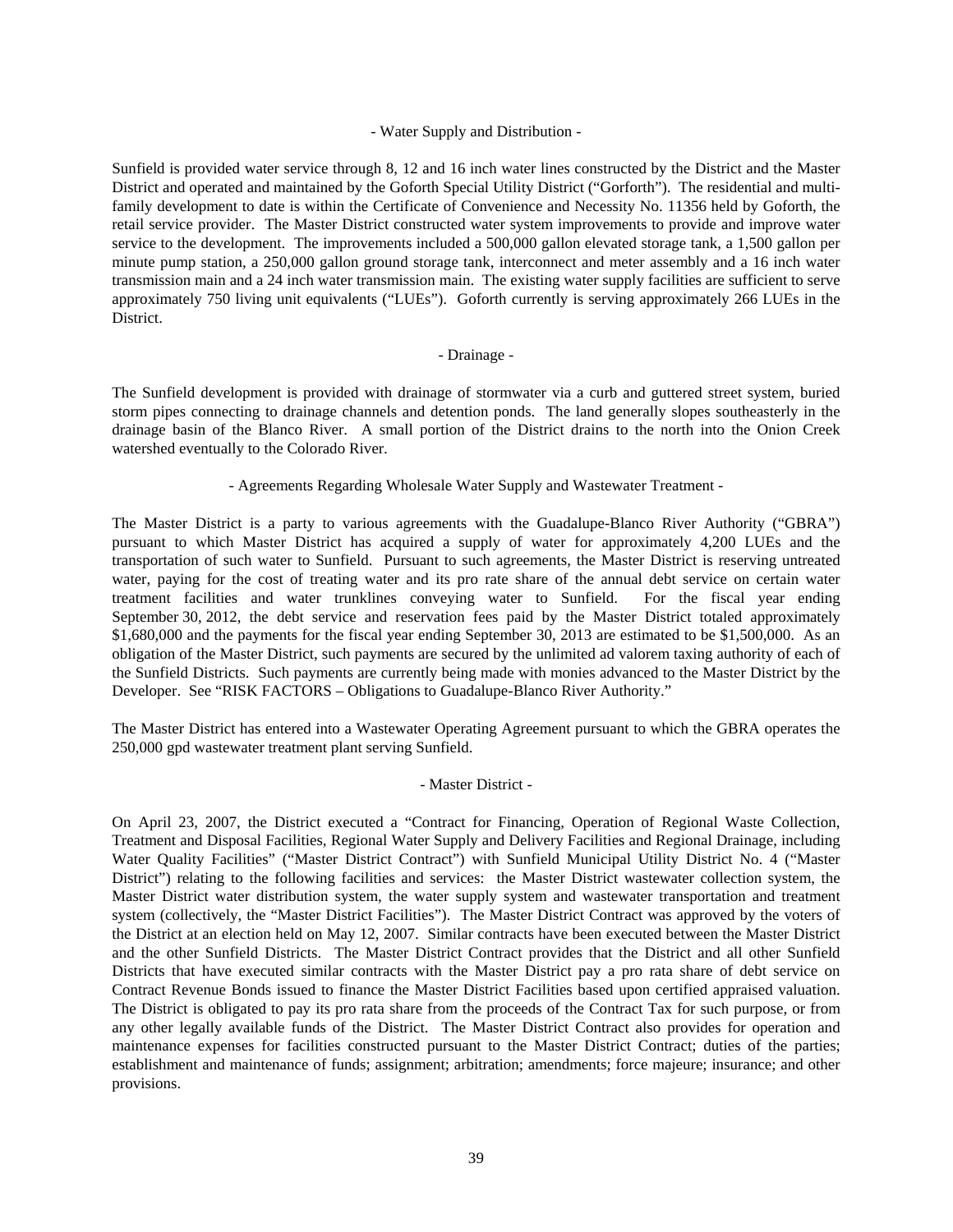- Water Supply and Distribution -

Sunfield is provided water service through 8, 12 and 16 inch water lines constructed by the District and the Master District and operated and maintained by the Goforth Special Utility District ("Gorforth"). The residential and multi-family development to date is within the Certificate of Convenience and Necessity No. 11356 held by Goforth, the retail service provider. The Master District constructed water system improvements to provide and improve water service to the development. The improvements included a 500,000 gallon elevated storage tank, a 1,500 gallon per minute pump station, a 250,000 gallon ground storage tank, interconnect and meter assembly and a 16 inch water transmission main and a 24 inch water transmission main. The existing water supply facilities are sufficient to serve approximately 750 living unit equivalents ("LUEs"). Goforth currently is serving approximately 266 LUEs in the District.

- Drainage -

The Sunfield development is provided with drainage of stormwater via a curb and guttered street system, buried storm pipes connecting to drainage channels and detention ponds. The land generally slopes southeasterly in the drainage basin of the Blanco River. A small portion of the District drains to the north into the Onion Creek watershed eventually to the Colorado River.

- Agreements Regarding Wholesale Water Supply and Wastewater Treatment -

The Master District is a party to various agreements with the Guadalupe-Blanco River Authority ("GBRA") pursuant to which Master District has acquired a supply of water for approximately 4,200 LUEs and the transportation of such water to Sunfield. Pursuant to such agreements, the Master District is reserving untreated water, paying for the cost of treating water and its pro rate share of the annual debt service on certain water treatment facilities and water trunklines conveying water to Sunfield. For the fiscal year ending September 30, 2012, the debt service and reservation fees paid by the Master District totaled approximately $1,680,000 and the payments for the fiscal year ending September 30, 2013 are estimated to be $1,500,000. As an obligation of the Master District, such payments are secured by the unlimited ad valorem taxing authority of each of the Sunfield Districts. Such payments are currently being made with monies advanced to the Master District by the Developer. See "RISK FACTORS – Obligations to Guadalupe-Blanco River Authority."

The Master District has entered into a Wastewater Operating Agreement pursuant to which the GBRA operates the 250,000 gpd wastewater treatment plant serving Sunfield.

- Master District -

On April 23, 2007, the District executed a "Contract for Financing, Operation of Regional Waste Collection, Treatment and Disposal Facilities, Regional Water Supply and Delivery Facilities and Regional Drainage, including Water Quality Facilities" ("Master District Contract") with Sunfield Municipal Utility District No. 4 ("Master District") relating to the following facilities and services: the Master District wastewater collection system, the Master District water distribution system, the water supply system and wastewater transportation and treatment system (collectively, the "Master District Facilities"). The Master District Contract was approved by the voters of the District at an election held on May 12, 2007. Similar contracts have been executed between the Master District and the other Sunfield Districts. The Master District Contract provides that the District and all other Sunfield Districts that have executed similar contracts with the Master District pay a pro rata share of debt service on Contract Revenue Bonds issued to finance the Master District Facilities based upon certified appraised valuation. The District is obligated to pay its pro rata share from the proceeds of the Contract Tax for such purpose, or from any other legally available funds of the District. The Master District Contract also provides for operation and maintenance expenses for facilities constructed pursuant to the Master District Contract; duties of the parties; establishment and maintenance of funds; assignment; arbitration; amendments; force majeure; insurance; and other provisions.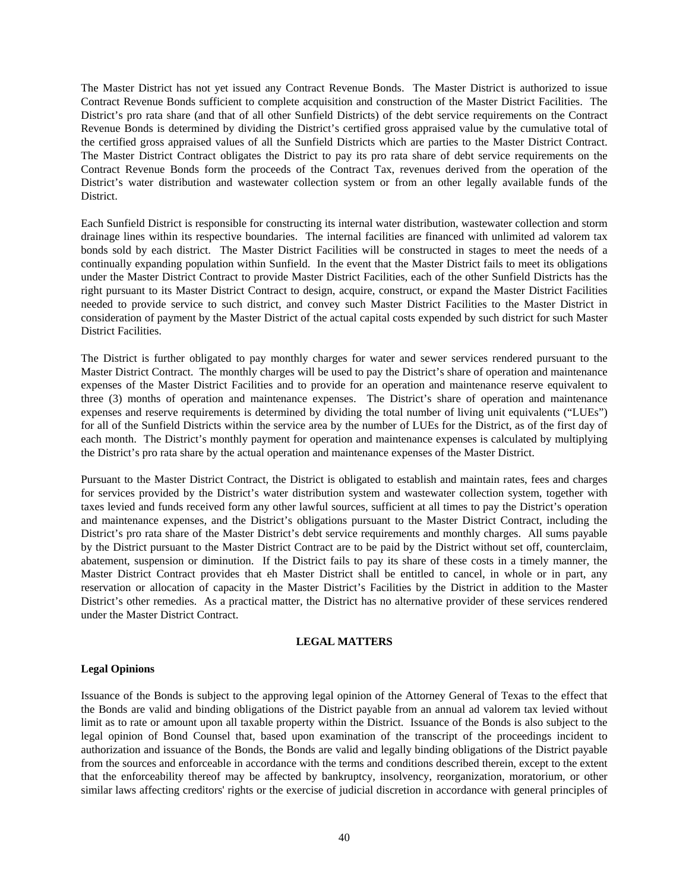The Master District has not yet issued any Contract Revenue Bonds. The Master District is authorized to issue Contract Revenue Bonds sufficient to complete acquisition and construction of the Master District Facilities. The District's pro rata share (and that of all other Sunfield Districts) of the debt service requirements on the Contract Revenue Bonds is determined by dividing the District's certified gross appraised value by the cumulative total of the certified gross appraised values of all the Sunfield Districts which are parties to the Master District Contract. The Master District Contract obligates the District to pay its pro rata share of debt service requirements on the Contract Revenue Bonds form the proceeds of the Contract Tax, revenues derived from the operation of the District's water distribution and wastewater collection system or from an other legally available funds of the District.

Each Sunfield District is responsible for constructing its internal water distribution, wastewater collection and storm drainage lines within its respective boundaries. The internal facilities are financed with unlimited ad valorem tax bonds sold by each district. The Master District Facilities will be constructed in stages to meet the needs of a continually expanding population within Sunfield. In the event that the Master District fails to meet its obligations under the Master District Contract to provide Master District Facilities, each of the other Sunfield Districts has the right pursuant to its Master District Contract to design, acquire, construct, or expand the Master District Facilities needed to provide service to such district, and convey such Master District Facilities to the Master District in consideration of payment by the Master District of the actual capital costs expended by such district for such Master District Facilities.

The District is further obligated to pay monthly charges for water and sewer services rendered pursuant to the Master District Contract. The monthly charges will be used to pay the District's share of operation and maintenance expenses of the Master District Facilities and to provide for an operation and maintenance reserve equivalent to three (3) months of operation and maintenance expenses. The District's share of operation and maintenance expenses and reserve requirements is determined by dividing the total number of living unit equivalents ("LUEs") for all of the Sunfield Districts within the service area by the number of LUEs for the District, as of the first day of each month. The District's monthly payment for operation and maintenance expenses is calculated by multiplying the District's pro rata share by the actual operation and maintenance expenses of the Master District.

Pursuant to the Master District Contract, the District is obligated to establish and maintain rates, fees and charges for services provided by the District's water distribution system and wastewater collection system, together with taxes levied and funds received form any other lawful sources, sufficient at all times to pay the District's operation and maintenance expenses, and the District's obligations pursuant to the Master District Contract, including the District's pro rata share of the Master District's debt service requirements and monthly charges. All sums payable by the District pursuant to the Master District Contract are to be paid by the District without set off, counterclaim, abatement, suspension or diminution. If the District fails to pay its share of these costs in a timely manner, the Master District Contract provides that eh Master District shall be entitled to cancel, in whole or in part, any reservation or allocation of capacity in the Master District's Facilities by the District in addition to the Master District's other remedies. As a practical matter, the District has no alternative provider of these services rendered under the Master District Contract.

## LEGAL MATTERS

### Legal Opinions

Issuance of the Bonds is subject to the approving legal opinion of the Attorney General of Texas to the effect that the Bonds are valid and binding obligations of the District payable from an annual ad valorem tax levied without limit as to rate or amount upon all taxable property within the District. Issuance of the Bonds is also subject to the legal opinion of Bond Counsel that, based upon examination of the transcript of the proceedings incident to authorization and issuance of the Bonds, the Bonds are valid and legally binding obligations of the District payable from the sources and enforceable in accordance with the terms and conditions described therein, except to the extent that the enforceability thereof may be affected by bankruptcy, insolvency, reorganization, moratorium, or other similar laws affecting creditors' rights or the exercise of judicial discretion in accordance with general principles of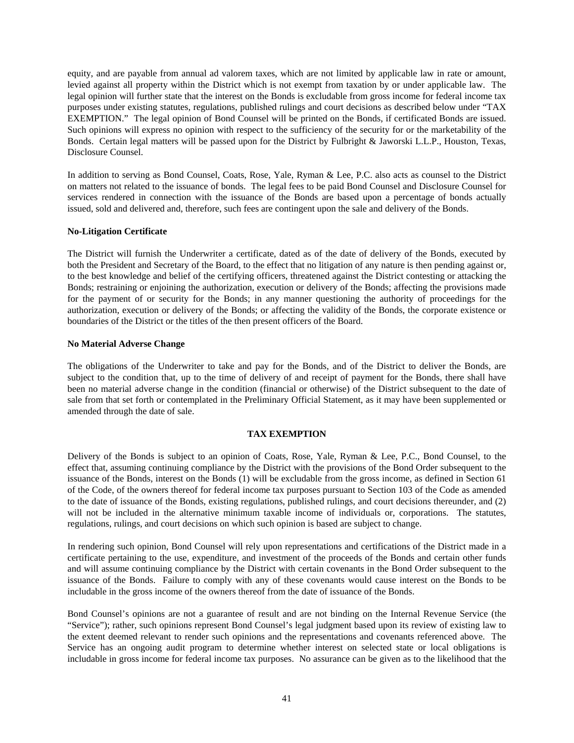equity, and are payable from annual ad valorem taxes, which are not limited by applicable law in rate or amount, levied against all property within the District which is not exempt from taxation by or under applicable law. The legal opinion will further state that the interest on the Bonds is excludable from gross income for federal income tax purposes under existing statutes, regulations, published rulings and court decisions as described below under "TAX EXEMPTION." The legal opinion of Bond Counsel will be printed on the Bonds, if certificated Bonds are issued. Such opinions will express no opinion with respect to the sufficiency of the security for or the marketability of the Bonds. Certain legal matters will be passed upon for the District by Fulbright & Jaworski L.L.P., Houston, Texas, Disclosure Counsel.

In addition to serving as Bond Counsel, Coats, Rose, Yale, Ryman & Lee, P.C. also acts as counsel to the District on matters not related to the issuance of bonds. The legal fees to be paid Bond Counsel and Disclosure Counsel for services rendered in connection with the issuance of the Bonds are based upon a percentage of bonds actually issued, sold and delivered and, therefore, such fees are contingent upon the sale and delivery of the Bonds.

**No-Litigation Certificate**

The District will furnish the Underwriter a certificate, dated as of the date of delivery of the Bonds, executed by both the President and Secretary of the Board, to the effect that no litigation of any nature is then pending against or, to the best knowledge and belief of the certifying officers, threatened against the District contesting or attacking the Bonds; restraining or enjoining the authorization, execution or delivery of the Bonds; affecting the provisions made for the payment of or security for the Bonds; in any manner questioning the authority of proceedings for the authorization, execution or delivery of the Bonds; or affecting the validity of the Bonds, the corporate existence or boundaries of the District or the titles of the then present officers of the Board.

**No Material Adverse Change**

The obligations of the Underwriter to take and pay for the Bonds, and of the District to deliver the Bonds, are subject to the condition that, up to the time of delivery of and receipt of payment for the Bonds, there shall have been no material adverse change in the condition (financial or otherwise) of the District subsequent to the date of sale from that set forth or contemplated in the Preliminary Official Statement, as it may have been supplemented or amended through the date of sale.

## TAX EXEMPTION

Delivery of the Bonds is subject to an opinion of Coats, Rose, Yale, Ryman & Lee, P.C., Bond Counsel, to the effect that, assuming continuing compliance by the District with the provisions of the Bond Order subsequent to the issuance of the Bonds, interest on the Bonds (1) will be excludable from the gross income, as defined in Section 61 of the Code, of the owners thereof for federal income tax purposes pursuant to Section 103 of the Code as amended to the date of issuance of the Bonds, existing regulations, published rulings, and court decisions thereunder, and (2) will not be included in the alternative minimum taxable income of individuals or, corporations. The statutes, regulations, rulings, and court decisions on which such opinion is based are subject to change.

In rendering such opinion, Bond Counsel will rely upon representations and certifications of the District made in a certificate pertaining to the use, expenditure, and investment of the proceeds of the Bonds and certain other funds and will assume continuing compliance by the District with certain covenants in the Bond Order subsequent to the issuance of the Bonds. Failure to comply with any of these covenants would cause interest on the Bonds to be includable in the gross income of the owners thereof from the date of issuance of the Bonds.

Bond Counsel's opinions are not a guarantee of result and are not binding on the Internal Revenue Service (the "Service"); rather, such opinions represent Bond Counsel's legal judgment based upon its review of existing law to the extent deemed relevant to render such opinions and the representations and covenants referenced above. The Service has an ongoing audit program to determine whether interest on selected state or local obligations is includable in gross income for federal income tax purposes. No assurance can be given as to the likelihood that the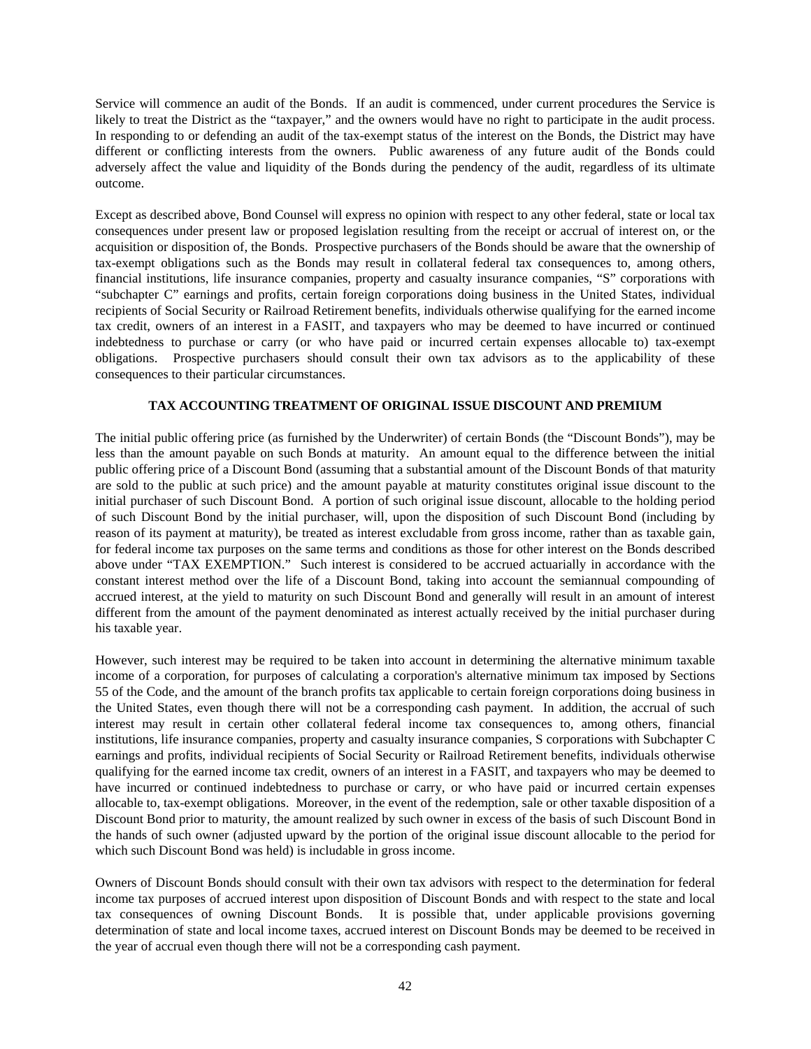Service will commence an audit of the Bonds. If an audit is commenced, under current procedures the Service is likely to treat the District as the "taxpayer," and the owners would have no right to participate in the audit process. In responding to or defending an audit of the tax-exempt status of the interest on the Bonds, the District may have different or conflicting interests from the owners. Public awareness of any future audit of the Bonds could adversely affect the value and liquidity of the Bonds during the pendency of the audit, regardless of its ultimate outcome.

Except as described above, Bond Counsel will express no opinion with respect to any other federal, state or local tax consequences under present law or proposed legislation resulting from the receipt or accrual of interest on, or the acquisition or disposition of, the Bonds. Prospective purchasers of the Bonds should be aware that the ownership of tax-exempt obligations such as the Bonds may result in collateral federal tax consequences to, among others, financial institutions, life insurance companies, property and casualty insurance companies, "S" corporations with "subchapter C" earnings and profits, certain foreign corporations doing business in the United States, individual recipients of Social Security or Railroad Retirement benefits, individuals otherwise qualifying for the earned income tax credit, owners of an interest in a FASIT, and taxpayers who may be deemed to have incurred or continued indebtedness to purchase or carry (or who have paid or incurred certain expenses allocable to) tax-exempt obligations. Prospective purchasers should consult their own tax advisors as to the applicability of these consequences to their particular circumstances.

## TAX ACCOUNTING TREATMENT OF ORIGINAL ISSUE DISCOUNT AND PREMIUM

The initial public offering price (as furnished by the Underwriter) of certain Bonds (the "Discount Bonds"), may be less than the amount payable on such Bonds at maturity. An amount equal to the difference between the initial public offering price of a Discount Bond (assuming that a substantial amount of the Discount Bonds of that maturity are sold to the public at such price) and the amount payable at maturity constitutes original issue discount to the initial purchaser of such Discount Bond. A portion of such original issue discount, allocable to the holding period of such Discount Bond by the initial purchaser, will, upon the disposition of such Discount Bond (including by reason of its payment at maturity), be treated as interest excludable from gross income, rather than as taxable gain, for federal income tax purposes on the same terms and conditions as those for other interest on the Bonds described above under "TAX EXEMPTION." Such interest is considered to be accrued actuarially in accordance with the constant interest method over the life of a Discount Bond, taking into account the semiannual compounding of accrued interest, at the yield to maturity on such Discount Bond and generally will result in an amount of interest different from the amount of the payment denominated as interest actually received by the initial purchaser during his taxable year.

However, such interest may be required to be taken into account in determining the alternative minimum taxable income of a corporation, for purposes of calculating a corporation's alternative minimum tax imposed by Sections 55 of the Code, and the amount of the branch profits tax applicable to certain foreign corporations doing business in the United States, even though there will not be a corresponding cash payment. In addition, the accrual of such interest may result in certain other collateral federal income tax consequences to, among others, financial institutions, life insurance companies, property and casualty insurance companies, S corporations with Subchapter C earnings and profits, individual recipients of Social Security or Railroad Retirement benefits, individuals otherwise qualifying for the earned income tax credit, owners of an interest in a FASIT, and taxpayers who may be deemed to have incurred or continued indebtedness to purchase or carry, or who have paid or incurred certain expenses allocable to, tax-exempt obligations. Moreover, in the event of the redemption, sale or other taxable disposition of a Discount Bond prior to maturity, the amount realized by such owner in excess of the basis of such Discount Bond in the hands of such owner (adjusted upward by the portion of the original issue discount allocable to the period for which such Discount Bond was held) is includable in gross income.

Owners of Discount Bonds should consult with their own tax advisors with respect to the determination for federal income tax purposes of accrued interest upon disposition of Discount Bonds and with respect to the state and local tax consequences of owning Discount Bonds. It is possible that, under applicable provisions governing determination of state and local income taxes, accrued interest on Discount Bonds may be deemed to be received in the year of accrual even though there will not be a corresponding cash payment.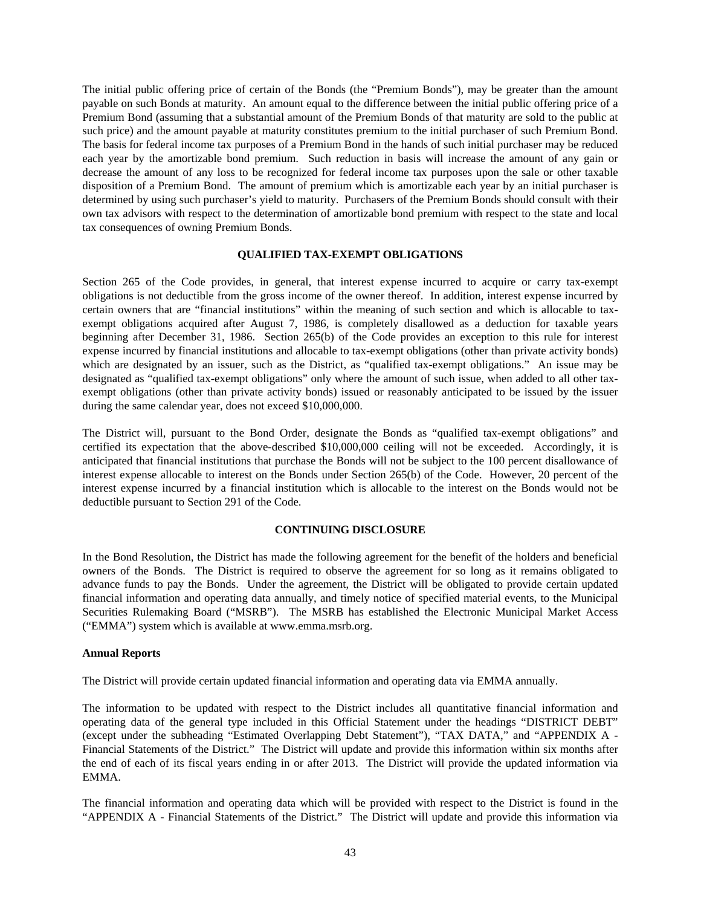The initial public offering price of certain of the Bonds (the "Premium Bonds"), may be greater than the amount payable on such Bonds at maturity. An amount equal to the difference between the initial public offering price of a Premium Bond (assuming that a substantial amount of the Premium Bonds of that maturity are sold to the public at such price) and the amount payable at maturity constitutes premium to the initial purchaser of such Premium Bond. The basis for federal income tax purposes of a Premium Bond in the hands of such initial purchaser may be reduced each year by the amortizable bond premium. Such reduction in basis will increase the amount of any gain or decrease the amount of any loss to be recognized for federal income tax purposes upon the sale or other taxable disposition of a Premium Bond. The amount of premium which is amortizable each year by an initial purchaser is determined by using such purchaser's yield to maturity. Purchasers of the Premium Bonds should consult with their own tax advisors with respect to the determination of amortizable bond premium with respect to the state and local tax consequences of owning Premium Bonds.

## QUALIFIED TAX-EXEMPT OBLIGATIONS

Section 265 of the Code provides, in general, that interest expense incurred to acquire or carry tax-exempt obligations is not deductible from the gross income of the owner thereof. In addition, interest expense incurred by certain owners that are "financial institutions" within the meaning of such section and which is allocable to tax-exempt obligations acquired after August 7, 1986, is completely disallowed as a deduction for taxable years beginning after December 31, 1986. Section 265(b) of the Code provides an exception to this rule for interest expense incurred by financial institutions and allocable to tax-exempt obligations (other than private activity bonds) which are designated by an issuer, such as the District, as "qualified tax-exempt obligations." An issue may be designated as "qualified tax-exempt obligations" only where the amount of such issue, when added to all other tax-exempt obligations (other than private activity bonds) issued or reasonably anticipated to be issued by the issuer during the same calendar year, does not exceed $10,000,000.

The District will, pursuant to the Bond Order, designate the Bonds as "qualified tax-exempt obligations" and certified its expectation that the above-described $10,000,000 ceiling will not be exceeded. Accordingly, it is anticipated that financial institutions that purchase the Bonds will not be subject to the 100 percent disallowance of interest expense allocable to interest on the Bonds under Section 265(b) of the Code. However, 20 percent of the interest expense incurred by a financial institution which is allocable to the interest on the Bonds would not be deductible pursuant to Section 291 of the Code.

## CONTINUING DISCLOSURE

In the Bond Resolution, the District has made the following agreement for the benefit of the holders and beneficial owners of the Bonds. The District is required to observe the agreement for so long as it remains obligated to advance funds to pay the Bonds. Under the agreement, the District will be obligated to provide certain updated financial information and operating data annually, and timely notice of specified material events, to the Municipal Securities Rulemaking Board ("MSRB"). The MSRB has established the Electronic Municipal Market Access ("EMMA") system which is available at www.emma.msrb.org.

### Annual Reports

The District will provide certain updated financial information and operating data via EMMA annually.

The information to be updated with respect to the District includes all quantitative financial information and operating data of the general type included in this Official Statement under the headings "DISTRICT DEBT" (except under the subheading "Estimated Overlapping Debt Statement"), "TAX DATA," and "APPENDIX A - Financial Statements of the District." The District will update and provide this information within six months after the end of each of its fiscal years ending in or after 2013. The District will provide the updated information via EMMA.

The financial information and operating data which will be provided with respect to the District is found in the "APPENDIX A - Financial Statements of the District." The District will update and provide this information via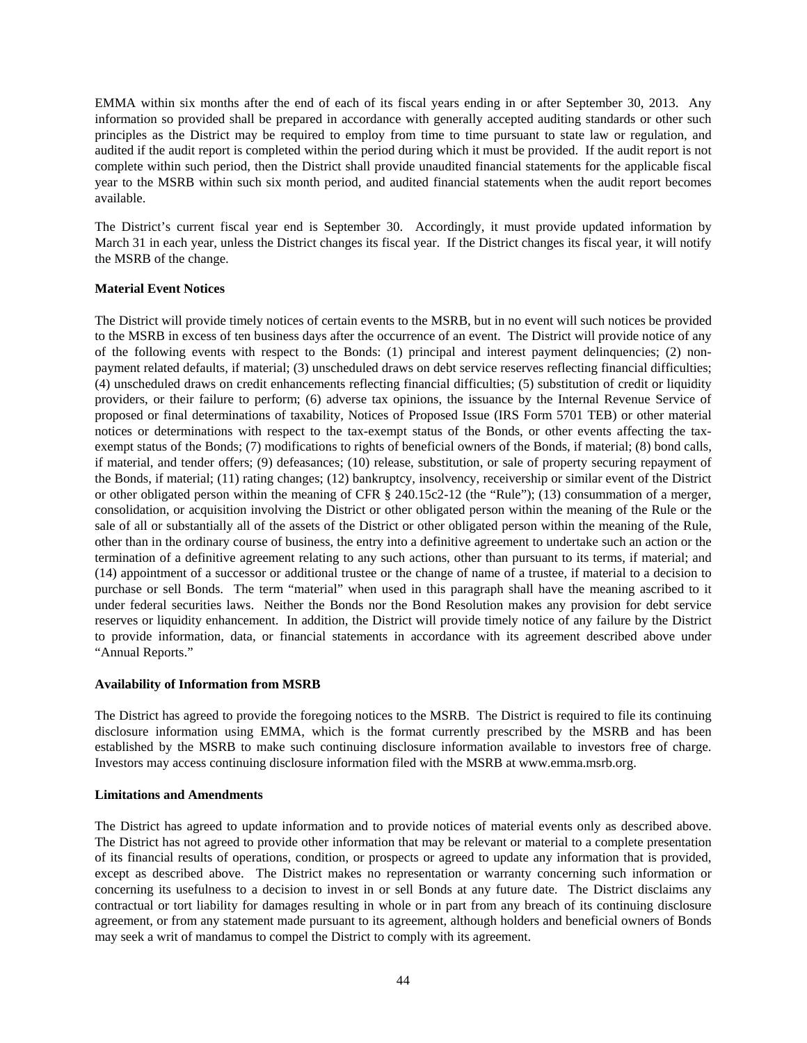EMMA within six months after the end of each of its fiscal years ending in or after September 30, 2013. Any information so provided shall be prepared in accordance with generally accepted auditing standards or other such principles as the District may be required to employ from time to time pursuant to state law or regulation, and audited if the audit report is completed within the period during which it must be provided. If the audit report is not complete within such period, then the District shall provide unaudited financial statements for the applicable fiscal year to the MSRB within such six month period, and audited financial statements when the audit report becomes available.

The District's current fiscal year end is September 30. Accordingly, it must provide updated information by March 31 in each year, unless the District changes its fiscal year. If the District changes its fiscal year, it will notify the MSRB of the change.

**Material Event Notices**

The District will provide timely notices of certain events to the MSRB, but in no event will such notices be provided to the MSRB in excess of ten business days after the occurrence of an event. The District will provide notice of any of the following events with respect to the Bonds: (1) principal and interest payment delinquencies; (2) non-payment related defaults, if material; (3) unscheduled draws on debt service reserves reflecting financial difficulties; (4) unscheduled draws on credit enhancements reflecting financial difficulties; (5) substitution of credit or liquidity providers, or their failure to perform; (6) adverse tax opinions, the issuance by the Internal Revenue Service of proposed or final determinations of taxability, Notices of Proposed Issue (IRS Form 5701 TEB) or other material notices or determinations with respect to the tax-exempt status of the Bonds, or other events affecting the tax-exempt status of the Bonds; (7) modifications to rights of beneficial owners of the Bonds, if material; (8) bond calls, if material, and tender offers; (9) defeasances; (10) release, substitution, or sale of property securing repayment of the Bonds, if material; (11) rating changes; (12) bankruptcy, insolvency, receivership or similar event of the District or other obligated person within the meaning of CFR § 240.15c2-12 (the "Rule"); (13) consummation of a merger, consolidation, or acquisition involving the District or other obligated person within the meaning of the Rule or the sale of all or substantially all of the assets of the District or other obligated person within the meaning of the Rule, other than in the ordinary course of business, the entry into a definitive agreement to undertake such an action or the termination of a definitive agreement relating to any such actions, other than pursuant to its terms, if material; and (14) appointment of a successor or additional trustee or the change of name of a trustee, if material to a decision to purchase or sell Bonds. The term "material" when used in this paragraph shall have the meaning ascribed to it under federal securities laws. Neither the Bonds nor the Bond Resolution makes any provision for debt service reserves or liquidity enhancement. In addition, the District will provide timely notice of any failure by the District to provide information, data, or financial statements in accordance with its agreement described above under "Annual Reports."

**Availability of Information from MSRB**

The District has agreed to provide the foregoing notices to the MSRB. The District is required to file its continuing disclosure information using EMMA, which is the format currently prescribed by the MSRB and has been established by the MSRB to make such continuing disclosure information available to investors free of charge. Investors may access continuing disclosure information filed with the MSRB at www.emma.msrb.org.

**Limitations and Amendments**

The District has agreed to update information and to provide notices of material events only as described above. The District has not agreed to provide other information that may be relevant or material to a complete presentation of its financial results of operations, condition, or prospects or agreed to update any information that is provided, except as described above. The District makes no representation or warranty concerning such information or concerning its usefulness to a decision to invest in or sell Bonds at any future date. The District disclaims any contractual or tort liability for damages resulting in whole or in part from any breach of its continuing disclosure agreement, or from any statement made pursuant to its agreement, although holders and beneficial owners of Bonds may seek a writ of mandamus to compel the District to comply with its agreement.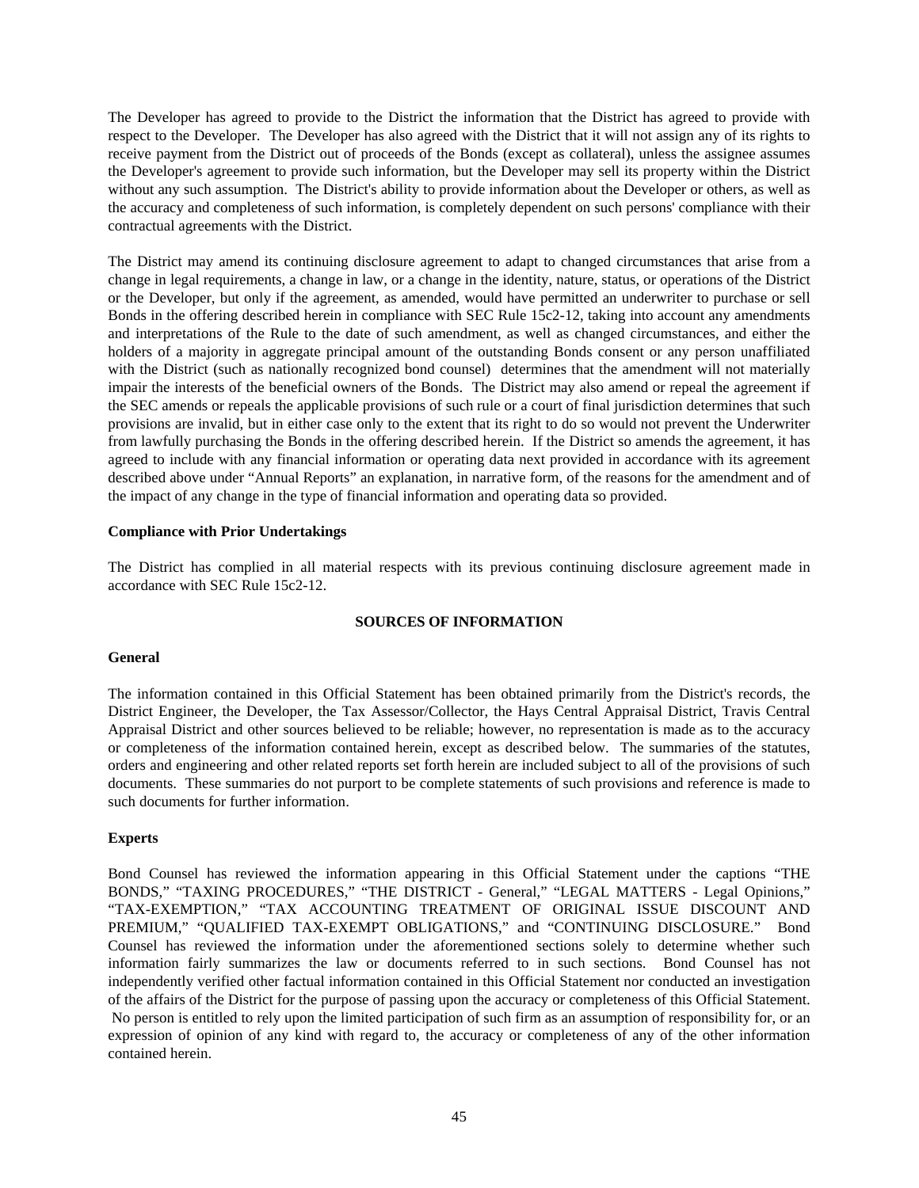The Developer has agreed to provide to the District the information that the District has agreed to provide with respect to the Developer. The Developer has also agreed with the District that it will not assign any of its rights to receive payment from the District out of proceeds of the Bonds (except as collateral), unless the assignee assumes the Developer's agreement to provide such information, but the Developer may sell its property within the District without any such assumption. The District's ability to provide information about the Developer or others, as well as the accuracy and completeness of such information, is completely dependent on such persons' compliance with their contractual agreements with the District.

The District may amend its continuing disclosure agreement to adapt to changed circumstances that arise from a change in legal requirements, a change in law, or a change in the identity, nature, status, or operations of the District or the Developer, but only if the agreement, as amended, would have permitted an underwriter to purchase or sell Bonds in the offering described herein in compliance with SEC Rule 15c2-12, taking into account any amendments and interpretations of the Rule to the date of such amendment, as well as changed circumstances, and either the holders of a majority in aggregate principal amount of the outstanding Bonds consent or any person unaffiliated with the District (such as nationally recognized bond counsel) determines that the amendment will not materially impair the interests of the beneficial owners of the Bonds. The District may also amend or repeal the agreement if the SEC amends or repeals the applicable provisions of such rule or a court of final jurisdiction determines that such provisions are invalid, but in either case only to the extent that its right to do so would not prevent the Underwriter from lawfully purchasing the Bonds in the offering described herein. If the District so amends the agreement, it has agreed to include with any financial information or operating data next provided in accordance with its agreement described above under "Annual Reports" an explanation, in narrative form, of the reasons for the amendment and of the impact of any change in the type of financial information and operating data so provided.

**Compliance with Prior Undertakings**

The District has complied in all material respects with its previous continuing disclosure agreement made in accordance with SEC Rule 15c2-12.

## SOURCES OF INFORMATION

**General**

The information contained in this Official Statement has been obtained primarily from the District's records, the District Engineer, the Developer, the Tax Assessor/Collector, the Hays Central Appraisal District, Travis Central Appraisal District and other sources believed to be reliable; however, no representation is made as to the accuracy or completeness of the information contained herein, except as described below. The summaries of the statutes, orders and engineering and other related reports set forth herein are included subject to all of the provisions of such documents. These summaries do not purport to be complete statements of such provisions and reference is made to such documents for further information.

**Experts**

Bond Counsel has reviewed the information appearing in this Official Statement under the captions "THE BONDS," "TAXING PROCEDURES," "THE DISTRICT - General," "LEGAL MATTERS - Legal Opinions," "TAX-EXEMPTION," "TAX ACCOUNTING TREATMENT OF ORIGINAL ISSUE DISCOUNT AND PREMIUM," "QUALIFIED TAX-EXEMPT OBLIGATIONS," and "CONTINUING DISCLOSURE." Bond Counsel has reviewed the information under the aforementioned sections solely to determine whether such information fairly summarizes the law or documents referred to in such sections. Bond Counsel has not independently verified other factual information contained in this Official Statement nor conducted an investigation of the affairs of the District for the purpose of passing upon the accuracy or completeness of this Official Statement. No person is entitled to rely upon the limited participation of such firm as an assumption of responsibility for, or an expression of opinion of any kind with regard to, the accuracy or completeness of any of the other information contained herein.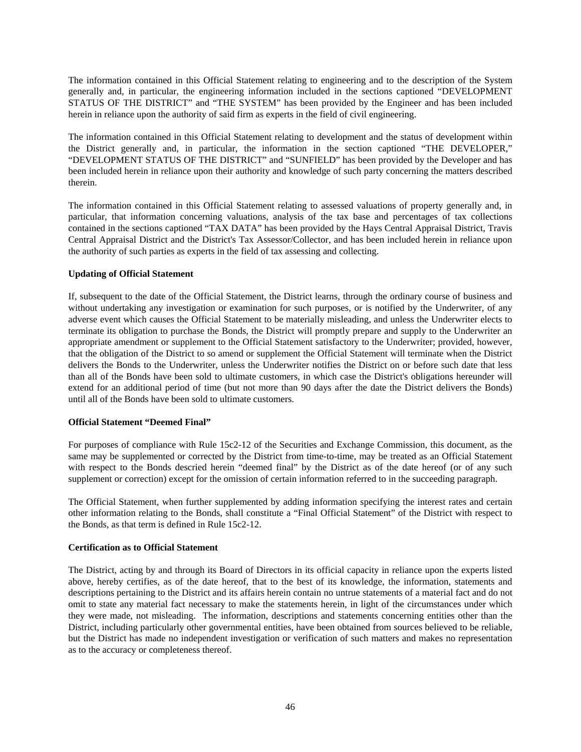The information contained in this Official Statement relating to engineering and to the description of the System generally and, in particular, the engineering information included in the sections captioned "DEVELOPMENT STATUS OF THE DISTRICT" and "THE SYSTEM" has been provided by the Engineer and has been included herein in reliance upon the authority of said firm as experts in the field of civil engineering.

The information contained in this Official Statement relating to development and the status of development within the District generally and, in particular, the information in the section captioned "THE DEVELOPER," "DEVELOPMENT STATUS OF THE DISTRICT" and "SUNFIELD" has been provided by the Developer and has been included herein in reliance upon their authority and knowledge of such party concerning the matters described therein.

The information contained in this Official Statement relating to assessed valuations of property generally and, in particular, that information concerning valuations, analysis of the tax base and percentages of tax collections contained in the sections captioned "TAX DATA" has been provided by the Hays Central Appraisal District, Travis Central Appraisal District and the District's Tax Assessor/Collector, and has been included herein in reliance upon the authority of such parties as experts in the field of tax assessing and collecting.

**Updating of Official Statement**

If, subsequent to the date of the Official Statement, the District learns, through the ordinary course of business and without undertaking any investigation or examination for such purposes, or is notified by the Underwriter, of any adverse event which causes the Official Statement to be materially misleading, and unless the Underwriter elects to terminate its obligation to purchase the Bonds, the District will promptly prepare and supply to the Underwriter an appropriate amendment or supplement to the Official Statement satisfactory to the Underwriter; provided, however, that the obligation of the District to so amend or supplement the Official Statement will terminate when the District delivers the Bonds to the Underwriter, unless the Underwriter notifies the District on or before such date that less than all of the Bonds have been sold to ultimate customers, in which case the District's obligations hereunder will extend for an additional period of time (but not more than 90 days after the date the District delivers the Bonds) until all of the Bonds have been sold to ultimate customers.

**Official Statement "Deemed Final"**

For purposes of compliance with Rule 15c2-12 of the Securities and Exchange Commission, this document, as the same may be supplemented or corrected by the District from time-to-time, may be treated as an Official Statement with respect to the Bonds descried herein "deemed final" by the District as of the date hereof (or of any such supplement or correction) except for the omission of certain information referred to in the succeeding paragraph.

The Official Statement, when further supplemented by adding information specifying the interest rates and certain other information relating to the Bonds, shall constitute a "Final Official Statement" of the District with respect to the Bonds, as that term is defined in Rule 15c2-12.

**Certification as to Official Statement**

The District, acting by and through its Board of Directors in its official capacity in reliance upon the experts listed above, hereby certifies, as of the date hereof, that to the best of its knowledge, the information, statements and descriptions pertaining to the District and its affairs herein contain no untrue statements of a material fact and do not omit to state any material fact necessary to make the statements herein, in light of the circumstances under which they were made, not misleading. The information, descriptions and statements concerning entities other than the District, including particularly other governmental entities, have been obtained from sources believed to be reliable, but the District has made no independent investigation or verification of such matters and makes no representation as to the accuracy or completeness thereof.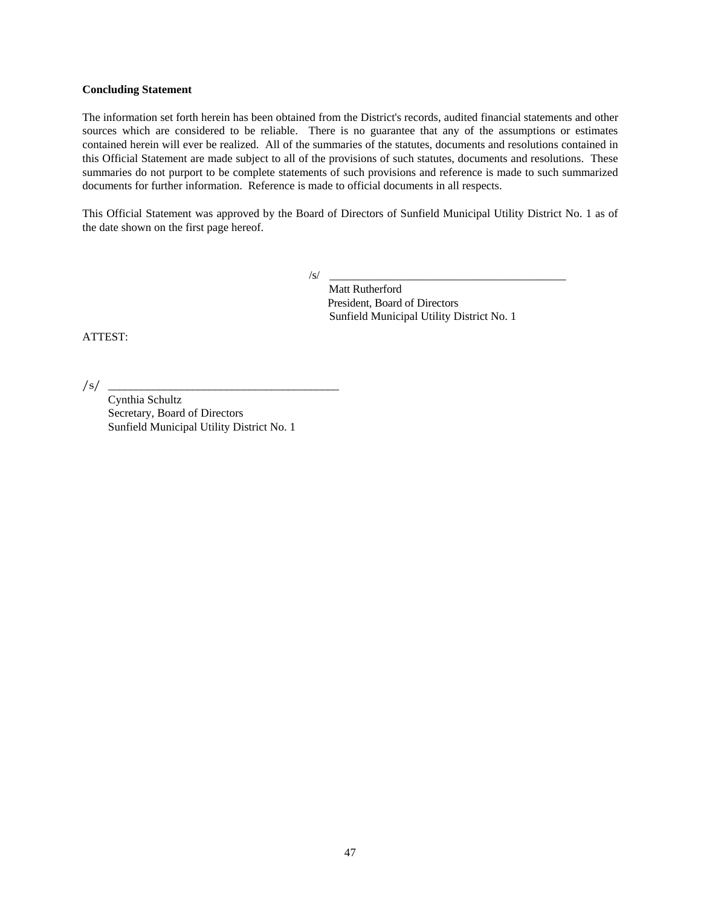**Concluding Statement**

The information set forth herein has been obtained from the District's records, audited financial statements and other sources which are considered to be reliable. There is no guarantee that any of the assumptions or estimates contained herein will ever be realized. All of the summaries of the statutes, documents and resolutions contained in this Official Statement are made subject to all of the provisions of such statutes, documents and resolutions. These summaries do not purport to be complete statements of such provisions and reference is made to such summarized documents for further information. Reference is made to official documents in all respects.

This Official Statement was approved by the Board of Directors of Sunfield Municipal Utility District No. 1 as of the date shown on the first page hereof.

/s/ ____________________________________________
Matt Rutherford
President, Board of Directors
Sunfield Municipal Utility District No. 1

ATTEST:

/s/ ____________________________________________
Cynthia Schultz
Secretary, Board of Directors
Sunfield Municipal Utility District No. 1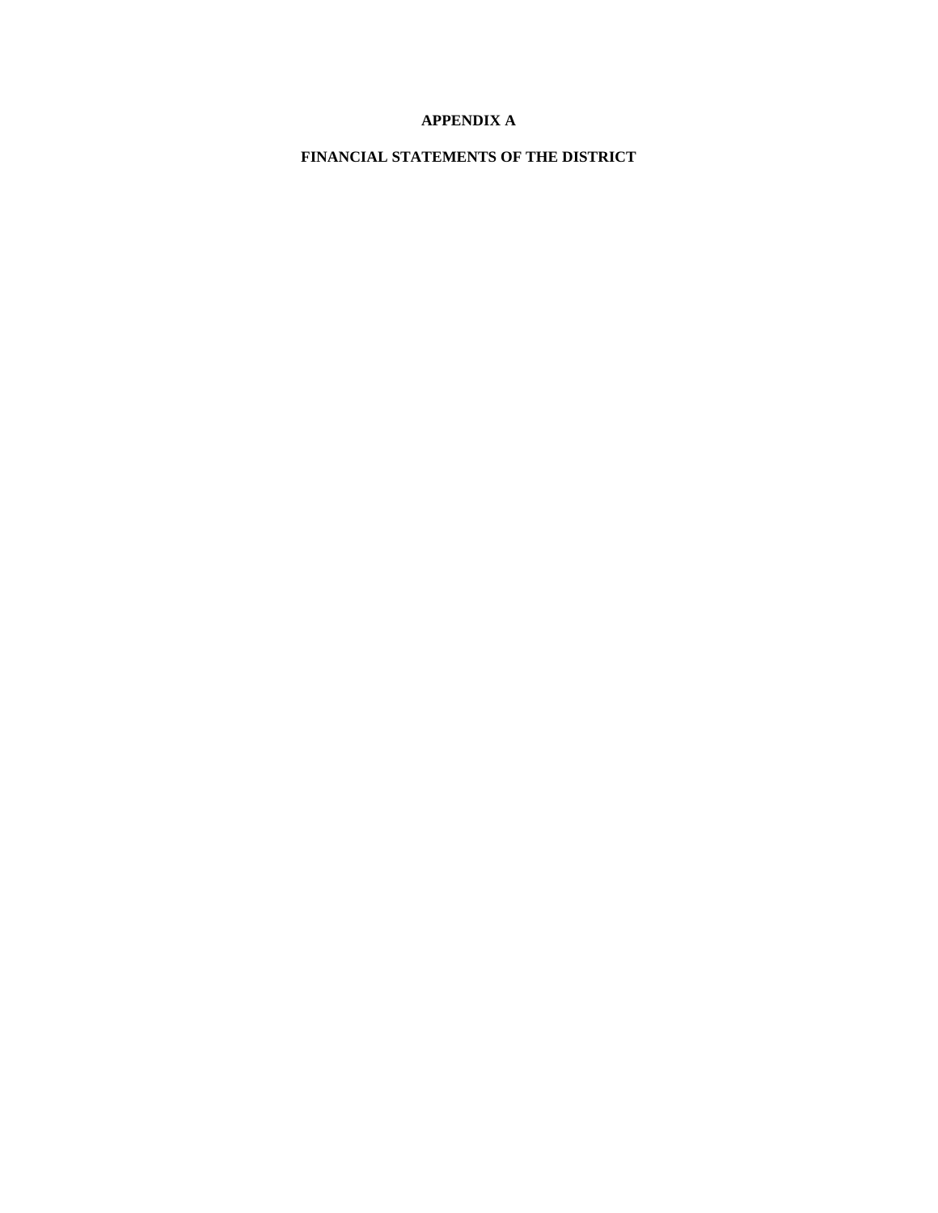# APPENDIX A

## FINANCIAL STATEMENTS OF THE DISTRICT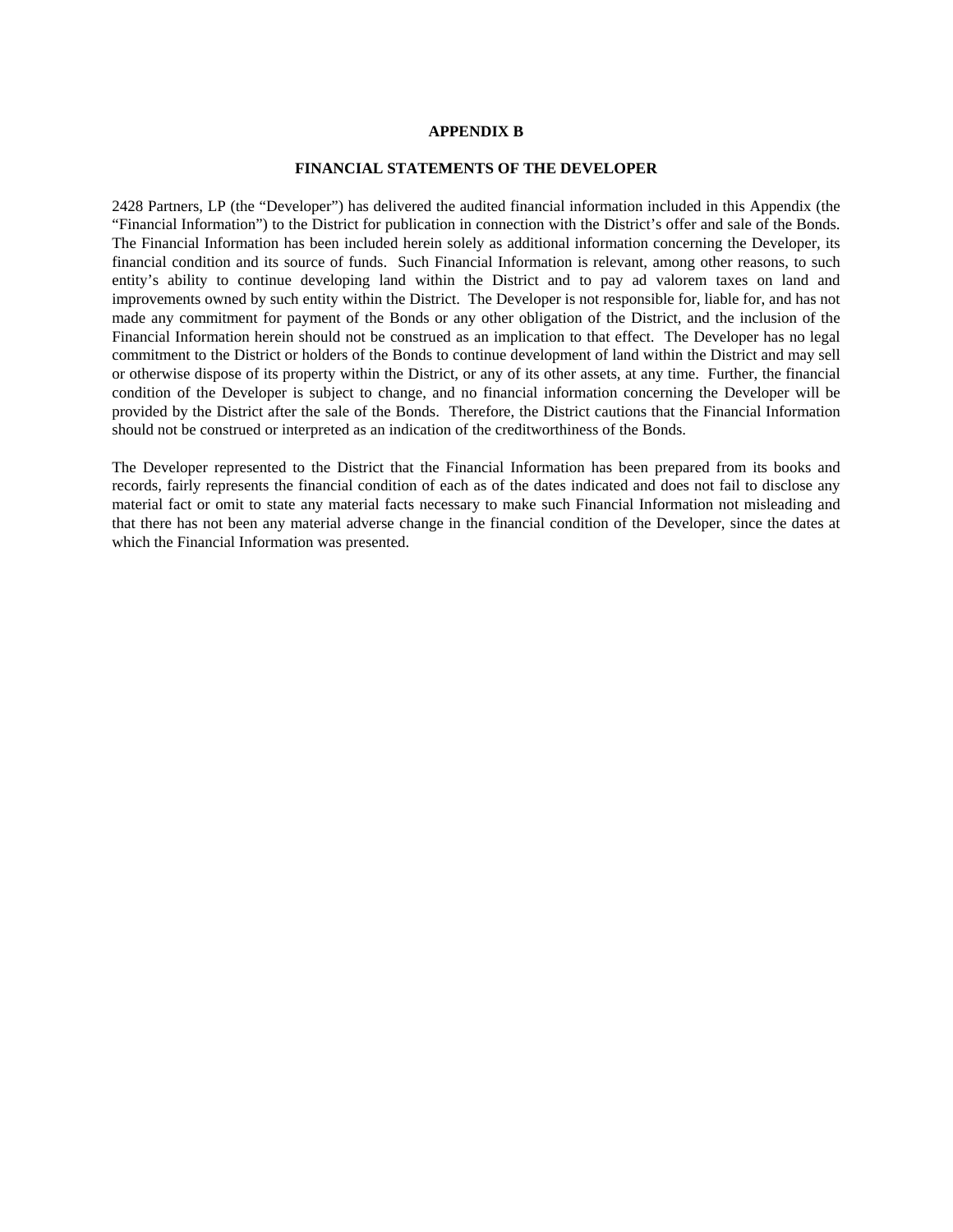# APPENDIX B

## FINANCIAL STATEMENTS OF THE DEVELOPER

2428 Partners, LP (the "Developer") has delivered the audited financial information included in this Appendix (the "Financial Information") to the District for publication in connection with the District's offer and sale of the Bonds. The Financial Information has been included herein solely as additional information concerning the Developer, its financial condition and its source of funds. Such Financial Information is relevant, among other reasons, to such entity's ability to continue developing land within the District and to pay ad valorem taxes on land and improvements owned by such entity within the District. The Developer is not responsible for, liable for, and has not made any commitment for payment of the Bonds or any other obligation of the District, and the inclusion of the Financial Information herein should not be construed as an implication to that effect. The Developer has no legal commitment to the District or holders of the Bonds to continue development of land within the District and may sell or otherwise dispose of its property within the District, or any of its other assets, at any time. Further, the financial condition of the Developer is subject to change, and no financial information concerning the Developer will be provided by the District after the sale of the Bonds. Therefore, the District cautions that the Financial Information should not be construed or interpreted as an indication of the creditworthiness of the Bonds.

The Developer represented to the District that the Financial Information has been prepared from its books and records, fairly represents the financial condition of each as of the dates indicated and does not fail to disclose any material fact or omit to state any material facts necessary to make such Financial Information not misleading and that there has not been any material adverse change in the financial condition of the Developer, since the dates at which the Financial Information was presented.